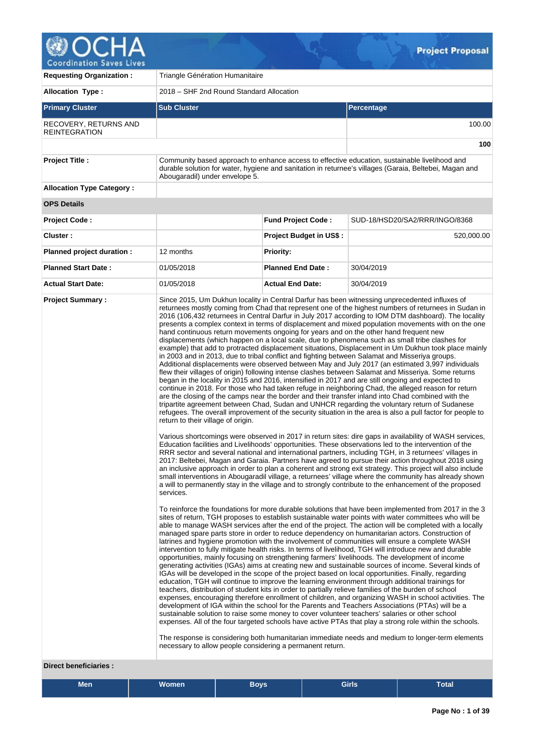# Project Proposal

| | | | |
|---|---|---|---|
| **Requesting Organization :** | Triangle Génération Humanitaire | | |
| **Allocation Type :** | 2018 – SHF 2nd Round Standard Allocation | | |

| **Primary Cluster** | **Sub Cluster** | **Percentage** |
|---|---|---|
| RECOVERY, RETURNS AND REINTEGRATION | | 100.00 |
| | | **100** |

| | | | |
|---|---|---|---|
| **Project Title :** | Community based approach to enhance access to effective education, sustainable livelihood and durable solution for water, hygiene and sanitation in returnee's villages (Garaia, Beltebei, Magan and Abougaradil) under envelope 5. | | |
| **Allocation Type Category :** | | | |
| **OPS Details** | | | |
| **Project Code :** | | **Fund Project Code :** | SUD-18/HSD20/SA2/RRR/INGO/8368 |
| **Cluster :** | | **Project Budget in US$ :** | 520,000.00 |
| **Planned project duration :** | 12 months | **Priority:** | |
| **Planned Start Date :** | 01/05/2018 | **Planned End Date :** | 30/04/2019 |
| **Actual Start Date:** | 01/05/2018 | **Actual End Date:** | 30/04/2019 |

**Project Summary :**

Since 2015, Um Dukhun locality in Central Darfur has been witnessing unprecedented influxes of returnees mostly coming from Chad that represent one of the highest numbers of returnees in Sudan in 2016 (106,432 returnees in Central Darfur in July 2017 according to IOM DTM dashboard). The locality presents a complex context in terms of displacement and mixed population movements with on the one hand continuous return movements ongoing for years and on the other hand frequent new displacements (which happen on a local scale, due to phenomena such as small tribe clashes for example) that add to protracted displacement situations, Displacement in Um Dukhun took place mainly in 2003 and in 2013, due to tribal conflict and fighting between Salamat and Misseriya groups. Additional displacements were observed between May and July 2017 (an estimated 3,997 individuals flew their villages of origin) following intense clashes between Salamat and Misseriya. Some returns began in the locality in 2015 and 2016, intensified in 2017 and are still ongoing and expected to continue in 2018. For those who had taken refuge in neighboring Chad, the alleged reason for return are the closing of the camps near the border and their transfer inland into Chad combined with the tripartite agreement between Chad, Sudan and UNHCR regarding the voluntary return of Sudanese refugees. The overall improvement of the security situation in the area is also a pull factor for people to return to their village of origin.

Various shortcomings were observed in 2017 in return sites: dire gaps in availability of WASH services, Education facilities and Livelihoods' opportunities. These observations led to the intervention of the RRR sector and several national and international partners, including TGH, in 3 returnees' villages in 2017: Beltebei, Magan and Garaia. Partners have agreed to pursue their action throughout 2018 using an inclusive approach in order to plan a coherent and strong exit strategy. This project will also include small interventions in Abougaradil village, a returnees' village where the community has already shown a will to permanently stay in the village and to strongly contribute to the enhancement of the proposed services.

To reinforce the foundations for more durable solutions that have been implemented from 2017 in the 3 sites of return, TGH proposes to establish sustainable water points with water committees who will be able to manage WASH services after the end of the project. The action will be completed with a locally managed spare parts store in order to reduce dependency on humanitarian actors. Construction of latrines and hygiene promotion with the involvement of communities will ensure a complete WASH intervention to fully mitigate health risks. In terms of livelihood, TGH will introduce new and durable opportunities, mainly focusing on strengthening farmers' livelihoods. The development of income generating activities (IGAs) aims at creating new and sustainable sources of income. Several kinds of IGAs will be developed in the scope of the project based on local opportunities. Finally, regarding education, TGH will continue to improve the learning environment through additional trainings for teachers, distribution of student kits in order to partially relieve families of the burden of school expenses, encouraging therefore enrollment of children, and organizing WASH in school activities. The development of IGA within the school for the Parents and Teachers Associations (PTAs) will be a sustainable solution to raise some money to cover volunteer teachers' salaries or other school expenses. All of the four targeted schools have active PTAs that play a strong role within the schools.

The response is considering both humanitarian immediate needs and medium to longer-term elements necessary to allow people considering a permanent return.

**Direct beneficiaries :**

| Men | Women | Boys | Girls | Total |
|---|---|---|---|---|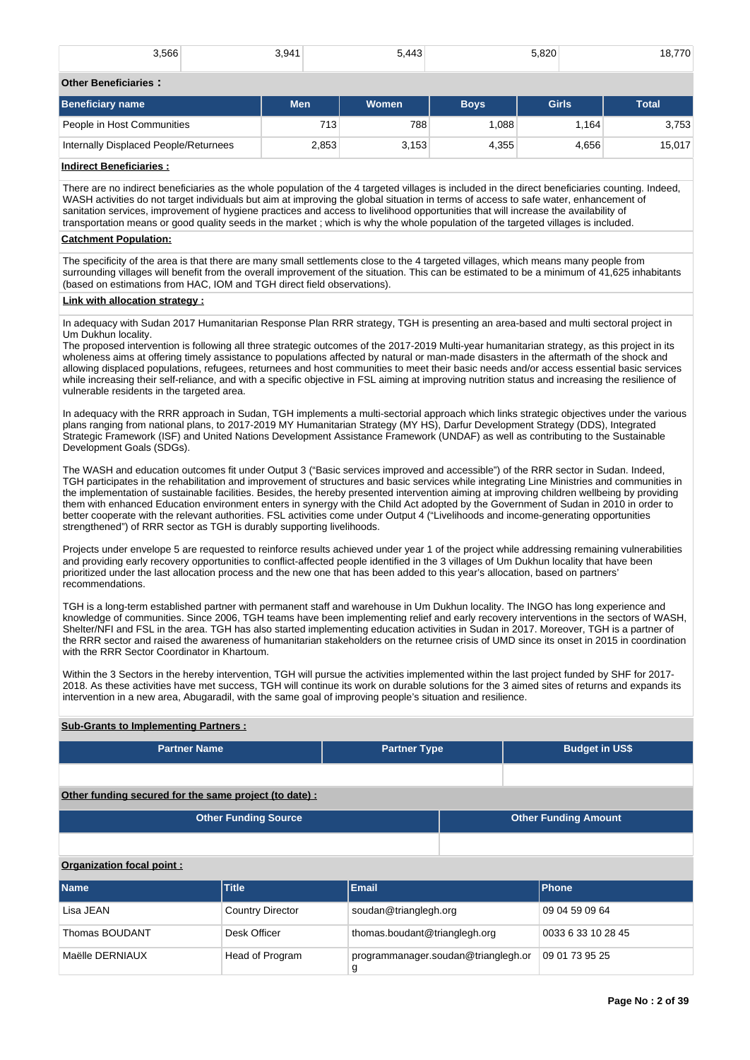| 3,566 | 3,941 | 5,443 | 5,820 | 18,770 |
|---|---|---|---|---|

**Other Beneficiaries :**

| Beneficiary name | Men | Women | Boys | Girls | Total |
|---|---|---|---|---|---|
| People in Host Communities | 713 | 788 | 1,088 | 1,164 | 3,753 |
| Internally Displaced People/Returnees | 2,853 | 3,153 | 4,355 | 4,656 | 15,017 |

**Indirect Beneficiaries :**

There are no indirect beneficiaries as the whole population of the 4 targeted villages is included in the direct beneficiaries counting. Indeed, WASH activities do not target individuals but aim at improving the global situation in terms of access to safe water, enhancement of sanitation services, improvement of hygiene practices and access to livelihood opportunities that will increase the availability of transportation means or good quality seeds in the market ; which is why the whole population of the targeted villages is included.

**Catchment Population:**

The specificity of the area is that there are many small settlements close to the 4 targeted villages, which means many people from surrounding villages will benefit from the overall improvement of the situation. This can be estimated to be a minimum of 41,625 inhabitants (based on estimations from HAC, IOM and TGH direct field observations).

**Link with allocation strategy :**

In adequacy with Sudan 2017 Humanitarian Response Plan RRR strategy, TGH is presenting an area-based and multi sectoral project in Um Dukhun locality.
The proposed intervention is following all three strategic outcomes of the 2017-2019 Multi-year humanitarian strategy, as this project in its wholeness aims at offering timely assistance to populations affected by natural or man-made disasters in the aftermath of the shock and allowing displaced populations, refugees, returnees and host communities to meet their basic needs and/or access essential basic services while increasing their self-reliance, and with a specific objective in FSL aiming at improving nutrition status and increasing the resilience of vulnerable residents in the targeted area.

In adequacy with the RRR approach in Sudan, TGH implements a multi-sectorial approach which links strategic objectives under the various plans ranging from national plans, to 2017-2019 MY Humanitarian Strategy (MY HS), Darfur Development Strategy (DDS), Integrated Strategic Framework (ISF) and United Nations Development Assistance Framework (UNDAF) as well as contributing to the Sustainable Development Goals (SDGs).

The WASH and education outcomes fit under Output 3 ("Basic services improved and accessible") of the RRR sector in Sudan. Indeed, TGH participates in the rehabilitation and improvement of structures and basic services while integrating Line Ministries and communities in the implementation of sustainable facilities. Besides, the hereby presented intervention aiming at improving children wellbeing by providing them with enhanced Education environment enters in synergy with the Child Act adopted by the Government of Sudan in 2010 in order to better cooperate with the relevant authorities. FSL activities come under Output 4 ("Livelihoods and income-generating opportunities strengthened") of RRR sector as TGH is durably supporting livelihoods.

Projects under envelope 5 are requested to reinforce results achieved under year 1 of the project while addressing remaining vulnerabilities and providing early recovery opportunities to conflict-affected people identified in the 3 villages of Um Dukhun locality that have been prioritized under the last allocation process and the new one that has been added to this year's allocation, based on partners' recommendations.

TGH is a long-term established partner with permanent staff and warehouse in Um Dukhun locality. The INGO has long experience and knowledge of communities. Since 2006, TGH teams have been implementing relief and early recovery interventions in the sectors of WASH, Shelter/NFI and FSL in the area. TGH has also started implementing education activities in Sudan in 2017. Moreover, TGH is a partner of the RRR sector and raised the awareness of humanitarian stakeholders on the returnee crisis of UMD since its onset in 2015 in coordination with the RRR Sector Coordinator in Khartoum.

Within the 3 Sectors in the hereby intervention, TGH will pursue the activities implemented within the last project funded by SHF for 2017-2018. As these activities have met success, TGH will continue its work on durable solutions for the 3 aimed sites of returns and expands its intervention in a new area, Abugaradil, with the same goal of improving people's situation and resilience.

**Sub-Grants to Implementing Partners :**

| Partner Name | Partner Type | Budget in US$ |
|---|---|---|
| | | |

**Other funding secured for the same project (to date) :**

| Other Funding Source | Other Funding Amount |
|---|---|
| | |

**Organization focal point :**

| Name | Title | Email | Phone |
|---|---|---|---|
| Lisa JEAN | Country Director | soudan@trianglegh.org | 09 04 59 09 64 |
| Thomas BOUDANT | Desk Officer | thomas.boudant@trianglegh.org | 0033 6 33 10 28 45 |
| Maëlle DERNIAUX | Head of Program | programmanager.soudan@trianglegh.org | 09 01 73 95 25 |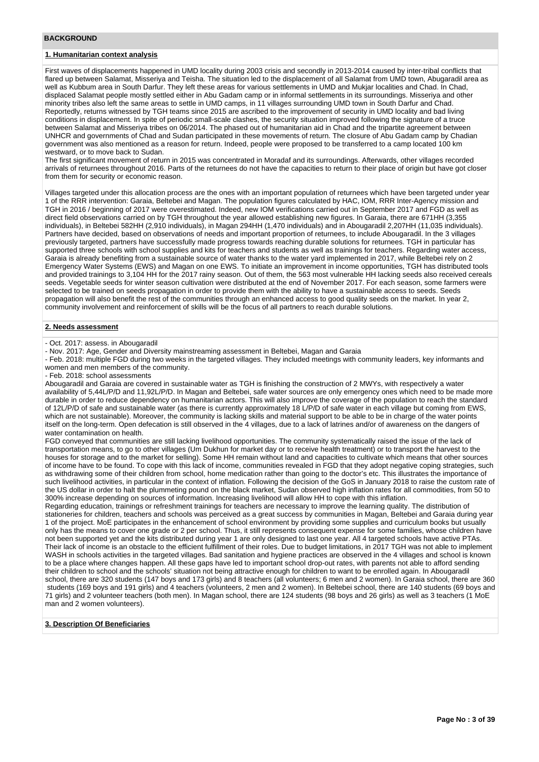## BACKGROUND

### 1. Humanitarian context analysis

First waves of displacements happened in UMD locality during 2003 crisis and secondly in 2013-2014 caused by inter-tribal conflicts that flared up between Salamat, Misseriya and Teisha. The situation led to the displacement of all Salamat from UMD town, Abugaradil area as well as Kubbum area in South Darfur. They left these areas for various settlements in UMD and Mukjar localities and Chad. In Chad, displaced Salamat people mostly settled either in Abu Gadam camp or in informal settlements in its surroundings. Misseriya and other minority tribes also left the same areas to settle in UMD camps, in 11 villages surrounding UMD town in South Darfur and Chad. Reportedly, returns witnessed by TGH teams since 2015 are ascribed to the improvement of security in UMD locality and bad living conditions in displacement. In spite of periodic small-scale clashes, the security situation improved following the signature of a truce between Salamat and Misseriya tribes on 06/2014. The phased out of humanitarian aid in Chad and the tripartite agreement between UNHCR and governments of Chad and Sudan participated in these movements of return. The closure of Abu Gadam camp by Chadian government was also mentioned as a reason for return. Indeed, people were proposed to be transferred to a camp located 100 km westward, or to move back to Sudan.
The first significant movement of return in 2015 was concentrated in Moradaf and its surroundings. Afterwards, other villages recorded arrivals of returnees throughout 2016. Parts of the returnees do not have the capacities to return to their place of origin but have got closer from them for security or economic reason.

Villages targeted under this allocation process are the ones with an important population of returnees which have been targeted under year 1 of the RRR intervention: Garaia, Beltebei and Magan. The population figures calculated by HAC, IOM, RRR Inter-Agency mission and TGH in 2016 / beginning of 2017 were overestimated. Indeed, new IOM verifications carried out in September 2017 and FGD as well as direct field observations carried on by TGH throughout the year allowed establishing new figures. In Garaia, there are 671HH (3,355 individuals), in Beltebei 582HH (2,910 individuals), in Magan 294HH (1,470 individuals) and in Abougaradil 2,207HH (11,035 individuals). Partners have decided, based on observations of needs and important proportion of returnees, to include Abougaradil. In the 3 villages previously targeted, partners have successfully made progress towards reaching durable solutions for returnees. TGH in particular has supported three schools with school supplies and kits for teachers and students as well as trainings for teachers. Regarding water access, Garaia is already benefiting from a sustainable source of water thanks to the water yard implemented in 2017, while Beltebei rely on 2 Emergency Water Systems (EWS) and Magan on one EWS. To initiate an improvement in income opportunities, TGH has distributed tools and provided trainings to 3,104 HH for the 2017 rainy season. Out of them, the 563 most vulnerable HH lacking seeds also received cereals seeds. Vegetable seeds for winter season cultivation were distributed at the end of November 2017. For each season, some farmers were selected to be trained on seeds propagation in order to provide them with the ability to have a sustainable access to seeds. Seeds propagation will also benefit the rest of the communities through an enhanced access to good quality seeds on the market. In year 2, community involvement and reinforcement of skills will be the focus of all partners to reach durable solutions.

### 2. Needs assessment

- Oct. 2017: assess. in Abougaradil
- Nov. 2017: Age, Gender and Diversity mainstreaming assessment in Beltebei, Magan and Garaia
- Feb. 2018: multiple FGD during two weeks in the targeted villages. They included meetings with community leaders, key informants and women and men members of the community.
- Feb. 2018: school assessments

Abougaradil and Garaia are covered in sustainable water as TGH is finishing the construction of 2 MWYs, with respectively a water availability of 5,44L/P/D and 11,92L/P/D. In Magan and Beltebei, safe water sources are only emergency ones which need to be made more durable in order to reduce dependency on humanitarian actors. This will also improve the coverage of the population to reach the standard of 12L/P/D of safe and sustainable water (as there is currently approximately 18 L/P/D of safe water in each village but coming from EWS, which are not sustainable). Moreover, the community is lacking skills and material support to be able to be in charge of the water points itself on the long-term. Open defecation is still observed in the 4 villages, due to a lack of latrines and/or of awareness on the dangers of water contamination on health.
FGD conveyed that communities are still lacking livelihood opportunities. The community systematically raised the issue of the lack of transportation means, to go to other villages (Um Dukhun for market day or to receive health treatment) or to transport the harvest to the houses for storage and to the market for selling). Some HH remain without land and capacities to cultivate which means that other sources of income have to be found. To cope with this lack of income, communities revealed in FGD that they adopt negative coping strategies, such as withdrawing some of their children from school, home medication rather than going to the doctor's etc. This illustrates the importance of such livelihood activities, in particular in the context of inflation. Following the decision of the GoS in January 2018 to raise the custom rate of the US dollar in order to halt the plummeting pound on the black market, Sudan observed high inflation rates for all commodities, from 50 to 300% increase depending on sources of information. Increasing livelihood will allow HH to cope with this inflation.
Regarding education, trainings or refreshment trainings for teachers are necessary to improve the learning quality. The distribution of stationeries for children, teachers and schools was perceived as a great success by communities in Magan, Beltebei and Garaia during year 1 of the project. MoE participates in the enhancement of school environment by providing some supplies and curriculum books but usually only has the means to cover one grade or 2 per school. Thus, it still represents consequent expense for some families, whose children have not been supported yet and the kits distributed during year 1 are only designed to last one year. All 4 targeted schools have active PTAs. Their lack of income is an obstacle to the efficient fulfillment of their roles. Due to budget limitations, in 2017 TGH was not able to implement WASH in schools activities in the targeted villages. Bad sanitation and hygiene practices are observed in the 4 villages and school is known to be a place where changes happen. All these gaps have led to important school drop-out rates, with parents not able to afford sending their children to school and the schools' situation not being attractive enough for children to want to be enrolled again. In Abougaradil school, there are 320 students (147 boys and 173 girls) and 8 teachers (all volunteers; 6 men and 2 women). In Garaia school, there are 360 students (169 boys and 191 girls) and 4 teachers (volunteers, 2 men and 2 women). In Beltebei school, there are 140 students (69 boys and 71 girls) and 2 volunteer teachers (both men). In Magan school, there are 124 students (98 boys and 26 girls) as well as 3 teachers (1 MoE man and 2 women volunteers).

### 3. Description Of Beneficiaries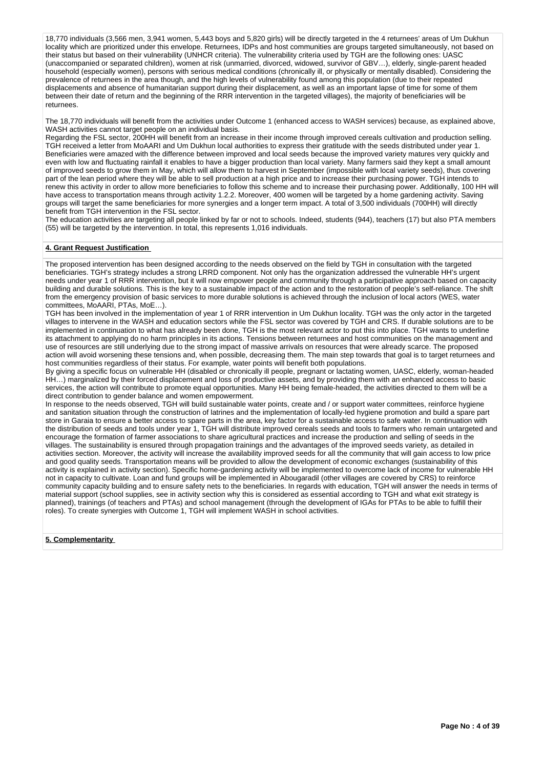18,770 individuals (3,566 men, 3,941 women, 5,443 boys and 5,820 girls) will be directly targeted in the 4 returnees' areas of Um Dukhun locality which are prioritized under this envelope. Returnees, IDPs and host communities are groups targeted simultaneously, not based on their status but based on their vulnerability (UNHCR criteria). The vulnerability criteria used by TGH are the following ones: UASC (unaccompanied or separated children), women at risk (unmarried, divorced, widowed, survivor of GBV…), elderly, single-parent headed household (especially women), persons with serious medical conditions (chronically ill, or physically or mentally disabled). Considering the prevalence of returnees in the area though, and the high levels of vulnerability found among this population (due to their repeated displacements and absence of humanitarian support during their displacement, as well as an important lapse of time for some of them between their date of return and the beginning of the RRR intervention in the targeted villages), the majority of beneficiaries will be returnees.

The 18,770 individuals will benefit from the activities under Outcome 1 (enhanced access to WASH services) because, as explained above, WASH activities cannot target people on an individual basis.
Regarding the FSL sector, 200HH will benefit from an increase in their income through improved cereals cultivation and production selling. TGH received a letter from MoAARI and Um Dukhun local authorities to express their gratitude with the seeds distributed under year 1. Beneficiaries were amazed with the difference between improved and local seeds because the improved variety matures very quickly and even with low and fluctuating rainfall it enables to have a bigger production than local variety. Many farmers said they kept a small amount of improved seeds to grow them in May, which will allow them to harvest in September (impossible with local variety seeds), thus covering part of the lean period where they will be able to sell production at a high price and to increase their purchasing power. TGH intends to renew this activity in order to allow more beneficiaries to follow this scheme and to increase their purchasing power. Additionally, 100 HH will have access to transportation means through activity 1.2.2. Moreover, 400 women will be targeted by a home gardening activity. Saving groups will target the same beneficiaries for more synergies and a longer term impact. A total of 3,500 individuals (700HH) will directly benefit from TGH intervention in the FSL sector.
The education activities are targeting all people linked by far or not to schools. Indeed, students (944), teachers (17) but also PTA members (55) will be targeted by the intervention. In total, this represents 1,016 individuals.

**4. Grant Request Justification**

The proposed intervention has been designed according to the needs observed on the field by TGH in consultation with the targeted beneficiaries. TGH's strategy includes a strong LRRD component. Not only has the organization addressed the vulnerable HH's urgent needs under year 1 of RRR intervention, but it will now empower people and community through a participative approach based on capacity building and durable solutions. This is the key to a sustainable impact of the action and to the restoration of people's self-reliance. The shift from the emergency provision of basic services to more durable solutions is achieved through the inclusion of local actors (WES, water committees, MoAARI, PTAs, MoE…).
TGH has been involved in the implementation of year 1 of RRR intervention in Um Dukhun locality. TGH was the only actor in the targeted villages to intervene in the WASH and education sectors while the FSL sector was covered by TGH and CRS. If durable solutions are to be implemented in continuation to what has already been done, TGH is the most relevant actor to put this into place. TGH wants to underline its attachment to applying do no harm principles in its actions. Tensions between returnees and host communities on the management and use of resources are still underlying due to the strong impact of massive arrivals on resources that were already scarce. The proposed action will avoid worsening these tensions and, when possible, decreasing them. The main step towards that goal is to target returnees and host communities regardless of their status. For example, water points will benefit both populations.
By giving a specific focus on vulnerable HH (disabled or chronically ill people, pregnant or lactating women, UASC, elderly, woman-headed HH…) marginalized by their forced displacement and loss of productive assets, and by providing them with an enhanced access to basic services, the action will contribute to promote equal opportunities. Many HH being female-headed, the activities directed to them will be a direct contribution to gender balance and women empowerment.
In response to the needs observed, TGH will build sustainable water points, create and / or support water committees, reinforce hygiene and sanitation situation through the construction of latrines and the implementation of locally-led hygiene promotion and build a spare part store in Garaia to ensure a better access to spare parts in the area, key factor for a sustainable access to safe water. In continuation with the distribution of seeds and tools under year 1, TGH will distribute improved cereals seeds and tools to farmers who remain untargeted and encourage the formation of farmer associations to share agricultural practices and increase the production and selling of seeds in the villages. The sustainability is ensured through propagation trainings and the advantages of the improved seeds variety, as detailed in activities section. Moreover, the activity will increase the availability improved seeds for all the community that will gain access to low price and good quality seeds. Transportation means will be provided to allow the development of economic exchanges (sustainability of this activity is explained in activity section). Specific home-gardening activity will be implemented to overcome lack of income for vulnerable HH not in capacity to cultivate. Loan and fund groups will be implemented in Abougaradil (other villages are covered by CRS) to reinforce community capacity building and to ensure safety nets to the beneficiaries. In regards with education, TGH will answer the needs in terms of material support (school supplies, see in activity section why this is considered as essential according to TGH and what exit strategy is planned), trainings (of teachers and PTAs) and school management (through the development of IGAs for PTAs to be able to fulfill their roles). To create synergies with Outcome 1, TGH will implement WASH in school activities.

**5. Complementarity**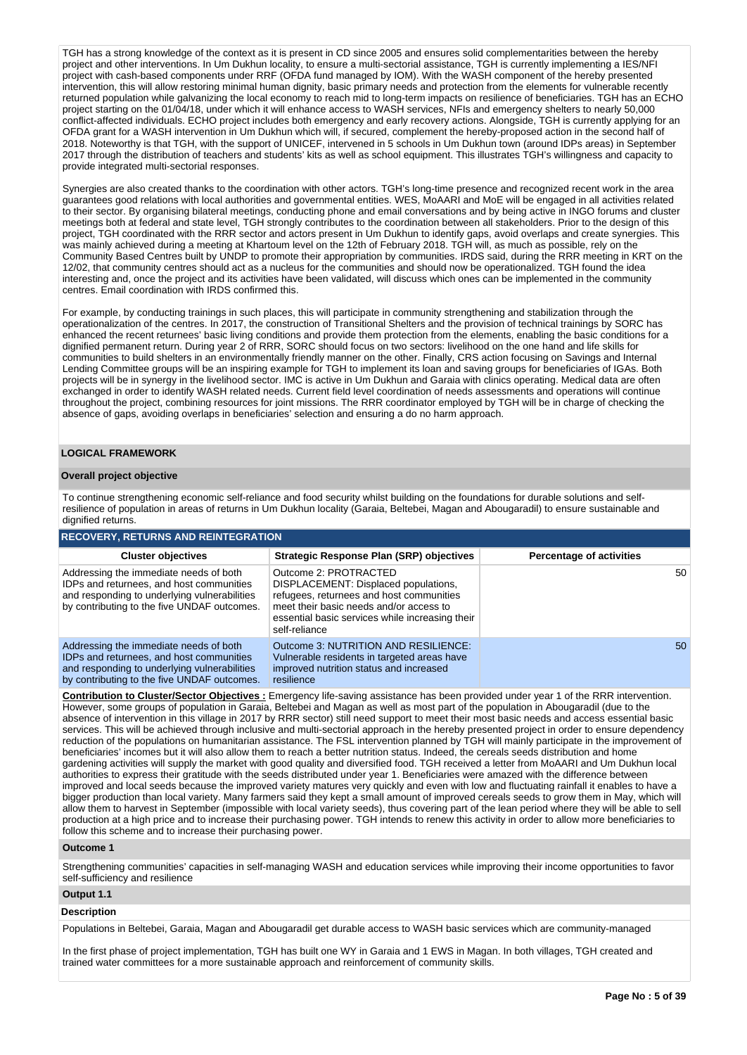TGH has a strong knowledge of the context as it is present in CD since 2005 and ensures solid complementarities between the hereby project and other interventions. In Um Dukhun locality, to ensure a multi-sectorial assistance, TGH is currently implementing a IES/NFI project with cash-based components under RRF (OFDA fund managed by IOM). With the WASH component of the hereby presented intervention, this will allow restoring minimal human dignity, basic primary needs and protection from the elements for vulnerable recently returned population while galvanizing the local economy to reach mid to long-term impacts on resilience of beneficiaries. TGH has an ECHO project starting on the 01/04/18, under which it will enhance access to WASH services, NFIs and emergency shelters to nearly 50,000 conflict-affected individuals. ECHO project includes both emergency and early recovery actions. Alongside, TGH is currently applying for an OFDA grant for a WASH intervention in Um Dukhun which will, if secured, complement the hereby-proposed action in the second half of 2018. Noteworthy is that TGH, with the support of UNICEF, intervened in 5 schools in Um Dukhun town (around IDPs areas) in September 2017 through the distribution of teachers and students' kits as well as school equipment. This illustrates TGH's willingness and capacity to provide integrated multi-sectorial responses.

Synergies are also created thanks to the coordination with other actors. TGH's long-time presence and recognized recent work in the area guarantees good relations with local authorities and governmental entities. WES, MoAARI and MoE will be engaged in all activities related to their sector. By organising bilateral meetings, conducting phone and email conversations and by being active in INGO forums and cluster meetings both at federal and state level, TGH strongly contributes to the coordination between all stakeholders. Prior to the design of this project, TGH coordinated with the RRR sector and actors present in Um Dukhun to identify gaps, avoid overlaps and create synergies. This was mainly achieved during a meeting at Khartoum level on the 12th of February 2018. TGH will, as much as possible, rely on the Community Based Centres built by UNDP to promote their appropriation by communities. IRDS said, during the RRR meeting in KRT on the 12/02, that community centres should act as a nucleus for the communities and should now be operationalized. TGH found the idea interesting and, once the project and its activities have been validated, will discuss which ones can be implemented in the community centres. Email coordination with IRDS confirmed this.

For example, by conducting trainings in such places, this will participate in community strengthening and stabilization through the operationalization of the centres. In 2017, the construction of Transitional Shelters and the provision of technical trainings by SORC has enhanced the recent returnees' basic living conditions and provide them protection from the elements, enabling the basic conditions for a dignified permanent return. During year 2 of RRR, SORC should focus on two sectors: livelihood on the one hand and life skills for communities to build shelters in an environmentally friendly manner on the other. Finally, CRS action focusing on Savings and Internal Lending Committee groups will be an inspiring example for TGH to implement its loan and saving groups for beneficiaries of IGAs. Both projects will be in synergy in the livelihood sector. IMC is active in Um Dukhun and Garaia with clinics operating. Medical data are often exchanged in order to identify WASH related needs. Current field level coordination of needs assessments and operations will continue throughout the project, combining resources for joint missions. The RRR coordinator employed by TGH will be in charge of checking the absence of gaps, avoiding overlaps in beneficiaries' selection and ensuring a do no harm approach.

## LOGICAL FRAMEWORK

### Overall project objective

To continue strengthening economic self-reliance and food security whilst building on the foundations for durable solutions and self-resilience of population in areas of returns in Um Dukhun locality (Garaia, Beltebei, Magan and Abougaradil) to ensure sustainable and dignified returns.

**RECOVERY, RETURNS AND REINTEGRATION**

| Cluster objectives | Strategic Response Plan (SRP) objectives | Percentage of activities |
|---|---|---|
| Addressing the immediate needs of both IDPs and returnees, and host communities and responding to underlying vulnerabilities by contributing to the five UNDAF outcomes. | Outcome 2: PROTRACTED DISPLACEMENT: Displaced populations, refugees, returnees and host communities meet their basic needs and/or access to essential basic services while increasing their self-reliance | 50 |
| Addressing the immediate needs of both IDPs and returnees, and host communities and responding to underlying vulnerabilities by contributing to the five UNDAF outcomes. | Outcome 3: NUTRITION AND RESILIENCE: Vulnerable residents in targeted areas have improved nutrition status and increased resilience | 50 |

**Contribution to Cluster/Sector Objectives :** Emergency life-saving assistance has been provided under year 1 of the RRR intervention. However, some groups of population in Garaia, Beltebei and Magan as well as most part of the population in Abougaradil (due to the absence of intervention in this village in 2017 by RRR sector) still need support to meet their most basic needs and access essential basic services. This will be achieved through inclusive and multi-sectorial approach in the hereby presented project in order to ensure dependency reduction of the populations on humanitarian assistance. The FSL intervention planned by TGH will mainly participate in the improvement of beneficiaries' incomes but it will also allow them to reach a better nutrition status. Indeed, the cereals seeds distribution and home gardening activities will supply the market with good quality and diversified food. TGH received a letter from MoAARI and Um Dukhun local authorities to express their gratitude with the seeds distributed under year 1. Beneficiaries were amazed with the difference between improved and local seeds because the improved variety matures very quickly and even with low and fluctuating rainfall it enables to have a bigger production than local variety. Many farmers said they kept a small amount of improved cereals seeds to grow them in May, which will allow them to harvest in September (impossible with local variety seeds), thus covering part of the lean period where they will be able to sell production at a high price and to increase their purchasing power. TGH intends to renew this activity in order to allow more beneficiaries to follow this scheme and to increase their purchasing power.

### Outcome 1

Strengthening communities' capacities in self-managing WASH and education services while improving their income opportunities to favor self-sufficiency and resilience

### Output 1.1

**Description**

Populations in Beltebei, Garaia, Magan and Abougaradil get durable access to WASH basic services which are community-managed

In the first phase of project implementation, TGH has built one WY in Garaia and 1 EWS in Magan. In both villages, TGH created and trained water committees for a more sustainable approach and reinforcement of community skills.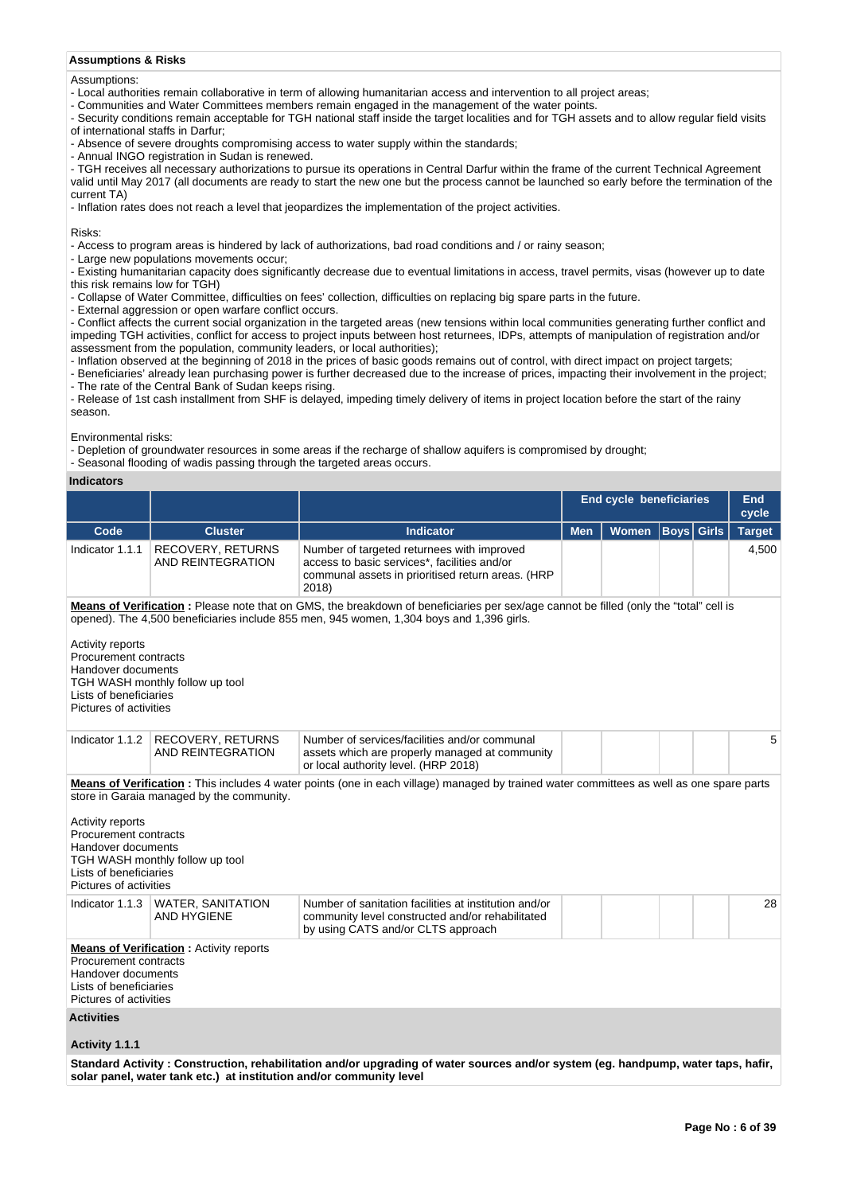### Assumptions & Risks

Assumptions:
- Local authorities remain collaborative in term of allowing humanitarian access and intervention to all project areas;
- Communities and Water Committees members remain engaged in the management of the water points.
- Security conditions remain acceptable for TGH national staff inside the target localities and for TGH assets and to allow regular field visits of international staffs in Darfur;
- Absence of severe droughts compromising access to water supply within the standards;
- Annual INGO registration in Sudan is renewed.
- TGH receives all necessary authorizations to pursue its operations in Central Darfur within the frame of the current Technical Agreement valid until May 2017 (all documents are ready to start the new one but the process cannot be launched so early before the termination of the current TA)
- Inflation rates does not reach a level that jeopardizes the implementation of the project activities.

Risks:
- Access to program areas is hindered by lack of authorizations, bad road conditions and / or rainy season;
- Large new populations movements occur;
- Existing humanitarian capacity does significantly decrease due to eventual limitations in access, travel permits, visas (however up to date this risk remains low for TGH)
- Collapse of Water Committee, difficulties on fees' collection, difficulties on replacing big spare parts in the future.
- External aggression or open warfare conflict occurs.
- Conflict affects the current social organization in the targeted areas (new tensions within local communities generating further conflict and impeding TGH activities, conflict for access to project inputs between host returnees, IDPs, attempts of manipulation of registration and/or assessment from the population, community leaders, or local authorities);
- Inflation observed at the beginning of 2018 in the prices of basic goods remains out of control, with direct impact on project targets;
- Beneficiaries' already lean purchasing power is further decreased due to the increase of prices, impacting their involvement in the project;
- The rate of the Central Bank of Sudan keeps rising.
- Release of 1st cash installment from SHF is delayed, impeding timely delivery of items in project location before the start of the rainy season.

Environmental risks:
- Depletion of groundwater resources in some areas if the recharge of shallow aquifers is compromised by drought;
- Seasonal flooding of wadis passing through the targeted areas occurs.

### Indicators

| | | | End cycle beneficiaries | | | | End cycle |
|---|---|---|---|---|---|---|---|
| **Code** | **Cluster** | **Indicator** | **Men** | **Women** | **Boys** | **Girls** | **Target** |
| Indicator 1.1.1 | RECOVERY, RETURNS AND REINTEGRATION | Number of targeted returnees with improved access to basic services*, facilities and/or communal assets in prioritised return areas. (HRP 2018) | | | | | 4,500 |

**Means of Verification :** Please note that on GMS, the breakdown of beneficiaries per sex/age cannot be filled (only the "total" cell is opened). The 4,500 beneficiaries include 855 men, 945 women, 1,304 boys and 1,396 girls.

Activity reports
Procurement contracts
Handover documents
TGH WASH monthly follow up tool
Lists of beneficiaries
Pictures of activities

| | | | | | | | |
|---|---|---|---|---|---|---|---|
| Indicator 1.1.2 | RECOVERY, RETURNS AND REINTEGRATION | Number of services/facilities and/or communal assets which are properly managed at community or local authority level. (HRP 2018) | | | | | 5 |

**Means of Verification :** This includes 4 water points (one in each village) managed by trained water committees as well as one spare parts store in Garaia managed by the community.

Activity reports
Procurement contracts
Handover documents
TGH WASH monthly follow up tool
Lists of beneficiaries
Pictures of activities

| | | | | | | | |
|---|---|---|---|---|---|---|---|
| Indicator 1.1.3 | WATER, SANITATION AND HYGIENE | Number of sanitation facilities at institution and/or community level constructed and/or rehabilitated by using CATS and/or CLTS approach | | | | | 28 |

**Means of Verification :** Activity reports
Procurement contracts
Handover documents
Lists of beneficiaries
Pictures of activities

### Activities

#### Activity 1.1.1

**Standard Activity : Construction, rehabilitation and/or upgrading of water sources and/or system (eg. handpump, water taps, hafir, solar panel, water tank etc.) at institution and/or community level**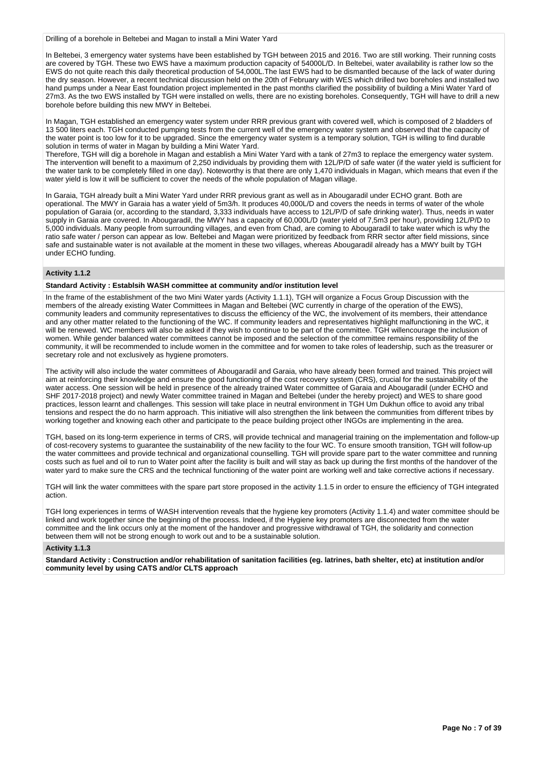Drilling of a borehole in Beltebei and Magan to install a Mini Water Yard

In Beltebei, 3 emergency water systems have been established by TGH between 2015 and 2016. Two are still working. Their running costs are covered by TGH. These two EWS have a maximum production capacity of 54000L/D. In Beltebei, water availability is rather low so the EWS do not quite reach this daily theoretical production of 54,000L.The last EWS had to be dismantled because of the lack of water during the dry season. However, a recent technical discussion held on the 20th of February with WES which drilled two boreholes and installed two hand pumps under a Near East foundation project implemented in the past months clarified the possibility of building a Mini Water Yard of 27m3. As the two EWS installed by TGH were installed on wells, there are no existing boreholes. Consequently, TGH will have to drill a new borehole before building this new MWY in Beltebei.

In Magan, TGH established an emergency water system under RRR previous grant with covered well, which is composed of 2 bladders of 13 500 liters each. TGH conducted pumping tests from the current well of the emergency water system and observed that the capacity of the water point is too low for it to be upgraded. Since the emergency water system is a temporary solution, TGH is willing to find durable solution in terms of water in Magan by building a Mini Water Yard.
Therefore, TGH will dig a borehole in Magan and establish a Mini Water Yard with a tank of 27m3 to replace the emergency water system. The intervention will benefit to a maximum of 2,250 individuals by providing them with 12L/P/D of safe water (if the water yield is sufficient for the water tank to be completely filled in one day). Noteworthy is that there are only 1,470 individuals in Magan, which means that even if the water yield is low it will be sufficient to cover the needs of the whole population of Magan village.

In Garaia, TGH already built a Mini Water Yard under RRR previous grant as well as in Abougaradil under ECHO grant. Both are operational. The MWY in Garaia has a water yield of 5m3/h. It produces 40,000L/D and covers the needs in terms of water of the whole population of Garaia (or, according to the standard, 3,333 individuals have access to 12L/P/D of safe drinking water). Thus, needs in water supply in Garaia are covered. In Abougaradil, the MWY has a capacity of 60,000L/D (water yield of 7,5m3 per hour), providing 12L/P/D to 5,000 individuals. Many people from surrounding villages, and even from Chad, are coming to Abougaradil to take water which is why the ratio safe water / person can appear as low. Beltebei and Magan were prioritized by feedback from RRR sector after field missions, since safe and sustainable water is not available at the moment in these two villages, whereas Abougaradil already has a MWY built by TGH under ECHO funding.

### Activity 1.1.2

**Standard Activity : Establsih WASH committee at community and/or institution level**

In the frame of the establishment of the two Mini Water yards (Activity 1.1.1), TGH will organize a Focus Group Discussion with the members of the already existing Water Committees in Magan and Beltebei (WC currently in charge of the operation of the EWS), community leaders and community representatives to discuss the efficiency of the WC, the involvement of its members, their attendance and any other matter related to the functioning of the WC. If community leaders and representatives highlight malfunctioning in the WC, it will be renewed. WC members will also be asked if they wish to continue to be part of the committee. TGH willencourage the inclusion of women. While gender balanced water committees cannot be imposed and the selection of the committee remains responsibility of the community, it will be recommended to include women in the committee and for women to take roles of leadership, such as the treasurer or secretary role and not exclusively as hygiene promoters.

The activity will also include the water committees of Abougaradil and Garaia, who have already been formed and trained. This project will aim at reinforcing their knowledge and ensure the good functioning of the cost recovery system (CRS), crucial for the sustainability of the water access. One session will be held in presence of the already trained Water committee of Garaia and Abougaradil (under ECHO and SHF 2017-2018 project) and newly Water committee trained in Magan and Beltebei (under the hereby project) and WES to share good practices, lesson learnt and challenges. This session will take place in neutral environment in TGH Um Dukhun office to avoid any tribal tensions and respect the do no harm approach. This initiative will also strengthen the link between the communities from different tribes by working together and knowing each other and participate to the peace building project other INGOs are implementing in the area.

TGH, based on its long-term experience in terms of CRS, will provide technical and managerial training on the implementation and follow-up of cost-recovery systems to guarantee the sustainability of the new facility to the four WC. To ensure smooth transition, TGH will follow-up the water committees and provide technical and organizational counselling. TGH will provide spare part to the water committee and running costs such as fuel and oil to run to Water point after the facility is built and will stay as back up during the first months of the handover of the water yard to make sure the CRS and the technical functioning of the water point are working well and take corrective actions if necessary.

TGH will link the water committees with the spare part store proposed in the activity 1.1.5 in order to ensure the efficiency of TGH integrated action.

TGH long experiences in terms of WASH intervention reveals that the hygiene key promoters (Activity 1.1.4) and water committee should be linked and work together since the beginning of the process. Indeed, if the Hygiene key promoters are disconnected from the water committee and the link occurs only at the moment of the handover and progressive withdrawal of TGH, the solidarity and connection between them will not be strong enough to work out and to be a sustainable solution.

### Activity 1.1.3

**Standard Activity : Construction and/or rehabilitation of sanitation facilities (eg. latrines, bath shelter, etc) at institution and/or community level by using CATS and/or CLTS approach**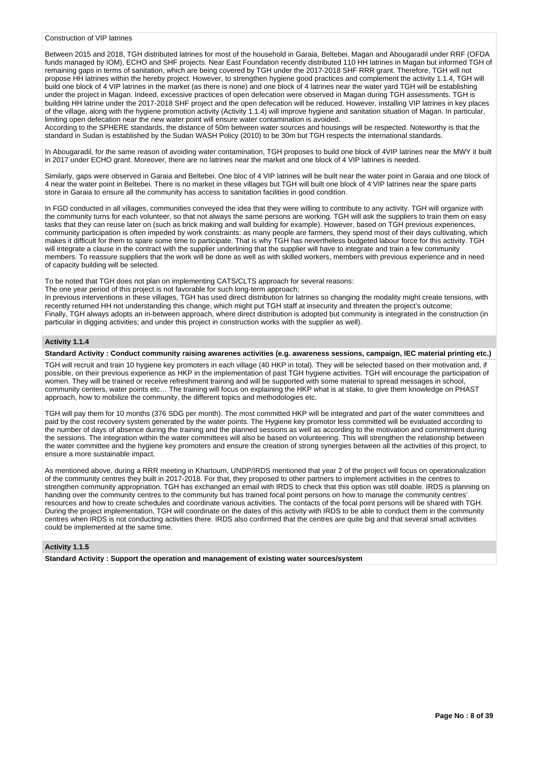Construction of VIP latrines

Between 2015 and 2018, TGH distributed latrines for most of the household in Garaia, Beltebei, Magan and Abougaradil under RRF (OFDA funds managed by IOM), ECHO and SHF projects. Near East Foundation recently distributed 110 HH latrines in Magan but informed TGH of remaining gaps in terms of sanitation, which are being covered by TGH under the 2017-2018 SHF RRR grant. Therefore, TGH will not propose HH latrines within the hereby project. However, to strengthen hygiene good practices and complement the activity 1.1.4, TGH will build one block of 4 VIP latrines in the market (as there is none) and one block of 4 latrines near the water yard TGH will be establishing under the project in Magan. Indeed, excessive practices of open defecation were observed in Magan during TGH assessments. TGH is building HH latrine under the 2017-2018 SHF project and the open defecation will be reduced. However, installing VIP latrines in key places of the village, along with the hygiene promotion activity (Activity 1.1.4) will improve hygiene and sanitation situation of Magan. In particular, limiting open defecation near the new water point will ensure water contamination is avoided.
According to the SPHERE standards, the distance of 50m between water sources and housings will be respected. Noteworthy is that the standard in Sudan is established by the Sudan WASH Policy (2010) to be 30m but TGH respects the international standards.

In Abougaradil, for the same reason of avoiding water contamination, TGH proposes to build one block of 4VIP latrines near the MWY it built in 2017 under ECHO grant. Moreover, there are no latrines near the market and one block of 4 VIP latrines is needed.

Similarly, gaps were observed in Garaia and Beltebei. One bloc of 4 VIP latrines will be built near the water point in Garaia and one block of 4 near the water point in Beltebei. There is no market in these villages but TGH will built one block of 4 VIP latrines near the spare parts store in Garaia to ensure all the community has access to sanitation facilities in good condition.

In FGD conducted in all villages, communities conveyed the idea that they were willing to contribute to any activity. TGH will organize with the community turns for each activity, so that not always the same persons are working. TGH will ask the suppliers to train them on easy tasks that they can reuse later on (such as brick making and wall building for example). However, based on TGH previous experiences, community participation is often impeded by work constraints: as many people are farmers, they spend most of their days cultivating, which makes it difficult for them to spare some time to participate. That is why TGH has nevertheless budgeted labour force for this activity. TGH will integrate a clause in the contract with the supplier underlining that the supplier will have to integrate and train a few community members. To reassure suppliers that the work will be done as well as with skilled workers, members with previous experience and in need of capacity building will be selected.

To be noted that TGH does not plan on implementing CATS/CLTS approach for several reasons:
The one year period of this project is not favorable for such long-term approach;
In previous interventions in these villages, TGH has used direct distribution for latrines so changing the modality might create tensions, with recently returned HH not understanding this change, which might put TGH staff at insecurity and threaten the project's outcome;
Finally, TGH always adopts an in-between approach, where direct distribution is adopted but community is integrated in the construction (in particular in digging activities; and under this project in construction works with the supplier as well).

### Activity 1.1.4

**Standard Activity : Conduct community raising awarenes activities (e.g. awareness sessions, campaign, IEC material printing etc.)**

TGH will recruit and train 10 hygiene key promoters in each village (40 HKP in total). They will be selected based on their motivation and, if possible, on their previous experience as HKP in the implementation of past TGH hygiene activities. TGH will encourage the participation of women. They will be trained or receive refreshment training and will be supported with some material to spread messages in school, community centers, water points etc… The training will focus on explaining the HKP what is at stake, to give them knowledge on PHAST approach, how to mobilize the community, the different topics and methodologies etc.

TGH will pay them for 10 months (376 SDG per month). The most committed HKP will be integrated and part of the water committees and paid by the cost recovery system generated by the water points. The Hygiene key promotor less committed will be evaluated according to the number of days of absence during the training and the planned sessions as well as according to the motivation and commitment during the sessions. The integration within the water committees will also be based on volunteering. This will strengthen the relationship between the water committee and the hygiene key promoters and ensure the creation of strong synergies between all the activities of this project, to ensure a more sustainable impact.

As mentioned above, during a RRR meeting in Khartoum, UNDP/IRDS mentioned that year 2 of the project will focus on operationalization of the community centres they built in 2017-2018. For that, they proposed to other partners to implement activities in the centres to strengthen community appropriation. TGH has exchanged an email with IRDS to check that this option was still doable. IRDS is planning on handing over the community centres to the community but has trained focal point persons on how to manage the community centres' resources and how to create schedules and coordinate various activities. The contacts of the focal point persons will be shared with TGH. During the project implementation, TGH will coordinate on the dates of this activity with IRDS to be able to conduct them in the community centres when IRDS is not conducting activities there. IRDS also confirmed that the centres are quite big and that several small activities could be implemented at the same time.

### Activity 1.1.5

**Standard Activity : Support the operation and management of existing water sources/system**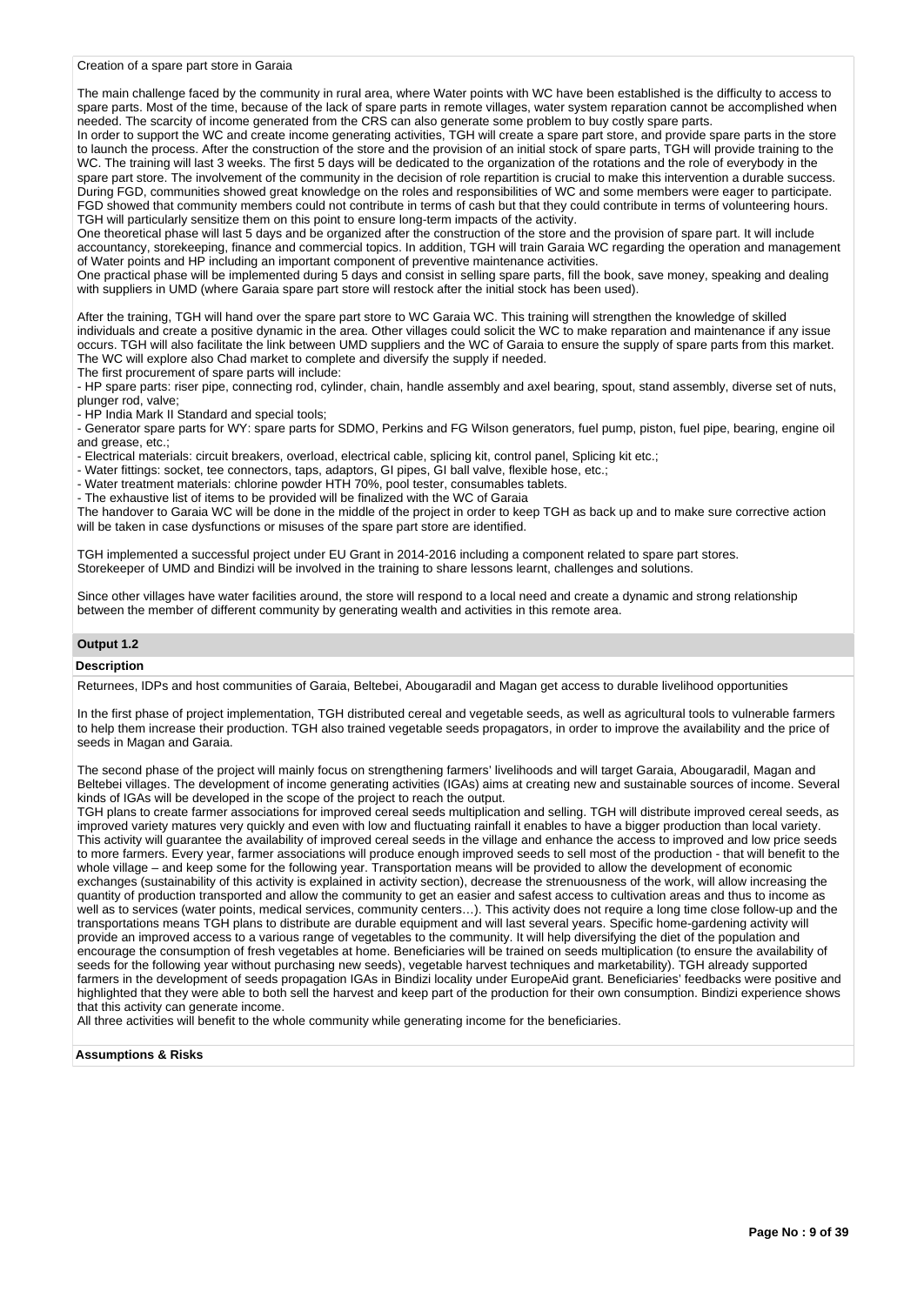Creation of a spare part store in Garaia

The main challenge faced by the community in rural area, where Water points with WC have been established is the difficulty to access to spare parts. Most of the time, because of the lack of spare parts in remote villages, water system reparation cannot be accomplished when needed. The scarcity of income generated from the CRS can also generate some problem to buy costly spare parts.
In order to support the WC and create income generating activities, TGH will create a spare part store, and provide spare parts in the store to launch the process. After the construction of the store and the provision of an initial stock of spare parts, TGH will provide training to the WC. The training will last 3 weeks. The first 5 days will be dedicated to the organization of the rotations and the role of everybody in the spare part store. The involvement of the community in the decision of role repartition is crucial to make this intervention a durable success. During FGD, communities showed great knowledge on the roles and responsibilities of WC and some members were eager to participate. FGD showed that community members could not contribute in terms of cash but that they could contribute in terms of volunteering hours. TGH will particularly sensitize them on this point to ensure long-term impacts of the activity.
One theoretical phase will last 5 days and be organized after the construction of the store and the provision of spare part. It will include accountancy, storekeeping, finance and commercial topics. In addition, TGH will train Garaia WC regarding the operation and management of Water points and HP including an important component of preventive maintenance activities.
One practical phase will be implemented during 5 days and consist in selling spare parts, fill the book, save money, speaking and dealing with suppliers in UMD (where Garaia spare part store will restock after the initial stock has been used).

After the training, TGH will hand over the spare part store to WC Garaia WC. This training will strengthen the knowledge of skilled individuals and create a positive dynamic in the area. Other villages could solicit the WC to make reparation and maintenance if any issue occurs. TGH will also facilitate the link between UMD suppliers and the WC of Garaia to ensure the supply of spare parts from this market. The WC will explore also Chad market to complete and diversify the supply if needed.
The first procurement of spare parts will include:
- HP spare parts: riser pipe, connecting rod, cylinder, chain, handle assembly and axel bearing, spout, stand assembly, diverse set of nuts, plunger rod, valve;
- HP India Mark II Standard and special tools;
- Generator spare parts for WY: spare parts for SDMO, Perkins and FG Wilson generators, fuel pump, piston, fuel pipe, bearing, engine oil and grease, etc.;
- Electrical materials: circuit breakers, overload, electrical cable, splicing kit, control panel, Splicing kit etc.;
- Water fittings: socket, tee connectors, taps, adaptors, GI pipes, GI ball valve, flexible hose, etc.;
- Water treatment materials: chlorine powder HTH 70%, pool tester, consumables tablets.
- The exhaustive list of items to be provided will be finalized with the WC of Garaia
The handover to Garaia WC will be done in the middle of the project in order to keep TGH as back up and to make sure corrective action will be taken in case dysfunctions or misuses of the spare part store are identified.

TGH implemented a successful project under EU Grant in 2014-2016 including a component related to spare part stores.
Storekeeper of UMD and Bindizi will be involved in the training to share lessons learnt, challenges and solutions.

Since other villages have water facilities around, the store will respond to a local need and create a dynamic and strong relationship between the member of different community by generating wealth and activities in this remote area.

## Output 1.2

### Description

Returnees, IDPs and host communities of Garaia, Beltebei, Abougaradil and Magan get access to durable livelihood opportunities

In the first phase of project implementation, TGH distributed cereal and vegetable seeds, as well as agricultural tools to vulnerable farmers to help them increase their production. TGH also trained vegetable seeds propagators, in order to improve the availability and the price of seeds in Magan and Garaia.

The second phase of the project will mainly focus on strengthening farmers' livelihoods and will target Garaia, Abougaradil, Magan and Beltebei villages. The development of income generating activities (IGAs) aims at creating new and sustainable sources of income. Several kinds of IGAs will be developed in the scope of the project to reach the output.
TGH plans to create farmer associations for improved cereal seeds multiplication and selling. TGH will distribute improved cereal seeds, as improved variety matures very quickly and even with low and fluctuating rainfall it enables to have a bigger production than local variety. This activity will guarantee the availability of improved cereal seeds in the village and enhance the access to improved and low price seeds to more farmers. Every year, farmer associations will produce enough improved seeds to sell most of the production - that will benefit to the whole village – and keep some for the following year. Transportation means will be provided to allow the development of economic exchanges (sustainability of this activity is explained in activity section), decrease the strenuousness of the work, will allow increasing the quantity of production transported and allow the community to get an easier and safest access to cultivation areas and thus to income as well as to services (water points, medical services, community centers…). This activity does not require a long time close follow-up and the transportations means TGH plans to distribute are durable equipment and will last several years. Specific home-gardening activity will provide an improved access to a various range of vegetables to the community. It will help diversifying the diet of the population and encourage the consumption of fresh vegetables at home. Beneficiaries will be trained on seeds multiplication (to ensure the availability of seeds for the following year without purchasing new seeds), vegetable harvest techniques and marketability). TGH already supported farmers in the development of seeds propagation IGAs in Bindizi locality under EuropeAid grant. Beneficiaries' feedbacks were positive and highlighted that they were able to both sell the harvest and keep part of the production for their own consumption. Bindizi experience shows that this activity can generate income.
All three activities will benefit to the whole community while generating income for the beneficiaries.

### Assumptions & Risks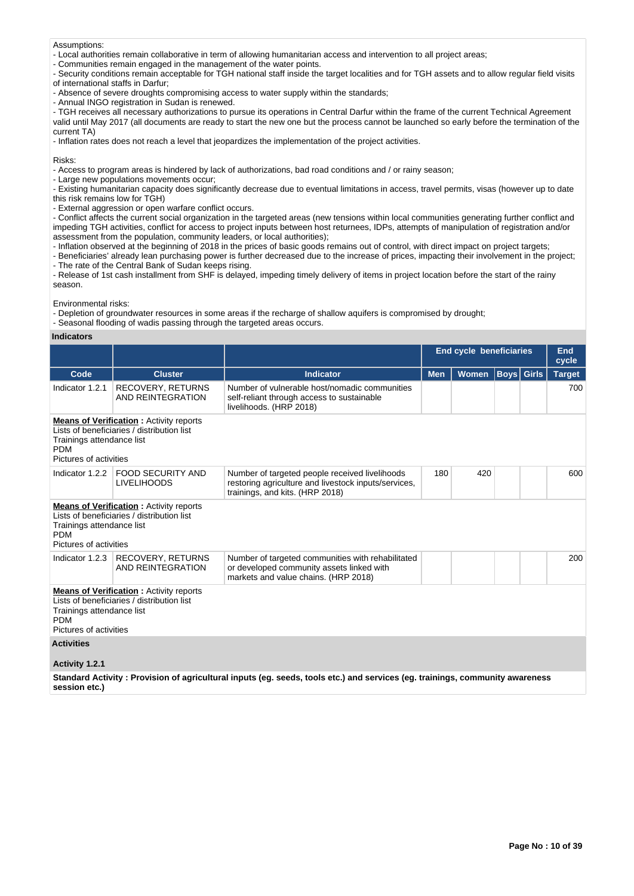Assumptions:
- Local authorities remain collaborative in term of allowing humanitarian access and intervention to all project areas;
- Communities remain engaged in the management of the water points.
- Security conditions remain acceptable for TGH national staff inside the target localities and for TGH assets and to allow regular field visits of international staffs in Darfur;
- Absence of severe droughts compromising access to water supply within the standards;
- Annual INGO registration in Sudan is renewed.
- TGH receives all necessary authorizations to pursue its operations in Central Darfur within the frame of the current Technical Agreement valid until May 2017 (all documents are ready to start the new one but the process cannot be launched so early before the termination of the current TA)
- Inflation rates does not reach a level that jeopardizes the implementation of the project activities.

Risks:
- Access to program areas is hindered by lack of authorizations, bad road conditions and / or rainy season;
- Large new populations movements occur;
- Existing humanitarian capacity does significantly decrease due to eventual limitations in access, travel permits, visas (however up to date this risk remains low for TGH)
- External aggression or open warfare conflict occurs.
- Conflict affects the current social organization in the targeted areas (new tensions within local communities generating further conflict and impeding TGH activities, conflict for access to project inputs between host returnees, IDPs, attempts of manipulation of registration and/or assessment from the population, community leaders, or local authorities);
- Inflation observed at the beginning of 2018 in the prices of basic goods remains out of control, with direct impact on project targets;
- Beneficiaries' already lean purchasing power is further decreased due to the increase of prices, impacting their involvement in the project;
- The rate of the Central Bank of Sudan keeps rising.
- Release of 1st cash installment from SHF is delayed, impeding timely delivery of items in project location before the start of the rainy season.

Environmental risks:
- Depletion of groundwater resources in some areas if the recharge of shallow aquifers is compromised by drought;
- Seasonal flooding of wadis passing through the targeted areas occurs.

**Indicators**

| | | | End cycle beneficiaries | | | | End cycle |
|---|---|---|---|---|---|---|---|
| **Code** | **Cluster** | **Indicator** | **Men** | **Women** | **Boys** | **Girls** | **Target** |
| Indicator 1.2.1 | RECOVERY, RETURNS AND REINTEGRATION | Number of vulnerable host/nomadic communities self-reliant through access to sustainable livelihoods. (HRP 2018) | | | | | 700 |
| **Means of Verification :** Activity reports<br>Lists of beneficiaries / distribution list<br>Trainings attendance list<br>PDM<br>Pictures of activities | | | | | | | |
| Indicator 1.2.2 | FOOD SECURITY AND LIVELIHOODS | Number of targeted people received livelihoods restoring agriculture and livestock inputs/services, trainings, and kits. (HRP 2018) | 180 | 420 | | | 600 |
| **Means of Verification :** Activity reports<br>Lists of beneficiaries / distribution list<br>Trainings attendance list<br>PDM<br>Pictures of activities | | | | | | | |
| Indicator 1.2.3 | RECOVERY, RETURNS AND REINTEGRATION | Number of targeted communities with rehabilitated or developed community assets linked with markets and value chains. (HRP 2018) | | | | | 200 |
| **Means of Verification :** Activity reports<br>Lists of beneficiaries / distribution list<br>Trainings attendance list<br>PDM<br>Pictures of activities | | | | | | | |

**Activities**

**Activity 1.2.1**

**Standard Activity : Provision of agricultural inputs (eg. seeds, tools etc.) and services (eg. trainings, community awareness session etc.)**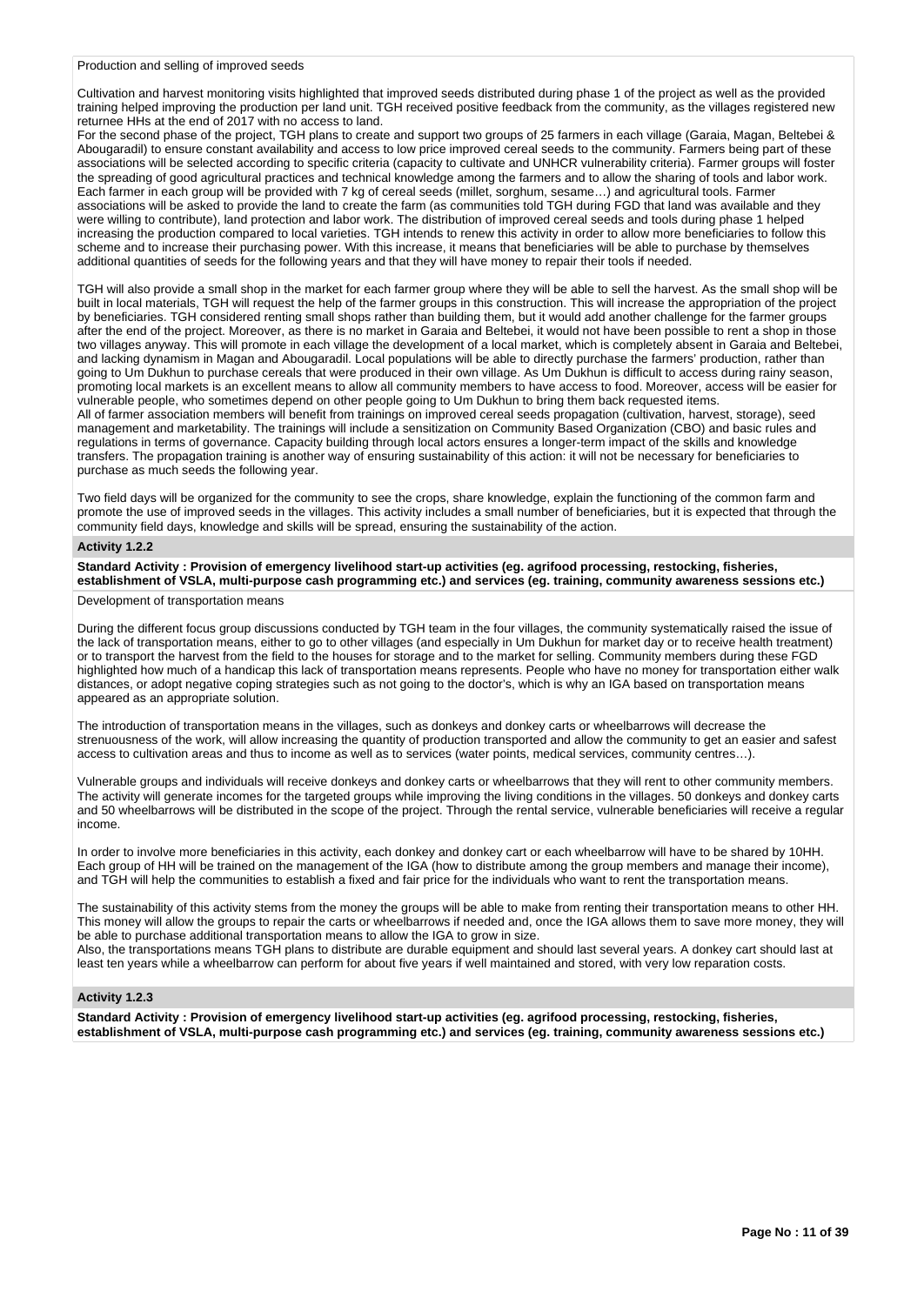Production and selling of improved seeds

Cultivation and harvest monitoring visits highlighted that improved seeds distributed during phase 1 of the project as well as the provided training helped improving the production per land unit. TGH received positive feedback from the community, as the villages registered new returnee HHs at the end of 2017 with no access to land.
For the second phase of the project, TGH plans to create and support two groups of 25 farmers in each village (Garaia, Magan, Beltebei & Abougaradil) to ensure constant availability and access to low price improved cereal seeds to the community. Farmers being part of these associations will be selected according to specific criteria (capacity to cultivate and UNHCR vulnerability criteria). Farmer groups will foster the spreading of good agricultural practices and technical knowledge among the farmers and to allow the sharing of tools and labor work. Each farmer in each group will be provided with 7 kg of cereal seeds (millet, sorghum, sesame…) and agricultural tools. Farmer associations will be asked to provide the land to create the farm (as communities told TGH during FGD that land was available and they were willing to contribute), land protection and labor work. The distribution of improved cereal seeds and tools during phase 1 helped increasing the production compared to local varieties. TGH intends to renew this activity in order to allow more beneficiaries to follow this scheme and to increase their purchasing power. With this increase, it means that beneficiaries will be able to purchase by themselves additional quantities of seeds for the following years and that they will have money to repair their tools if needed.

TGH will also provide a small shop in the market for each farmer group where they will be able to sell the harvest. As the small shop will be built in local materials, TGH will request the help of the farmer groups in this construction. This will increase the appropriation of the project by beneficiaries. TGH considered renting small shops rather than building them, but it would add another challenge for the farmer groups after the end of the project. Moreover, as there is no market in Garaia and Beltebei, it would not have been possible to rent a shop in those two villages anyway. This will promote in each village the development of a local market, which is completely absent in Garaia and Beltebei, and lacking dynamism in Magan and Abougaradil. Local populations will be able to directly purchase the farmers' production, rather than going to Um Dukhun to purchase cereals that were produced in their own village. As Um Dukhun is difficult to access during rainy season, promoting local markets is an excellent means to allow all community members to have access to food. Moreover, access will be easier for vulnerable people, who sometimes depend on other people going to Um Dukhun to bring them back requested items.
All of farmer association members will benefit from trainings on improved cereal seeds propagation (cultivation, harvest, storage), seed management and marketability. The trainings will include a sensitization on Community Based Organization (CBO) and basic rules and regulations in terms of governance. Capacity building through local actors ensures a longer-term impact of the skills and knowledge transfers. The propagation training is another way of ensuring sustainability of this action: it will not be necessary for beneficiaries to purchase as much seeds the following year.

Two field days will be organized for the community to see the crops, share knowledge, explain the functioning of the common farm and promote the use of improved seeds in the villages. This activity includes a small number of beneficiaries, but it is expected that through the community field days, knowledge and skills will be spread, ensuring the sustainability of the action.

### Activity 1.2.2

**Standard Activity : Provision of emergency livelihood start-up activities (eg. agrifood processing, restocking, fisheries, establishment of VSLA, multi-purpose cash programming etc.) and services (eg. training, community awareness sessions etc.)**

Development of transportation means

During the different focus group discussions conducted by TGH team in the four villages, the community systematically raised the issue of the lack of transportation means, either to go to other villages (and especially in Um Dukhun for market day or to receive health treatment) or to transport the harvest from the field to the houses for storage and to the market for selling. Community members during these FGD highlighted how much of a handicap this lack of transportation means represents. People who have no money for transportation either walk distances, or adopt negative coping strategies such as not going to the doctor's, which is why an IGA based on transportation means appeared as an appropriate solution.

The introduction of transportation means in the villages, such as donkeys and donkey carts or wheelbarrows will decrease the strenuousness of the work, will allow increasing the quantity of production transported and allow the community to get an easier and safest access to cultivation areas and thus to income as well as to services (water points, medical services, community centres…).

Vulnerable groups and individuals will receive donkeys and donkey carts or wheelbarrows that they will rent to other community members. The activity will generate incomes for the targeted groups while improving the living conditions in the villages. 50 donkeys and donkey carts and 50 wheelbarrows will be distributed in the scope of the project. Through the rental service, vulnerable beneficiaries will receive a regular income.

In order to involve more beneficiaries in this activity, each donkey and donkey cart or each wheelbarrow will have to be shared by 10HH. Each group of HH will be trained on the management of the IGA (how to distribute among the group members and manage their income), and TGH will help the communities to establish a fixed and fair price for the individuals who want to rent the transportation means.

The sustainability of this activity stems from the money the groups will be able to make from renting their transportation means to other HH. This money will allow the groups to repair the carts or wheelbarrows if needed and, once the IGA allows them to save more money, they will be able to purchase additional transportation means to allow the IGA to grow in size.
Also, the transportations means TGH plans to distribute are durable equipment and should last several years. A donkey cart should last at least ten years while a wheelbarrow can perform for about five years if well maintained and stored, with very low reparation costs.

### Activity 1.2.3

**Standard Activity : Provision of emergency livelihood start-up activities (eg. agrifood processing, restocking, fisheries, establishment of VSLA, multi-purpose cash programming etc.) and services (eg. training, community awareness sessions etc.)**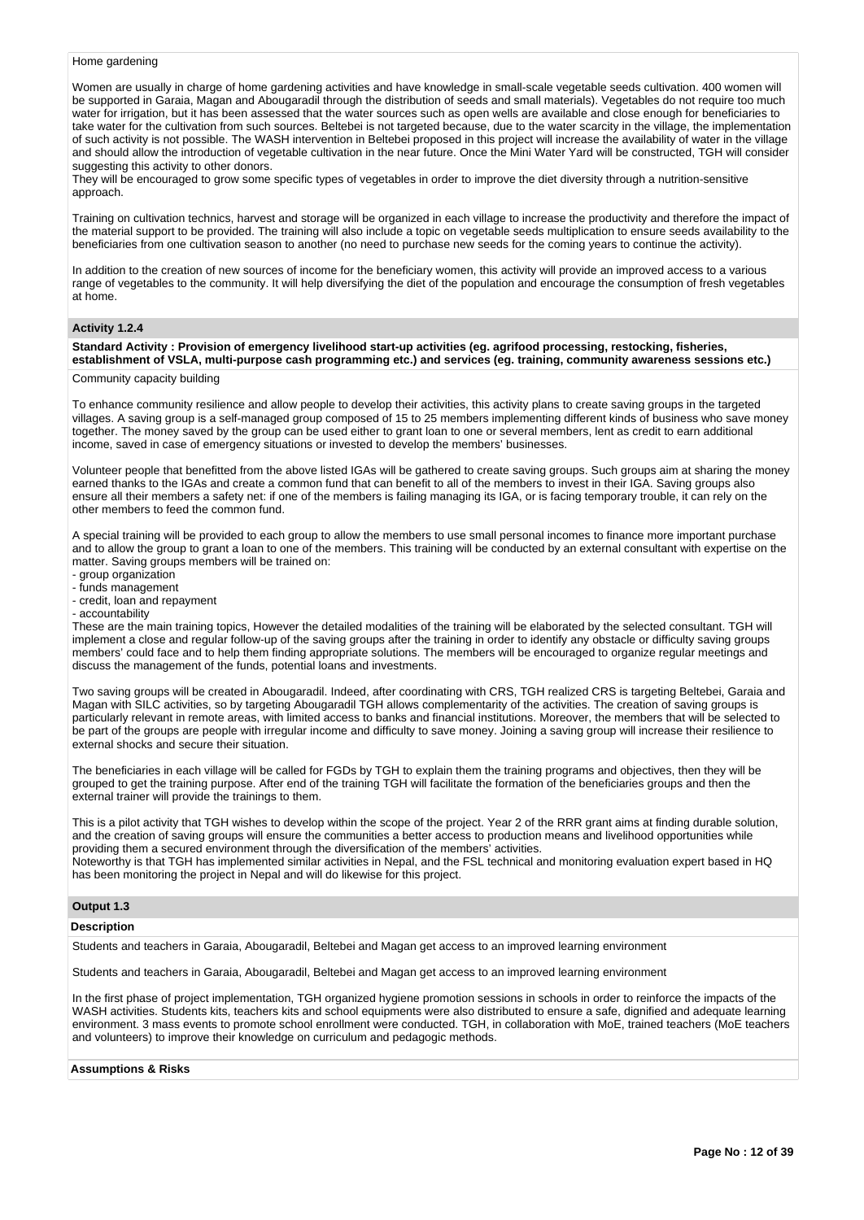Home gardening

Women are usually in charge of home gardening activities and have knowledge in small-scale vegetable seeds cultivation. 400 women will be supported in Garaia, Magan and Abougaradil through the distribution of seeds and small materials). Vegetables do not require too much water for irrigation, but it has been assessed that the water sources such as open wells are available and close enough for beneficiaries to take water for the cultivation from such sources. Beltebei is not targeted because, due to the water scarcity in the village, the implementation of such activity is not possible. The WASH intervention in Beltebei proposed in this project will increase the availability of water in the village and should allow the introduction of vegetable cultivation in the near future. Once the Mini Water Yard will be constructed, TGH will consider suggesting this activity to other donors.
They will be encouraged to grow some specific types of vegetables in order to improve the diet diversity through a nutrition-sensitive approach.

Training on cultivation technics, harvest and storage will be organized in each village to increase the productivity and therefore the impact of the material support to be provided. The training will also include a topic on vegetable seeds multiplication to ensure seeds availability to the beneficiaries from one cultivation season to another (no need to purchase new seeds for the coming years to continue the activity).

In addition to the creation of new sources of income for the beneficiary women, this activity will provide an improved access to a various range of vegetables to the community. It will help diversifying the diet of the population and encourage the consumption of fresh vegetables at home.

### Activity 1.2.4

**Standard Activity : Provision of emergency livelihood start-up activities (eg. agrifood processing, restocking, fisheries, establishment of VSLA, multi-purpose cash programming etc.) and services (eg. training, community awareness sessions etc.)**

Community capacity building

To enhance community resilience and allow people to develop their activities, this activity plans to create saving groups in the targeted villages. A saving group is a self-managed group composed of 15 to 25 members implementing different kinds of business who save money together. The money saved by the group can be used either to grant loan to one or several members, lent as credit to earn additional income, saved in case of emergency situations or invested to develop the members' businesses.

Volunteer people that benefitted from the above listed IGAs will be gathered to create saving groups. Such groups aim at sharing the money earned thanks to the IGAs and create a common fund that can benefit to all of the members to invest in their IGA. Saving groups also ensure all their members a safety net: if one of the members is failing managing its IGA, or is facing temporary trouble, it can rely on the other members to feed the common fund.

A special training will be provided to each group to allow the members to use small personal incomes to finance more important purchase and to allow the group to grant a loan to one of the members. This training will be conducted by an external consultant with expertise on the matter. Saving groups members will be trained on:
- group organization
- funds management
- credit, loan and repayment
- accountability

These are the main training topics, However the detailed modalities of the training will be elaborated by the selected consultant. TGH will implement a close and regular follow-up of the saving groups after the training in order to identify any obstacle or difficulty saving groups members' could face and to help them finding appropriate solutions. The members will be encouraged to organize regular meetings and discuss the management of the funds, potential loans and investments.

Two saving groups will be created in Abougaradil. Indeed, after coordinating with CRS, TGH realized CRS is targeting Beltebei, Garaia and Magan with SILC activities, so by targeting Abougaradil TGH allows complementarity of the activities. The creation of saving groups is particularly relevant in remote areas, with limited access to banks and financial institutions. Moreover, the members that will be selected to be part of the groups are people with irregular income and difficulty to save money. Joining a saving group will increase their resilience to external shocks and secure their situation.

The beneficiaries in each village will be called for FGDs by TGH to explain them the training programs and objectives, then they will be grouped to get the training purpose. After end of the training TGH will facilitate the formation of the beneficiaries groups and then the external trainer will provide the trainings to them.

This is a pilot activity that TGH wishes to develop within the scope of the project. Year 2 of the RRR grant aims at finding durable solution, and the creation of saving groups will ensure the communities a better access to production means and livelihood opportunities while providing them a secured environment through the diversification of the members' activities.
Noteworthy is that TGH has implemented similar activities in Nepal, and the FSL technical and monitoring evaluation expert based in HQ has been monitoring the project in Nepal and will do likewise for this project.

### Output 1.3

**Description**

Students and teachers in Garaia, Abougaradil, Beltebei and Magan get access to an improved learning environment

Students and teachers in Garaia, Abougaradil, Beltebei and Magan get access to an improved learning environment

In the first phase of project implementation, TGH organized hygiene promotion sessions in schools in order to reinforce the impacts of the WASH activities. Students kits, teachers kits and school equipments were also distributed to ensure a safe, dignified and adequate learning environment. 3 mass events to promote school enrollment were conducted. TGH, in collaboration with MoE, trained teachers (MoE teachers and volunteers) to improve their knowledge on curriculum and pedagogic methods.

**Assumptions & Risks**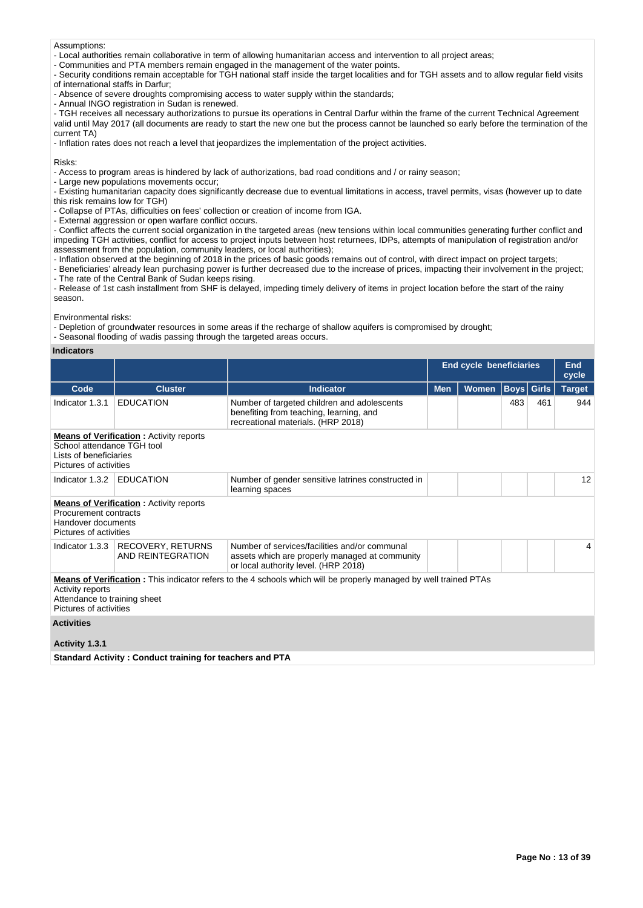Assumptions:
- Local authorities remain collaborative in term of allowing humanitarian access and intervention to all project areas;
- Communities and PTA members remain engaged in the management of the water points.
- Security conditions remain acceptable for TGH national staff inside the target localities and for TGH assets and to allow regular field visits of international staffs in Darfur;
- Absence of severe droughts compromising access to water supply within the standards;
- Annual INGO registration in Sudan is renewed.
- TGH receives all necessary authorizations to pursue its operations in Central Darfur within the frame of the current Technical Agreement valid until May 2017 (all documents are ready to start the new one but the process cannot be launched so early before the termination of the current TA)
- Inflation rates does not reach a level that jeopardizes the implementation of the project activities.

Risks:
- Access to program areas is hindered by lack of authorizations, bad road conditions and / or rainy season;
- Large new populations movements occur;
- Existing humanitarian capacity does significantly decrease due to eventual limitations in access, travel permits, visas (however up to date this risk remains low for TGH)
- Collapse of PTAs, difficulties on fees' collection or creation of income from IGA.
- External aggression or open warfare conflict occurs.
- Conflict affects the current social organization in the targeted areas (new tensions within local communities generating further conflict and impeding TGH activities, conflict for access to project inputs between host returnees, IDPs, attempts of manipulation of registration and/or assessment from the population, community leaders, or local authorities);
- Inflation observed at the beginning of 2018 in the prices of basic goods remains out of control, with direct impact on project targets;
- Beneficiaries' already lean purchasing power is further decreased due to the increase of prices, impacting their involvement in the project;
- The rate of the Central Bank of Sudan keeps rising.
- Release of 1st cash installment from SHF is delayed, impeding timely delivery of items in project location before the start of the rainy season.

Environmental risks:
- Depletion of groundwater resources in some areas if the recharge of shallow aquifers is compromised by drought;
- Seasonal flooding of wadis passing through the targeted areas occurs.

**Indicators**

| | | | End cycle beneficiaries | | | | End cycle |
|---|---|---|---|---|---|---|---|
| **Code** | **Cluster** | **Indicator** | **Men** | **Women** | **Boys** | **Girls** | **Target** |
| Indicator 1.3.1 | EDUCATION | Number of targeted children and adolescents benefiting from teaching, learning, and recreational materials. (HRP 2018) | | | 483 | 461 | 944 |

**Means of Verification :** Activity reports
School attendance TGH tool
Lists of beneficiaries
Pictures of activities

| Code | Cluster | Indicator | Men | Women | Boys | Girls | Target |
|---|---|---|---|---|---|---|---|
| Indicator 1.3.2 | EDUCATION | Number of gender sensitive latrines constructed in learning spaces | | | | | 12 |

**Means of Verification :** Activity reports
Procurement contracts
Handover documents
Pictures of activities

| Code | Cluster | Indicator | Men | Women | Boys | Girls | Target |
|---|---|---|---|---|---|---|---|
| Indicator 1.3.3 | RECOVERY, RETURNS AND REINTEGRATION | Number of services/facilities and/or communal assets which are properly managed at community or local authority level. (HRP 2018) | | | | | 4 |

**Means of Verification :** This indicator refers to the 4 schools which will be properly managed by well trained PTAs
Activity reports
Attendance to training sheet
Pictures of activities

**Activities**

**Activity 1.3.1**

**Standard Activity : Conduct training for teachers and PTA**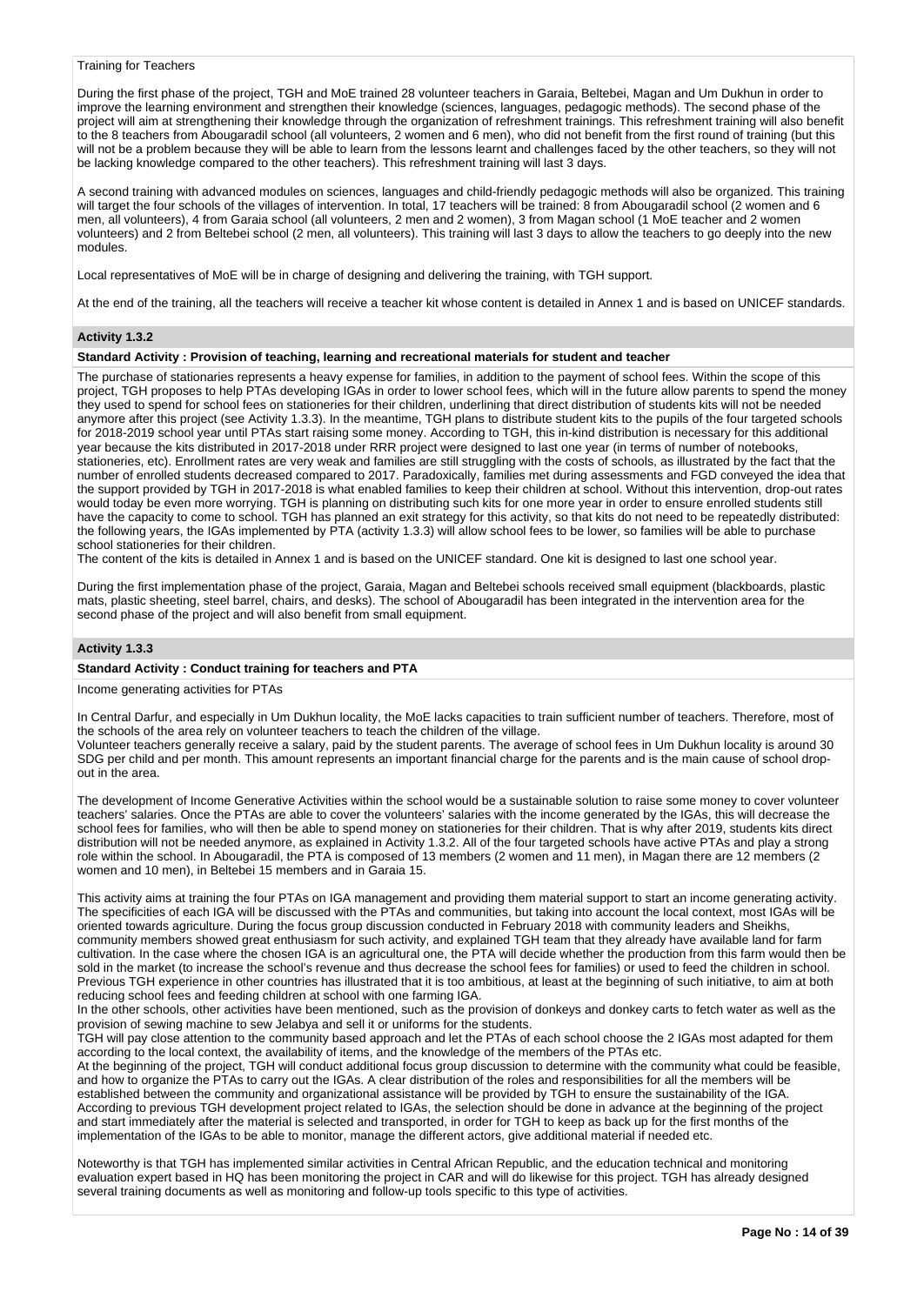Training for Teachers

During the first phase of the project, TGH and MoE trained 28 volunteer teachers in Garaia, Beltebei, Magan and Um Dukhun in order to improve the learning environment and strengthen their knowledge (sciences, languages, pedagogic methods). The second phase of the project will aim at strengthening their knowledge through the organization of refreshment trainings. This refreshment training will also benefit to the 8 teachers from Abougaradil school (all volunteers, 2 women and 6 men), who did not benefit from the first round of training (but this will not be a problem because they will be able to learn from the lessons learnt and challenges faced by the other teachers, so they will not be lacking knowledge compared to the other teachers). This refreshment training will last 3 days.

A second training with advanced modules on sciences, languages and child-friendly pedagogic methods will also be organized. This training will target the four schools of the villages of intervention. In total, 17 teachers will be trained: 8 from Abougaradil school (2 women and 6 men, all volunteers), 4 from Garaia school (all volunteers, 2 men and 2 women), 3 from Magan school (1 MoE teacher and 2 women volunteers) and 2 from Beltebei school (2 men, all volunteers). This training will last 3 days to allow the teachers to go deeply into the new modules.

Local representatives of MoE will be in charge of designing and delivering the training, with TGH support.

At the end of the training, all the teachers will receive a teacher kit whose content is detailed in Annex 1 and is based on UNICEF standards.

### Activity 1.3.2

**Standard Activity : Provision of teaching, learning and recreational materials for student and teacher**

The purchase of stationaries represents a heavy expense for families, in addition to the payment of school fees. Within the scope of this project, TGH proposes to help PTAs developing IGAs in order to lower school fees, which will in the future allow parents to spend the money they used to spend for school fees on stationeries for their children, underlining that direct distribution of students kits will not be needed anymore after this project (see Activity 1.3.3). In the meantime, TGH plans to distribute student kits to the pupils of the four targeted schools for 2018-2019 school year until PTAs start raising some money. According to TGH, this in-kind distribution is necessary for this additional year because the kits distributed in 2017-2018 under RRR project were designed to last one year (in terms of number of notebooks, stationeries, etc). Enrollment rates are very weak and families are still struggling with the costs of schools, as illustrated by the fact that the number of enrolled students decreased compared to 2017. Paradoxically, families met during assessments and FGD conveyed the idea that the support provided by TGH in 2017-2018 is what enabled families to keep their children at school. Without this intervention, drop-out rates would today be even more worrying. TGH is planning on distributing such kits for one more year in order to ensure enrolled students still have the capacity to come to school. TGH has planned an exit strategy for this activity, so that kits do not need to be repeatedly distributed: the following years, the IGAs implemented by PTA (activity 1.3.3) will allow school fees to be lower, so families will be able to purchase school stationeries for their children.
The content of the kits is detailed in Annex 1 and is based on the UNICEF standard. One kit is designed to last one school year.

During the first implementation phase of the project, Garaia, Magan and Beltebei schools received small equipment (blackboards, plastic mats, plastic sheeting, steel barrel, chairs, and desks). The school of Abougaradil has been integrated in the intervention area for the second phase of the project and will also benefit from small equipment.

### Activity 1.3.3

**Standard Activity : Conduct training for teachers and PTA**

Income generating activities for PTAs

In Central Darfur, and especially in Um Dukhun locality, the MoE lacks capacities to train sufficient number of teachers. Therefore, most of the schools of the area rely on volunteer teachers to teach the children of the village.
Volunteer teachers generally receive a salary, paid by the student parents. The average of school fees in Um Dukhun locality is around 30 SDG per child and per month. This amount represents an important financial charge for the parents and is the main cause of school drop-out in the area.

The development of Income Generative Activities within the school would be a sustainable solution to raise some money to cover volunteer teachers' salaries. Once the PTAs are able to cover the volunteers' salaries with the income generated by the IGAs, this will decrease the school fees for families, who will then be able to spend money on stationeries for their children. That is why after 2019, students kits direct distribution will not be needed anymore, as explained in Activity 1.3.2. All of the four targeted schools have active PTAs and play a strong role within the school. In Abougaradil, the PTA is composed of 13 members (2 women and 11 men), in Magan there are 12 members (2 women and 10 men), in Beltebei 15 members and in Garaia 15.

This activity aims at training the four PTAs on IGA management and providing them material support to start an income generating activity. The specificities of each IGA will be discussed with the PTAs and communities, but taking into account the local context, most IGAs will be oriented towards agriculture. During the focus group discussion conducted in February 2018 with community leaders and Sheikhs, community members showed great enthusiasm for such activity, and explained TGH team that they already have available land for farm cultivation. In the case where the chosen IGA is an agricultural one, the PTA will decide whether the production from this farm would then be sold in the market (to increase the school's revenue and thus decrease the school fees for families) or used to feed the children in school. Previous TGH experience in other countries has illustrated that it is too ambitious, at least at the beginning of such initiative, to aim at both reducing school fees and feeding children at school with one farming IGA.
In the other schools, other activities have been mentioned, such as the provision of donkeys and donkey carts to fetch water as well as the provision of sewing machine to sew Jelabya and sell it or uniforms for the students.
TGH will pay close attention to the community based approach and let the PTAs of each school choose the 2 IGAs most adapted for them according to the local context, the availability of items, and the knowledge of the members of the PTAs etc.
At the beginning of the project, TGH will conduct additional focus group discussion to determine with the community what could be feasible, and how to organize the PTAs to carry out the IGAs. A clear distribution of the roles and responsibilities for all the members will be established between the community and organizational assistance will be provided by TGH to ensure the sustainability of the IGA.
According to previous TGH development project related to IGAs, the selection should be done in advance at the beginning of the project and start immediately after the material is selected and transported, in order for TGH to keep as back up for the first months of the implementation of the IGAs to be able to monitor, manage the different actors, give additional material if needed etc.

Noteworthy is that TGH has implemented similar activities in Central African Republic, and the education technical and monitoring evaluation expert based in HQ has been monitoring the project in CAR and will do likewise for this project. TGH has already designed several training documents as well as monitoring and follow-up tools specific to this type of activities.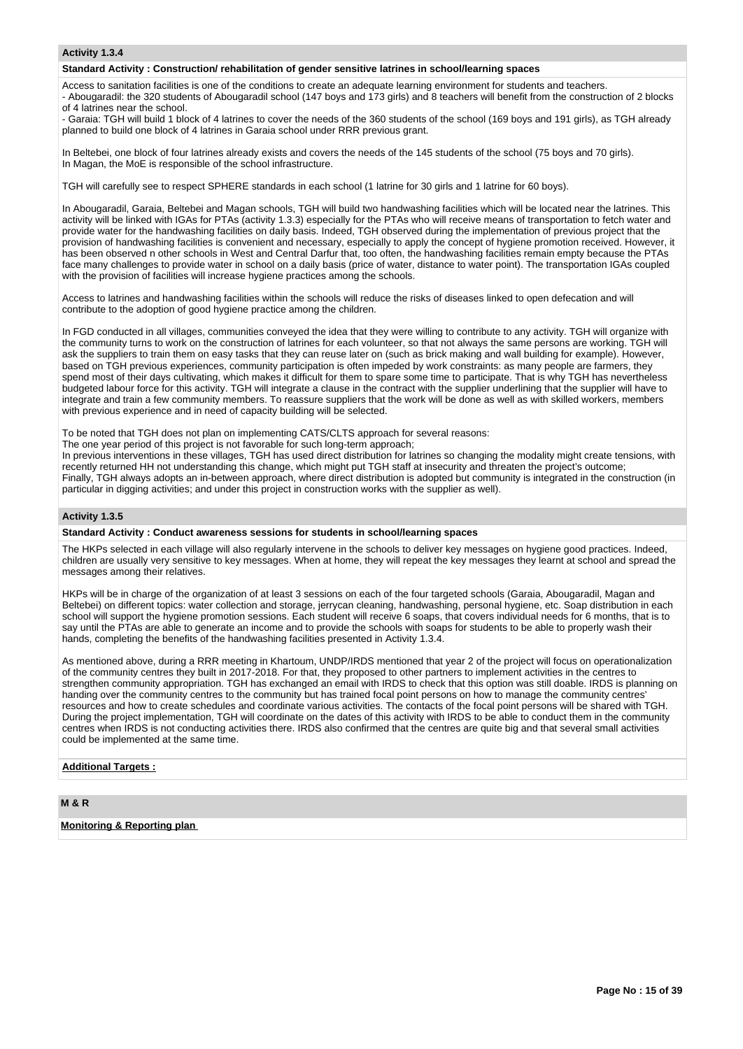### Activity 1.3.4

**Standard Activity : Construction/ rehabilitation of gender sensitive latrines in school/learning spaces**

Access to sanitation facilities is one of the conditions to create an adequate learning environment for students and teachers.
- Abougaradil: the 320 students of Abougaradil school (147 boys and 173 girls) and 8 teachers will benefit from the construction of 2 blocks of 4 latrines near the school.
- Garaia: TGH will build 1 block of 4 latrines to cover the needs of the 360 students of the school (169 boys and 191 girls), as TGH already planned to build one block of 4 latrines in Garaia school under RRR previous grant.

In Beltebei, one block of four latrines already exists and covers the needs of the 145 students of the school (75 boys and 70 girls).
In Magan, the MoE is responsible of the school infrastructure.

TGH will carefully see to respect SPHERE standards in each school (1 latrine for 30 girls and 1 latrine for 60 boys).

In Abougaradil, Garaia, Beltebei and Magan schools, TGH will build two handwashing facilities which will be located near the latrines. This activity will be linked with IGAs for PTAs (activity 1.3.3) especially for the PTAs who will receive means of transportation to fetch water and provide water for the handwashing facilities on daily basis. Indeed, TGH observed during the implementation of previous project that the provision of handwashing facilities is convenient and necessary, especially to apply the concept of hygiene promotion received. However, it has been observed n other schools in West and Central Darfur that, too often, the handwashing facilities remain empty because the PTAs face many challenges to provide water in school on a daily basis (price of water, distance to water point). The transportation IGAs coupled with the provision of facilities will increase hygiene practices among the schools.

Access to latrines and handwashing facilities within the schools will reduce the risks of diseases linked to open defecation and will contribute to the adoption of good hygiene practice among the children.

In FGD conducted in all villages, communities conveyed the idea that they were willing to contribute to any activity. TGH will organize with the community turns to work on the construction of latrines for each volunteer, so that not always the same persons are working. TGH will ask the suppliers to train them on easy tasks that they can reuse later on (such as brick making and wall building for example). However, based on TGH previous experiences, community participation is often impeded by work constraints: as many people are farmers, they spend most of their days cultivating, which makes it difficult for them to spare some time to participate. That is why TGH has nevertheless budgeted labour force for this activity. TGH will integrate a clause in the contract with the supplier underlining that the supplier will have to integrate and train a few community members. To reassure suppliers that the work will be done as well as with skilled workers, members with previous experience and in need of capacity building will be selected.

To be noted that TGH does not plan on implementing CATS/CLTS approach for several reasons:
The one year period of this project is not favorable for such long-term approach;
In previous interventions in these villages, TGH has used direct distribution for latrines so changing the modality might create tensions, with recently returned HH not understanding this change, which might put TGH staff at insecurity and threaten the project's outcome;
Finally, TGH always adopts an in-between approach, where direct distribution is adopted but community is integrated in the construction (in particular in digging activities; and under this project in construction works with the supplier as well).

### Activity 1.3.5

**Standard Activity : Conduct awareness sessions for students in school/learning spaces**

The HKPs selected in each village will also regularly intervene in the schools to deliver key messages on hygiene good practices. Indeed, children are usually very sensitive to key messages. When at home, they will repeat the key messages they learnt at school and spread the messages among their relatives.

HKPs will be in charge of the organization of at least 3 sessions on each of the four targeted schools (Garaia, Abougaradil, Magan and Beltebei) on different topics: water collection and storage, jerrycan cleaning, handwashing, personal hygiene, etc. Soap distribution in each school will support the hygiene promotion sessions. Each student will receive 6 soaps, that covers individual needs for 6 months, that is to say until the PTAs are able to generate an income and to provide the schools with soaps for students to be able to properly wash their hands, completing the benefits of the handwashing facilities presented in Activity 1.3.4.

As mentioned above, during a RRR meeting in Khartoum, UNDP/IRDS mentioned that year 2 of the project will focus on operationalization of the community centres they built in 2017-2018. For that, they proposed to other partners to implement activities in the centres to strengthen community appropriation. TGH has exchanged an email with IRDS to check that this option was still doable. IRDS is planning on handing over the community centres to the community but has trained focal point persons on how to manage the community centres' resources and how to create schedules and coordinate various activities. The contacts of the focal point persons will be shared with TGH. During the project implementation, TGH will coordinate on the dates of this activity with IRDS to be able to conduct them in the community centres when IRDS is not conducting activities there. IRDS also confirmed that the centres are quite big and that several small activities could be implemented at the same time.

**Additional Targets :**

## M & R

**Monitoring & Reporting plan**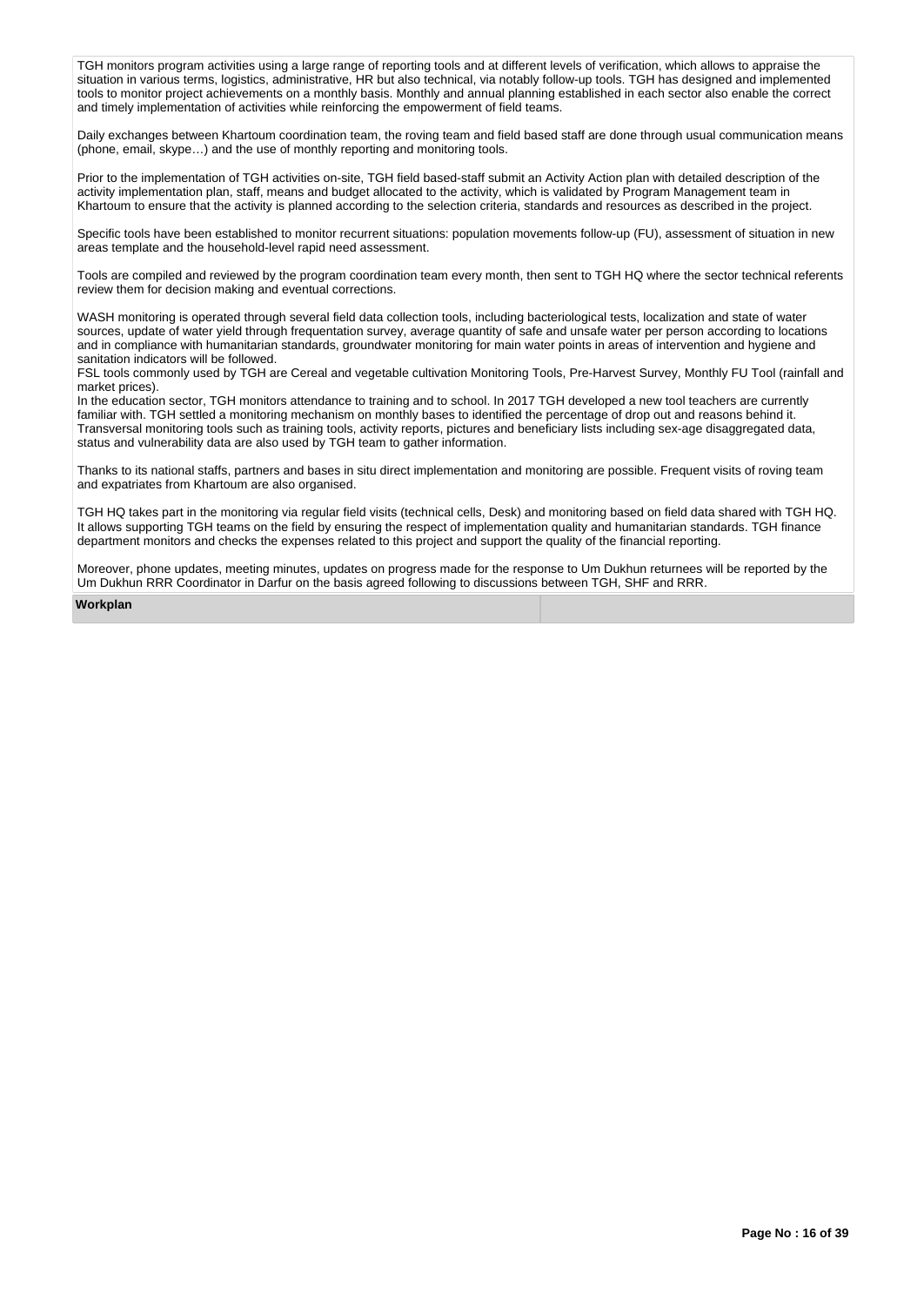TGH monitors program activities using a large range of reporting tools and at different levels of verification, which allows to appraise the situation in various terms, logistics, administrative, HR but also technical, via notably follow-up tools. TGH has designed and implemented tools to monitor project achievements on a monthly basis. Monthly and annual planning established in each sector also enable the correct and timely implementation of activities while reinforcing the empowerment of field teams.

Daily exchanges between Khartoum coordination team, the roving team and field based staff are done through usual communication means (phone, email, skype…) and the use of monthly reporting and monitoring tools.

Prior to the implementation of TGH activities on-site, TGH field based-staff submit an Activity Action plan with detailed description of the activity implementation plan, staff, means and budget allocated to the activity, which is validated by Program Management team in Khartoum to ensure that the activity is planned according to the selection criteria, standards and resources as described in the project.

Specific tools have been established to monitor recurrent situations: population movements follow-up (FU), assessment of situation in new areas template and the household-level rapid need assessment.

Tools are compiled and reviewed by the program coordination team every month, then sent to TGH HQ where the sector technical referents review them for decision making and eventual corrections.

WASH monitoring is operated through several field data collection tools, including bacteriological tests, localization and state of water sources, update of water yield through frequentation survey, average quantity of safe and unsafe water per person according to locations and in compliance with humanitarian standards, groundwater monitoring for main water points in areas of intervention and hygiene and sanitation indicators will be followed.
FSL tools commonly used by TGH are Cereal and vegetable cultivation Monitoring Tools, Pre-Harvest Survey, Monthly FU Tool (rainfall and market prices).
In the education sector, TGH monitors attendance to training and to school. In 2017 TGH developed a new tool teachers are currently familiar with. TGH settled a monitoring mechanism on monthly bases to identified the percentage of drop out and reasons behind it.
Transversal monitoring tools such as training tools, activity reports, pictures and beneficiary lists including sex-age disaggregated data, status and vulnerability data are also used by TGH team to gather information.

Thanks to its national staffs, partners and bases in situ direct implementation and monitoring are possible. Frequent visits of roving team and expatriates from Khartoum are also organised.

TGH HQ takes part in the monitoring via regular field visits (technical cells, Desk) and monitoring based on field data shared with TGH HQ. It allows supporting TGH teams on the field by ensuring the respect of implementation quality and humanitarian standards. TGH finance department monitors and checks the expenses related to this project and support the quality of the financial reporting.

Moreover, phone updates, meeting minutes, updates on progress made for the response to Um Dukhun returnees will be reported by the Um Dukhun RRR Coordinator in Darfur on the basis agreed following to discussions between TGH, SHF and RRR.

| **Workplan** | |
|---|---|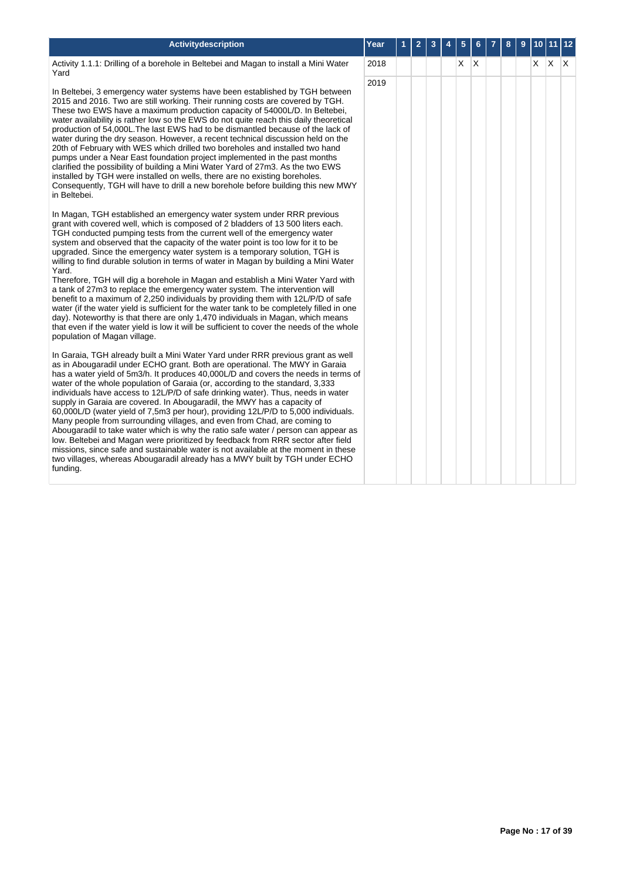| Activitydescription | Year | 1 | 2 | 3 | 4 | 5 | 6 | 7 | 8 | 9 | 10 | 11 | 12 |
|---|---|---|---|---|---|---|---|---|---|---|---|---|---|
| Activity 1.1.1: Drilling of a borehole in Beltebei and Magan to install a Mini Water Yard<br><br>In Beltebei, 3 emergency water systems have been established by TGH between 2015 and 2016. Two are still working. Their running costs are covered by TGH. These two EWS have a maximum production capacity of 54000L/D. In Beltebei, water availability is rather low so the EWS do not quite reach this daily theoretical production of 54,000L.The last EWS had to be dismantled because of the lack of water during the dry season. However, a recent technical discussion held on the 20th of February with WES which drilled two boreholes and installed two hand pumps under a Near East foundation project implemented in the past months clarified the possibility of building a Mini Water Yard of 27m3. As the two EWS installed by TGH were installed on wells, there are no existing boreholes. Consequently, TGH will have to drill a new borehole before building this new MWY in Beltebei.<br><br>In Magan, TGH established an emergency water system under RRR previous grant with covered well, which is composed of 2 bladders of 13 500 liters each. TGH conducted pumping tests from the current well of the emergency water system and observed that the capacity of the water point is too low for it to be upgraded. Since the emergency water system is a temporary solution, TGH is willing to find durable solution in terms of water in Magan by building a Mini Water Yard.<br>Therefore, TGH will dig a borehole in Magan and establish a Mini Water Yard with a tank of 27m3 to replace the emergency water system. The intervention will benefit to a maximum of 2,250 individuals by providing them with 12L/P/D of safe water (if the water yield is sufficient for the water tank to be completely filled in one day). Noteworthy is that there are only 1,470 individuals in Magan, which means that even if the water yield is low it will be sufficient to cover the needs of the whole population of Magan village.<br><br>In Garaia, TGH already built a Mini Water Yard under RRR previous grant as well as in Abougaradil under ECHO grant. Both are operational. The MWY in Garaia has a water yield of 5m3/h. It produces 40,000L/D and covers the needs in terms of water of the whole population of Garaia (or, according to the standard, 3,333 individuals have access to 12L/P/D of safe drinking water). Thus, needs in water supply in Garaia are covered. In Abougaradil, the MWY has a capacity of 60,000L/D (water yield of 7,5m3 per hour), providing 12L/P/D to 5,000 individuals. Many people from surrounding villages, and even from Chad, are coming to Abougaradil to take water which is why the ratio safe water / person can appear as low. Beltebei and Magan were prioritized by feedback from RRR sector after field missions, since safe and sustainable water is not available at the moment in these two villages, whereas Abougaradil already has a MWY built by TGH under ECHO funding. | 2018 | | | | | X | X | | | | X | X | X |
| | 2019 | | | | | | | | | | | | |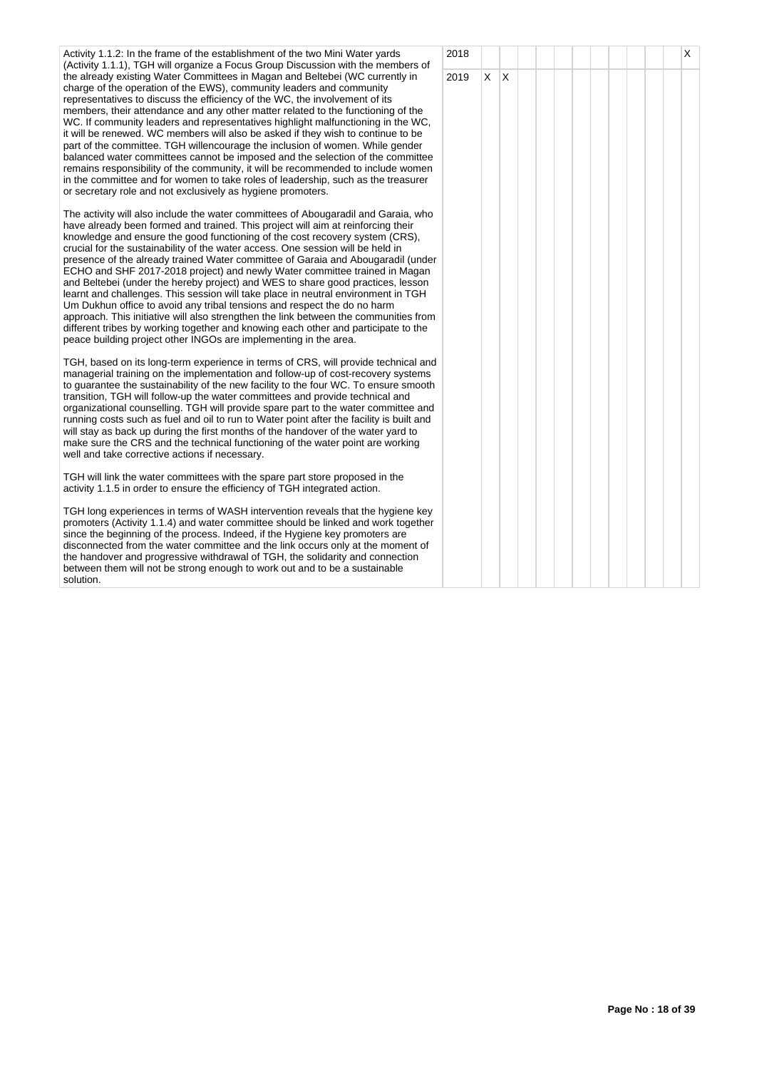| Activity | Year | 1 | 2 | 3 | 4 | 5 | 6 | 7 | 8 | 9 | 10 | 11 | 12 |
|---|---|---|---|---|---|---|---|---|---|---|---|---|---|
| Activity 1.1.2: In the frame of the establishment of the two Mini Water yards (Activity 1.1.1), TGH will organize a Focus Group Discussion with the members of the already existing Water Committees in Magan and Beltebei (WC currently in charge of the operation of the EWS), community leaders and community representatives to discuss the efficiency of the WC, the involvement of its members, their attendance and any other matter related to the functioning of the WC. If community leaders and representatives highlight malfunctioning in the WC, it will be renewed. WC members will also be asked if they wish to continue to be part of the committee. TGH willencourage the inclusion of women. While gender balanced water committees cannot be imposed and the selection of the committee remains responsibility of the community, it will be recommended to include women in the committee and for women to take roles of leadership, such as the treasurer or secretary role and not exclusively as hygiene promoters.<br><br>The activity will also include the water committees of Abougaradil and Garaia, who have already been formed and trained. This project will aim at reinforcing their knowledge and ensure the good functioning of the cost recovery system (CRS), crucial for the sustainability of the water access. One session will be held in presence of the already trained Water committee of Garaia and Abougaradil (under ECHO and SHF 2017-2018 project) and newly Water committee trained in Magan and Beltebei (under the hereby project) and WES to share good practices, lesson learnt and challenges. This session will take place in neutral environment in TGH Um Dukhun office to avoid any tribal tensions and respect the do no harm approach. This initiative will also strengthen the link between the communities from different tribes by working together and knowing each other and participate to the peace building project other INGOs are implementing in the area.<br><br>TGH, based on its long-term experience in terms of CRS, will provide technical and managerial training on the implementation and follow-up of cost-recovery systems to guarantee the sustainability of the new facility to the four WC. To ensure smooth transition, TGH will follow-up the water committees and provide technical and organizational counselling. TGH will provide spare part to the water committee and running costs such as fuel and oil to run to Water point after the facility is built and will stay as back up during the first months of the handover of the water yard to make sure the CRS and the technical functioning of the water point are working well and take corrective actions if necessary.<br><br>TGH will link the water committees with the spare part store proposed in the activity 1.1.5 in order to ensure the efficiency of TGH integrated action.<br><br>TGH long experiences in terms of WASH intervention reveals that the hygiene key promoters (Activity 1.1.4) and water committee should be linked and work together since the beginning of the process. Indeed, if the Hygiene key promoters are disconnected from the water committee and the link occurs only at the moment of the handover and progressive withdrawal of TGH, the solidarity and connection between them will not be strong enough to work out and to be a sustainable solution. | 2018 | | | | | | | | | | | | X |
| | 2019 | X | X | | | | | | | | | | |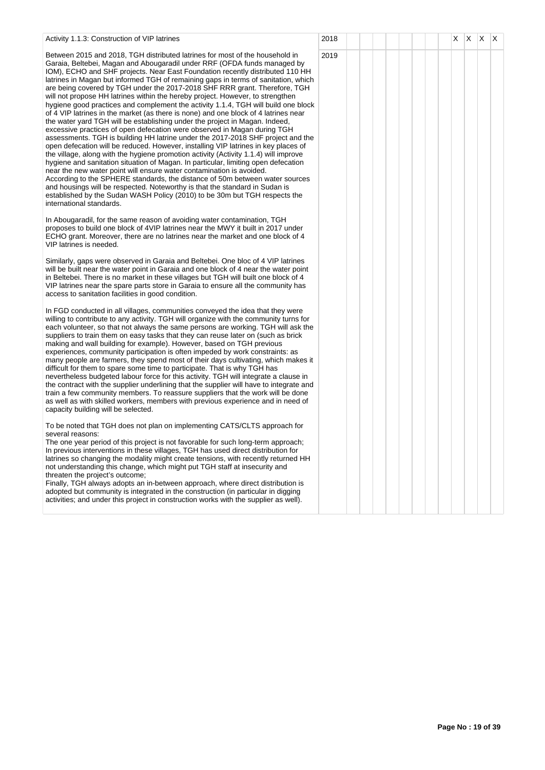| Activity 1.1.3: Construction of VIP latrines | 2018 | | | | | | | | | X | X | X | X |
|---|---|---|---|---|---|---|---|---|---|---|---|---|---|
| Between 2015 and 2018, TGH distributed latrines for most of the household in Garaia, Beltebei, Magan and Abougaradil under RRF (OFDA funds managed by IOM), ECHO and SHF projects. Near East Foundation recently distributed 110 HH latrines in Magan but informed TGH of remaining gaps in terms of sanitation, which are being covered by TGH under the 2017-2018 SHF RRR grant. Therefore, TGH will not propose HH latrines within the hereby project. However, to strengthen hygiene good practices and complement the activity 1.1.4, TGH will build one block of 4 VIP latrines in the market (as there is none) and one block of 4 latrines near the water yard TGH will be establishing under the project in Magan. Indeed, excessive practices of open defecation were observed in Magan during TGH assessments. TGH is building HH latrine under the 2017-2018 SHF project and the open defecation will be reduced. However, installing VIP latrines in key places of the village, along with the hygiene promotion activity (Activity 1.1.4) will improve hygiene and sanitation situation of Magan. In particular, limiting open defecation near the new water point will ensure water contamination is avoided.<br>According to the SPHERE standards, the distance of 50m between water sources and housings will be respected. Noteworthy is that the standard in Sudan is established by the Sudan WASH Policy (2010) to be 30m but TGH respects the international standards.<br><br>In Abougaradil, for the same reason of avoiding water contamination, TGH proposes to build one block of 4VIP latrines near the MWY it built in 2017 under ECHO grant. Moreover, there are no latrines near the market and one block of 4 VIP latrines is needed.<br><br>Similarly, gaps were observed in Garaia and Beltebei. One bloc of 4 VIP latrines will be built near the water point in Garaia and one block of 4 near the water point in Beltebei. There is no market in these villages but TGH will built one block of 4 VIP latrines near the spare parts store in Garaia to ensure all the community has access to sanitation facilities in good condition.<br><br>In FGD conducted in all villages, communities conveyed the idea that they were willing to contribute to any activity. TGH will organize with the community turns for each volunteer, so that not always the same persons are working. TGH will ask the suppliers to train them on easy tasks that they can reuse later on (such as brick making and wall building for example). However, based on TGH previous experiences, community participation is often impeded by work constraints: as many people are farmers, they spend most of their days cultivating, which makes it difficult for them to spare some time to participate. That is why TGH has nevertheless budgeted labour force for this activity. TGH will integrate a clause in the contract with the supplier underlining that the supplier will have to integrate and train a few community members. To reassure suppliers that the work will be done as well as with skilled workers, members with previous experience and in need of capacity building will be selected.<br><br>To be noted that TGH does not plan on implementing CATS/CLTS approach for several reasons:<br>The one year period of this project is not favorable for such long-term approach;<br>In previous interventions in these villages, TGH has used direct distribution for latrines so changing the modality might create tensions, with recently returned HH not understanding this change, which might put TGH staff at insecurity and threaten the project's outcome;<br>Finally, TGH always adopts an in-between approach, where direct distribution is adopted but community is integrated in the construction (in particular in digging activities; and under this project in construction works with the supplier as well). | 2019 | | | | | | | | | | | | |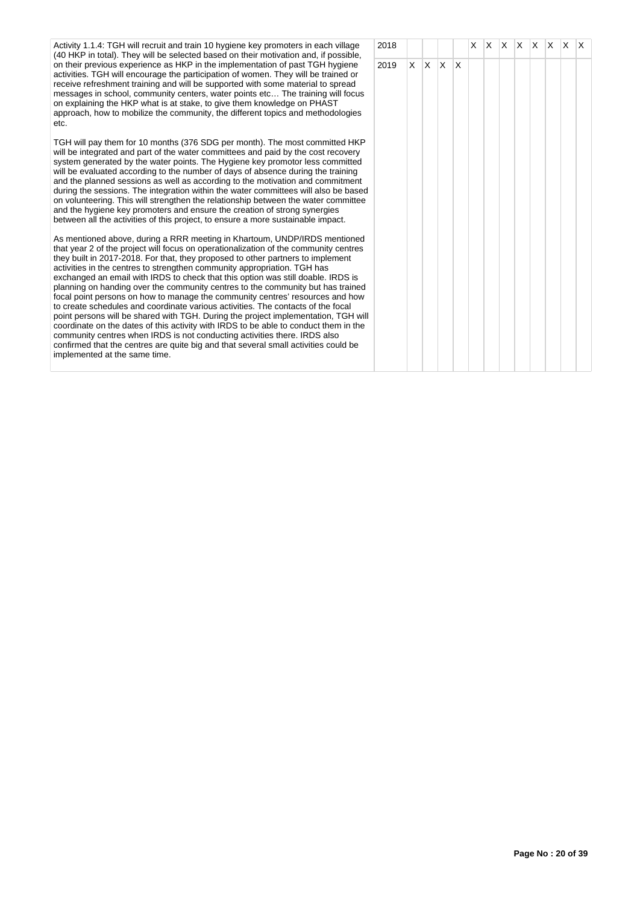| Activity | Year | 1 | 2 | 3 | 4 | 5 | 6 | 7 | 8 | 9 | 10 | 11 | 12 |
|---|---|---|---|---|---|---|---|---|---|---|---|---|---|
| Activity 1.1.4: TGH will recruit and train 10 hygiene key promoters in each village (40 HKP in total). They will be selected based on their motivation and, if possible, on their previous experience as HKP in the implementation of past TGH hygiene activities. TGH will encourage the participation of women. They will be trained or receive refreshment training and will be supported with some material to spread messages in school, community centers, water points etc… The training will focus on explaining the HKP what is at stake, to give them knowledge on PHAST approach, how to mobilize the community, the different topics and methodologies etc.<br><br>TGH will pay them for 10 months (376 SDG per month). The most committed HKP will be integrated and part of the water committees and paid by the cost recovery system generated by the water points. The Hygiene key promotor less committed will be evaluated according to the number of days of absence during the training and the planned sessions as well as according to the motivation and commitment during the sessions. The integration within the water committees will also be based on volunteering. This will strengthen the relationship between the water committee and the hygiene key promoters and ensure the creation of strong synergies between all the activities of this project, to ensure a more sustainable impact.<br><br>As mentioned above, during a RRR meeting in Khartoum, UNDP/IRDS mentioned that year 2 of the project will focus on operationalization of the community centres they built in 2017-2018. For that, they proposed to other partners to implement activities in the centres to strengthen community appropriation. TGH has exchanged an email with IRDS to check that this option was still doable. IRDS is planning on handing over the community centres to the community but has trained focal point persons on how to manage the community centres' resources and how to create schedules and coordinate various activities. The contacts of the focal point persons will be shared with TGH. During the project implementation, TGH will coordinate on the dates of this activity with IRDS to be able to conduct them in the community centres when IRDS is not conducting activities there. IRDS also confirmed that the centres are quite big and that several small activities could be implemented at the same time. | 2018 | | | | | X | X | X | X | X | X | X | X |
| | 2019 | X | X | X | X | | | | | | | | |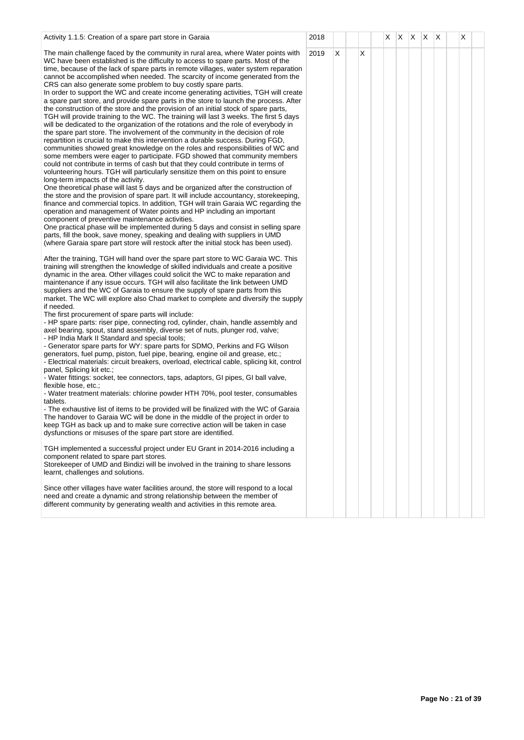| Activity 1.1.5: Creation of a spare part store in Garaia | 2018 | | | | | X | X | X | X | X | | X | |
|---|---|---|---|---|---|---|---|---|---|---|---|---|---|
| The main challenge faced by the community in rural area, where Water points with WC have been established is the difficulty to access to spare parts. Most of the time, because of the lack of spare parts in remote villages, water system reparation cannot be accomplished when needed. The scarcity of income generated from the CRS can also generate some problem to buy costly spare parts.<br>In order to support the WC and create income generating activities, TGH will create a spare part store, and provide spare parts in the store to launch the process. After the construction of the store and the provision of an initial stock of spare parts, TGH will provide training to the WC. The training will last 3 weeks. The first 5 days will be dedicated to the organization of the rotations and the role of everybody in the spare part store. The involvement of the community in the decision of role repartition is crucial to make this intervention a durable success. During FGD, communities showed great knowledge on the roles and responsibilities of WC and some members were eager to participate. FGD showed that community members could not contribute in terms of cash but that they could contribute in terms of volunteering hours. TGH will particularly sensitize them on this point to ensure long-term impacts of the activity.<br>One theoretical phase will last 5 days and be organized after the construction of the store and the provision of spare part. It will include accountancy, storekeeping, finance and commercial topics. In addition, TGH will train Garaia WC regarding the operation and management of Water points and HP including an important component of preventive maintenance activities.<br>One practical phase will be implemented during 5 days and consist in selling spare parts, fill the book, save money, speaking and dealing with suppliers in UMD (where Garaia spare part store will restock after the initial stock has been used).<br><br>After the training, TGH will hand over the spare part store to WC Garaia WC. This training will strengthen the knowledge of skilled individuals and create a positive dynamic in the area. Other villages could solicit the WC to make reparation and maintenance if any issue occurs. TGH will also facilitate the link between UMD suppliers and the WC of Garaia to ensure the supply of spare parts from this market. The WC will explore also Chad market to complete and diversify the supply if needed.<br>The first procurement of spare parts will include:<br>- HP spare parts: riser pipe, connecting rod, cylinder, chain, handle assembly and axel bearing, spout, stand assembly, diverse set of nuts, plunger rod, valve;<br>- HP India Mark II Standard and special tools;<br>- Generator spare parts for WY: spare parts for SDMO, Perkins and FG Wilson generators, fuel pump, piston, fuel pipe, bearing, engine oil and grease, etc.;<br>- Electrical materials: circuit breakers, overload, electrical cable, splicing kit, control panel, Splicing kit etc.;<br>- Water fittings: socket, tee connectors, taps, adaptors, GI pipes, GI ball valve, flexible hose, etc.;<br>- Water treatment materials: chlorine powder HTH 70%, pool tester, consumables tablets.<br>- The exhaustive list of items to be provided will be finalized with the WC of Garaia<br>The handover to Garaia WC will be done in the middle of the project in order to keep TGH as back up and to make sure corrective action will be taken in case dysfunctions or misuses of the spare part store are identified.<br><br>TGH implemented a successful project under EU Grant in 2014-2016 including a component related to spare part stores.<br>Storekeeper of UMD and Bindizi will be involved in the training to share lessons learnt, challenges and solutions.<br><br>Since other villages have water facilities around, the store will respond to a local need and create a dynamic and strong relationship between the member of different community by generating wealth and activities in this remote area. | 2019 | X | | X | | | | | | | | | |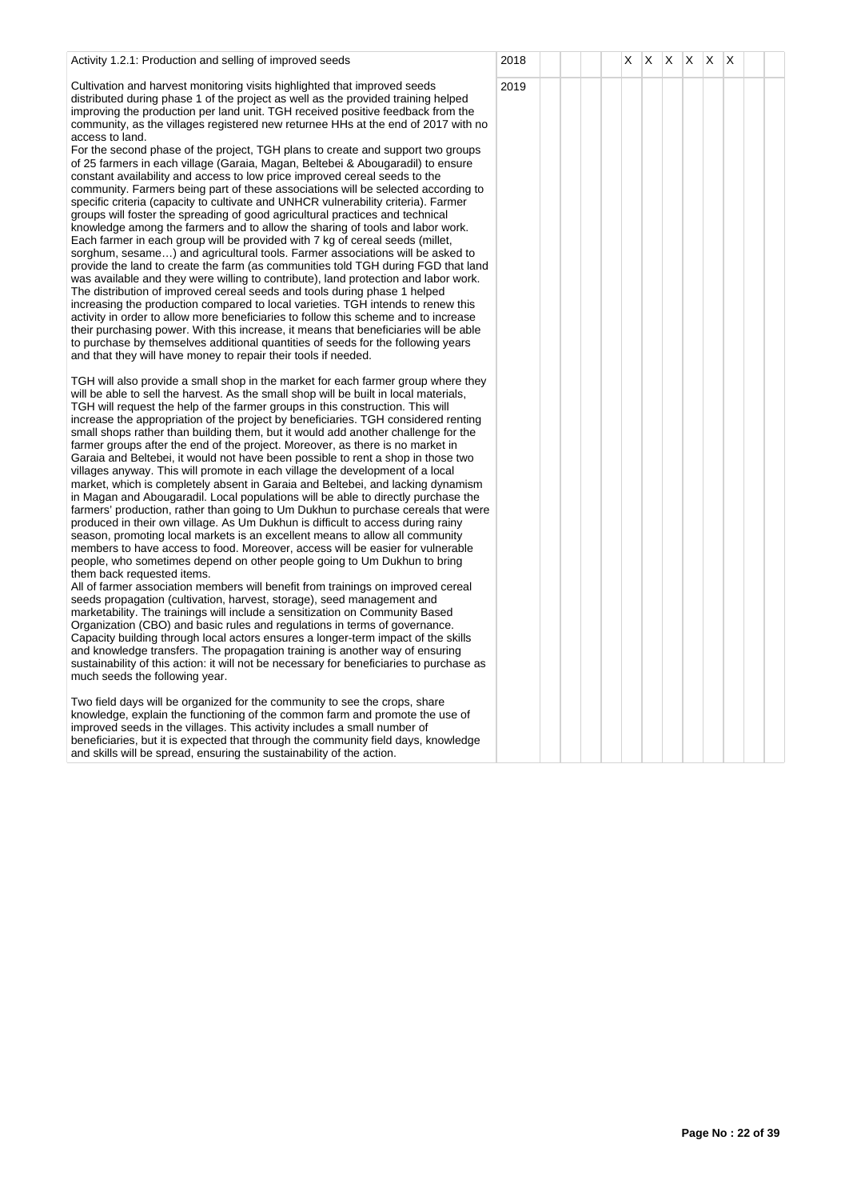| Activity | Year | 1 | 2 | 3 | 4 | 5 | 6 | 7 | 8 | 9 | 10 | 11 | 12 |
|---|---|---|---|---|---|---|---|---|---|---|---|---|---|
| Activity 1.2.1: Production and selling of improved seeds | 2018 | | | | | X | X | X | X | X | X | | |
| Cultivation and harvest monitoring visits highlighted that improved seeds distributed during phase 1 of the project as well as the provided training helped improving the production per land unit. TGH received positive feedback from the community, as the villages registered new returnee HHs at the end of 2017 with no access to land.<br>For the second phase of the project, TGH plans to create and support two groups of 25 farmers in each village (Garaia, Magan, Beltebei & Abougaradil) to ensure constant availability and access to low price improved cereal seeds to the community. Farmers being part of these associations will be selected according to specific criteria (capacity to cultivate and UNHCR vulnerability criteria). Farmer groups will foster the spreading of good agricultural practices and technical knowledge among the farmers and to allow the sharing of tools and labor work. Each farmer in each group will be provided with 7 kg of cereal seeds (millet, sorghum, sesame…) and agricultural tools. Farmer associations will be asked to provide the land to create the farm (as communities told TGH during FGD that land was available and they were willing to contribute), land protection and labor work. The distribution of improved cereal seeds and tools during phase 1 helped increasing the production compared to local varieties. TGH intends to renew this activity in order to allow more beneficiaries to follow this scheme and to increase their purchasing power. With this increase, it means that beneficiaries will be able to purchase by themselves additional quantities of seeds for the following years and that they will have money to repair their tools if needed.<br><br>TGH will also provide a small shop in the market for each farmer group where they will be able to sell the harvest. As the small shop will be built in local materials, TGH will request the help of the farmer groups in this construction. This will increase the appropriation of the project by beneficiaries. TGH considered renting small shops rather than building them, but it would add another challenge for the farmer groups after the end of the project. Moreover, as there is no market in Garaia and Beltebei, it would not have been possible to rent a shop in those two villages anyway. This will promote in each village the development of a local market, which is completely absent in Garaia and Beltebei, and lacking dynamism in Magan and Abougaradil. Local populations will be able to directly purchase the farmers' production, rather than going to Um Dukhun to purchase cereals that were produced in their own village. As Um Dukhun is difficult to access during rainy season, promoting local markets is an excellent means to allow all community members to have access to food. Moreover, access will be easier for vulnerable people, who sometimes depend on other people going to Um Dukhun to bring them back requested items.<br>All of farmer association members will benefit from trainings on improved cereal seeds propagation (cultivation, harvest, storage), seed management and marketability. The trainings will include a sensitization on Community Based Organization (CBO) and basic rules and regulations in terms of governance. Capacity building through local actors ensures a longer-term impact of the skills and knowledge transfers. The propagation training is another way of ensuring sustainability of this action: it will not be necessary for beneficiaries to purchase as much seeds the following year.<br><br>Two field days will be organized for the community to see the crops, share knowledge, explain the functioning of the common farm and promote the use of improved seeds in the villages. This activity includes a small number of beneficiaries, but it is expected that through the community field days, knowledge and skills will be spread, ensuring the sustainability of the action. | 2019 | | | | | | | | | | | | |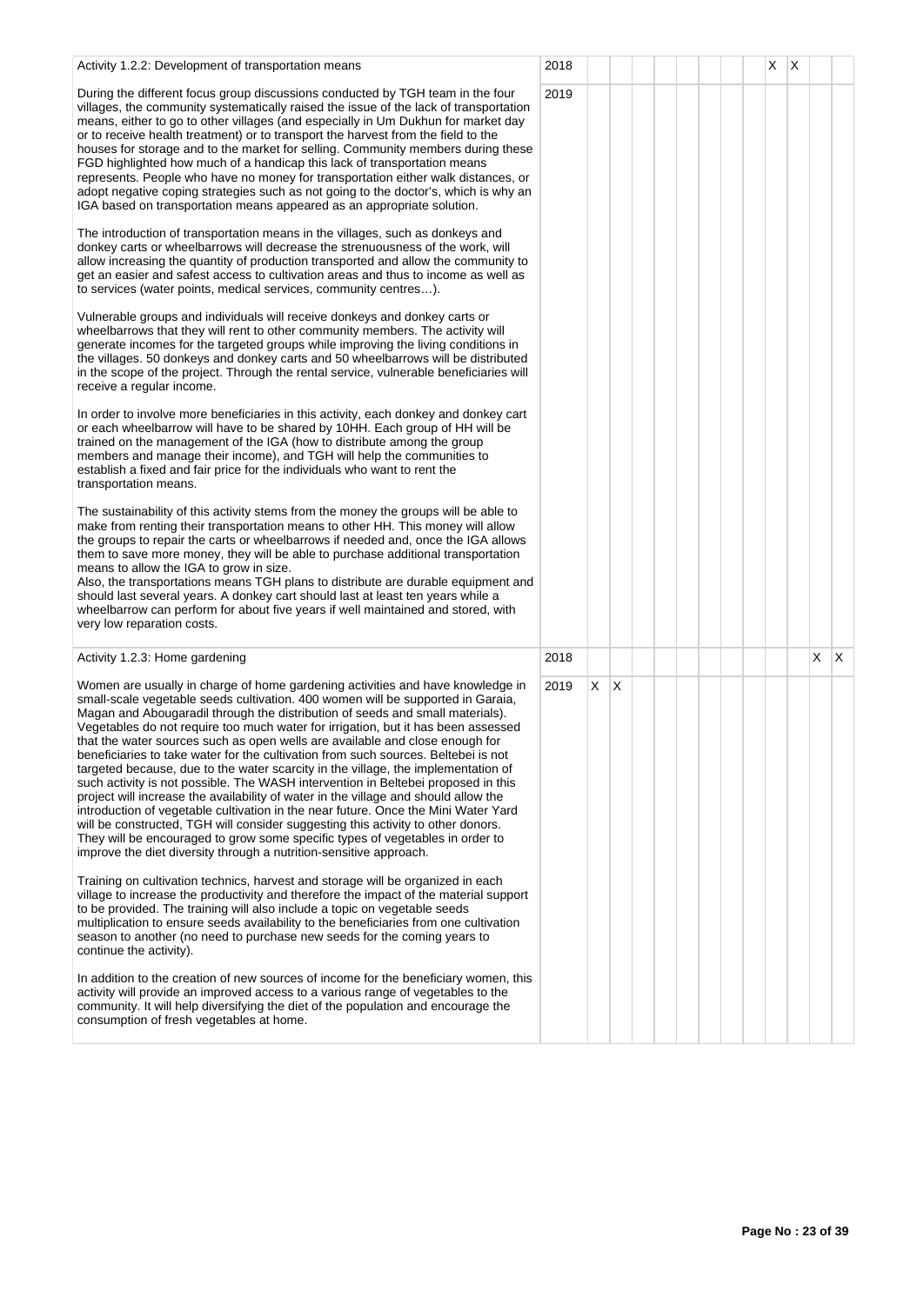| | | | | | | | | | | | | | |
|---|---|---|---|---|---|---|---|---|---|---|---|---|---|
| Activity 1.2.2: Development of transportation means | 2018 | | | | | | | | | X | X | | |
| During the different focus group discussions conducted by TGH team in the four villages, the community systematically raised the issue of the lack of transportation means, either to go to other villages (and especially in Um Dukhun for market day or to receive health treatment) or to transport the harvest from the field to the houses for storage and to the market for selling. Community members during these FGD highlighted how much of a handicap this lack of transportation means represents. People who have no money for transportation either walk distances, or adopt negative coping strategies such as not going to the doctor's, which is why an IGA based on transportation means appeared as an appropriate solution.<br><br>The introduction of transportation means in the villages, such as donkeys and donkey carts or wheelbarrows will decrease the strenuousness of the work, will allow increasing the quantity of production transported and allow the community to get an easier and safest access to cultivation areas and thus to income as well as to services (water points, medical services, community centres…).<br><br>Vulnerable groups and individuals will receive donkeys and donkey carts or wheelbarrows that they will rent to other community members. The activity will generate incomes for the targeted groups while improving the living conditions in the villages. 50 donkeys and donkey carts and 50 wheelbarrows will be distributed in the scope of the project. Through the rental service, vulnerable beneficiaries will receive a regular income.<br><br>In order to involve more beneficiaries in this activity, each donkey and donkey cart or each wheelbarrow will have to be shared by 10HH. Each group of HH will be trained on the management of the IGA (how to distribute among the group members and manage their income), and TGH will help the communities to establish a fixed and fair price for the individuals who want to rent the transportation means.<br><br>The sustainability of this activity stems from the money the groups will be able to make from renting their transportation means to other HH. This money will allow the groups to repair the carts or wheelbarrows if needed and, once the IGA allows them to save more money, they will be able to purchase additional transportation means to allow the IGA to grow in size.<br>Also, the transportations means TGH plans to distribute are durable equipment and should last several years. A donkey cart should last at least ten years while a wheelbarrow can perform for about five years if well maintained and stored, with very low reparation costs. | 2019 | | | | | | | | | | | | |
| Activity 1.2.3: Home gardening | 2018 | | | | | | | | | | | X | X |
| Women are usually in charge of home gardening activities and have knowledge in small-scale vegetable seeds cultivation. 400 women will be supported in Garaia, Magan and Abougaradil through the distribution of seeds and small materials). Vegetables do not require too much water for irrigation, but it has been assessed that the water sources such as open wells are available and close enough for beneficiaries to take water for the cultivation from such sources. Beltebei is not targeted because, due to the water scarcity in the village, the implementation of such activity is not possible. The WASH intervention in Beltebei proposed in this project will increase the availability of water in the village and should allow the introduction of vegetable cultivation in the near future. Once the Mini Water Yard will be constructed, TGH will consider suggesting this activity to other donors. They will be encouraged to grow some specific types of vegetables in order to improve the diet diversity through a nutrition-sensitive approach.<br><br>Training on cultivation technics, harvest and storage will be organized in each village to increase the productivity and therefore the impact of the material support to be provided. The training will also include a topic on vegetable seeds multiplication to ensure seeds availability to the beneficiaries from one cultivation season to another (no need to purchase new seeds for the coming years to continue the activity).<br><br>In addition to the creation of new sources of income for the beneficiary women, this activity will provide an improved access to a various range of vegetables to the community. It will help diversifying the diet of the population and encourage the consumption of fresh vegetables at home. | 2019 | X | X | | | | | | | | | | |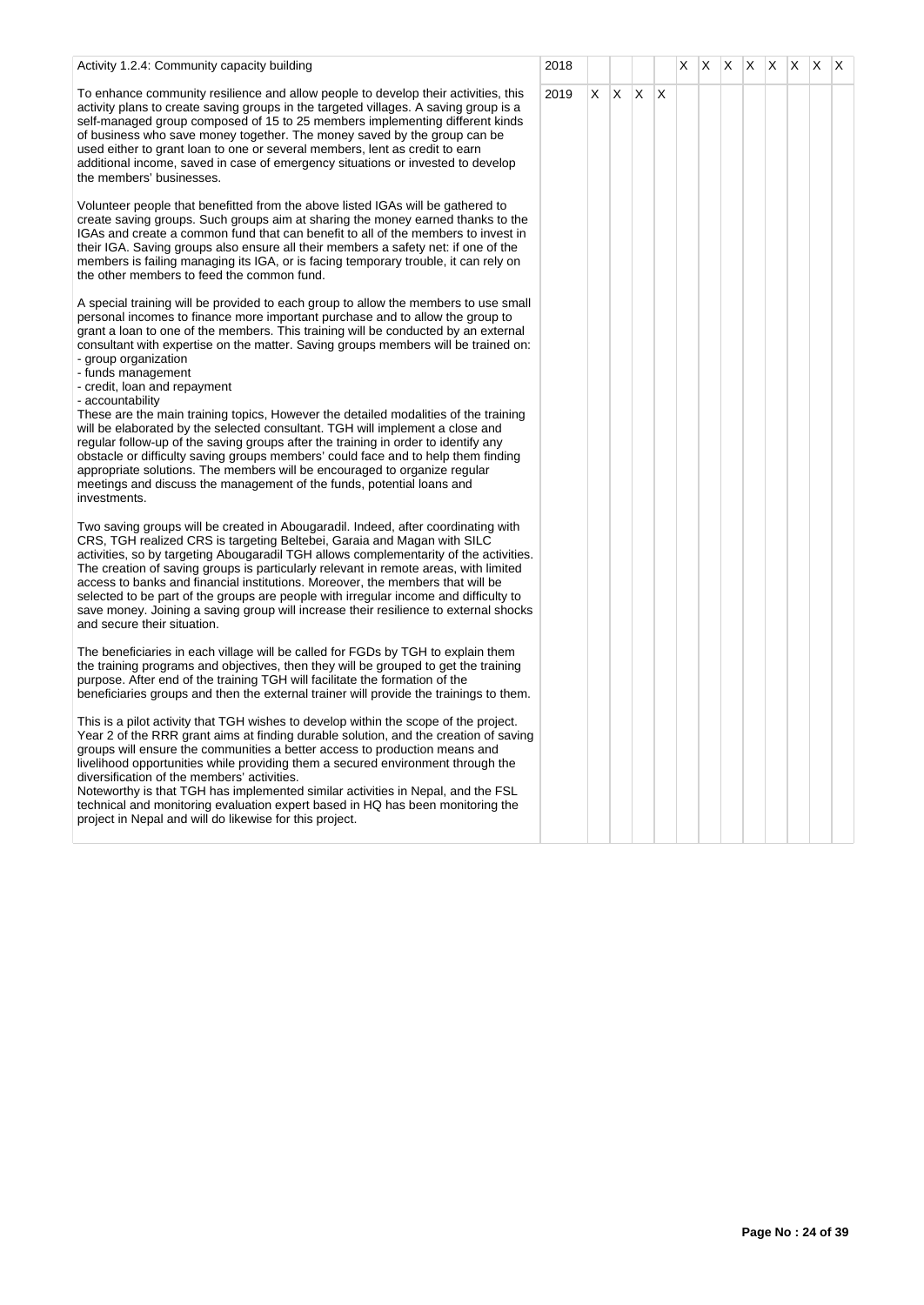| Activity 1.2.4: Community capacity building | 2018 | | | | | X | X | X | X | X | X | X | X |
|---|---|---|---|---|---|---|---|---|---|---|---|---|---|
| To enhance community resilience and allow people to develop their activities, this activity plans to create saving groups in the targeted villages. A saving group is a self-managed group composed of 15 to 25 members implementing different kinds of business who save money together. The money saved by the group can be used either to grant loan to one or several members, lent as credit to earn additional income, saved in case of emergency situations or invested to develop the members' businesses.<br><br>Volunteer people that benefitted from the above listed IGAs will be gathered to create saving groups. Such groups aim at sharing the money earned thanks to the IGAs and create a common fund that can benefit to all of the members to invest in their IGA. Saving groups also ensure all their members a safety net: if one of the members is failing managing its IGA, or is facing temporary trouble, it can rely on the other members to feed the common fund.<br><br>A special training will be provided to each group to allow the members to use small personal incomes to finance more important purchase and to allow the group to grant a loan to one of the members. This training will be conducted by an external consultant with expertise on the matter. Saving groups members will be trained on:<br>- group organization<br>- funds management<br>- credit, loan and repayment<br>- accountability<br>These are the main training topics, However the detailed modalities of the training will be elaborated by the selected consultant. TGH will implement a close and regular follow-up of the saving groups after the training in order to identify any obstacle or difficulty saving groups members' could face and to help them finding appropriate solutions. The members will be encouraged to organize regular meetings and discuss the management of the funds, potential loans and investments.<br><br>Two saving groups will be created in Abougaradil. Indeed, after coordinating with CRS, TGH realized CRS is targeting Beltebei, Garaia and Magan with SILC activities, so by targeting Abougaradil TGH allows complementarity of the activities. The creation of saving groups is particularly relevant in remote areas, with limited access to banks and financial institutions. Moreover, the members that will be selected to be part of the groups are people with irregular income and difficulty to save money. Joining a saving group will increase their resilience to external shocks and secure their situation.<br><br>The beneficiaries in each village will be called for FGDs by TGH to explain them the training programs and objectives, then they will be grouped to get the training purpose. After end of the training TGH will facilitate the formation of the beneficiaries groups and then the external trainer will provide the trainings to them.<br><br>This is a pilot activity that TGH wishes to develop within the scope of the project. Year 2 of the RRR grant aims at finding durable solution, and the creation of saving groups will ensure the communities a better access to production means and livelihood opportunities while providing them a secured environment through the diversification of the members' activities.<br>Noteworthy is that TGH has implemented similar activities in Nepal, and the FSL technical and monitoring evaluation expert based in HQ has been monitoring the project in Nepal and will do likewise for this project. | 2019 | X | X | X | X | | | | | | | | |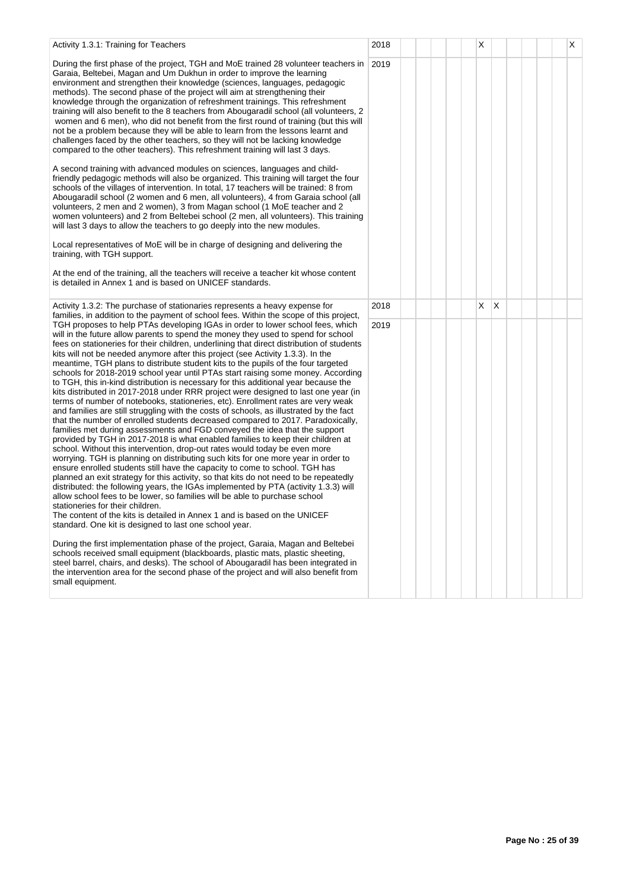| Activity | Year | 1 | 2 | 3 | 4 | 5 | 6 | 7 | 8 | 9 | 10 | 11 | 12 |
|---|---|---|---|---|---|---|---|---|---|---|---|---|---|
| Activity 1.3.1: Training for Teachers | 2018 | | | | | | X | | | | | | X |
| During the first phase of the project, TGH and MoE trained 28 volunteer teachers in Garaia, Beltebei, Magan and Um Dukhun in order to improve the learning environment and strengthen their knowledge (sciences, languages, pedagogic methods). The second phase of the project will aim at strengthening their knowledge through the organization of refreshment trainings. This refreshment training will also benefit to the 8 teachers from Abougaradil school (all volunteers, 2 women and 6 men), who did not benefit from the first round of training (but this will not be a problem because they will be able to learn from the lessons learnt and challenges faced by the other teachers, so they will not be lacking knowledge compared to the other teachers). This refreshment training will last 3 days.<br><br>A second training with advanced modules on sciences, languages and child-friendly pedagogic methods will also be organized. This training will target the four schools of the villages of intervention. In total, 17 teachers will be trained: 8 from Abougaradil school (2 women and 6 men, all volunteers), 4 from Garaia school (all volunteers, 2 men and 2 women), 3 from Magan school (1 MoE teacher and 2 women volunteers) and 2 from Beltebei school (2 men, all volunteers). This training will last 3 days to allow the teachers to go deeply into the new modules.<br><br>Local representatives of MoE will be in charge of designing and delivering the training, with TGH support.<br><br>At the end of the training, all the teachers will receive a teacher kit whose content is detailed in Annex 1 and is based on UNICEF standards. | 2019 | | | | | | | | | | | | |
| Activity 1.3.2: The purchase of stationaries represents a heavy expense for families, in addition to the payment of school fees. Within the scope of this project, TGH proposes to help PTAs developing IGAs in order to lower school fees, which will in the future allow parents to spend the money they used to spend for school fees on stationeries for their children, underlining that direct distribution of students kits will not be needed anymore after this project (see Activity 1.3.3). In the meantime, TGH plans to distribute student kits to the pupils of the four targeted schools for 2018-2019 school year until PTAs start raising some money. According to TGH, this in-kind distribution is necessary for this additional year because the kits distributed in 2017-2018 under RRR project were designed to last one year (in terms of number of notebooks, stationeries, etc). Enrollment rates are very weak and families are still struggling with the costs of schools, as illustrated by the fact that the number of enrolled students decreased compared to 2017. Paradoxically, families met during assessments and FGD conveyed the idea that the support provided by TGH in 2017-2018 is what enabled families to keep their children at school. Without this intervention, drop-out rates would today be even more worrying. TGH is planning on distributing such kits for one more year in order to ensure enrolled students still have the capacity to come to school. TGH has planned an exit strategy for this activity, so that kits do not need to be repeatedly distributed: the following years, the IGAs implemented by PTA (activity 1.3.3) will allow school fees to be lower, so families will be able to purchase school stationeries for their children.<br>The content of the kits is detailed in Annex 1 and is based on the UNICEF standard. One kit is designed to last one school year.<br><br>During the first implementation phase of the project, Garaia, Magan and Beltebei schools received small equipment (blackboards, plastic mats, plastic sheeting, steel barrel, chairs, and desks). The school of Abougaradil has been integrated in the intervention area for the second phase of the project and will also benefit from small equipment. | 2018 | | | | | | X | X | | | | | |
| | 2019 | | | | | | | | | | | | |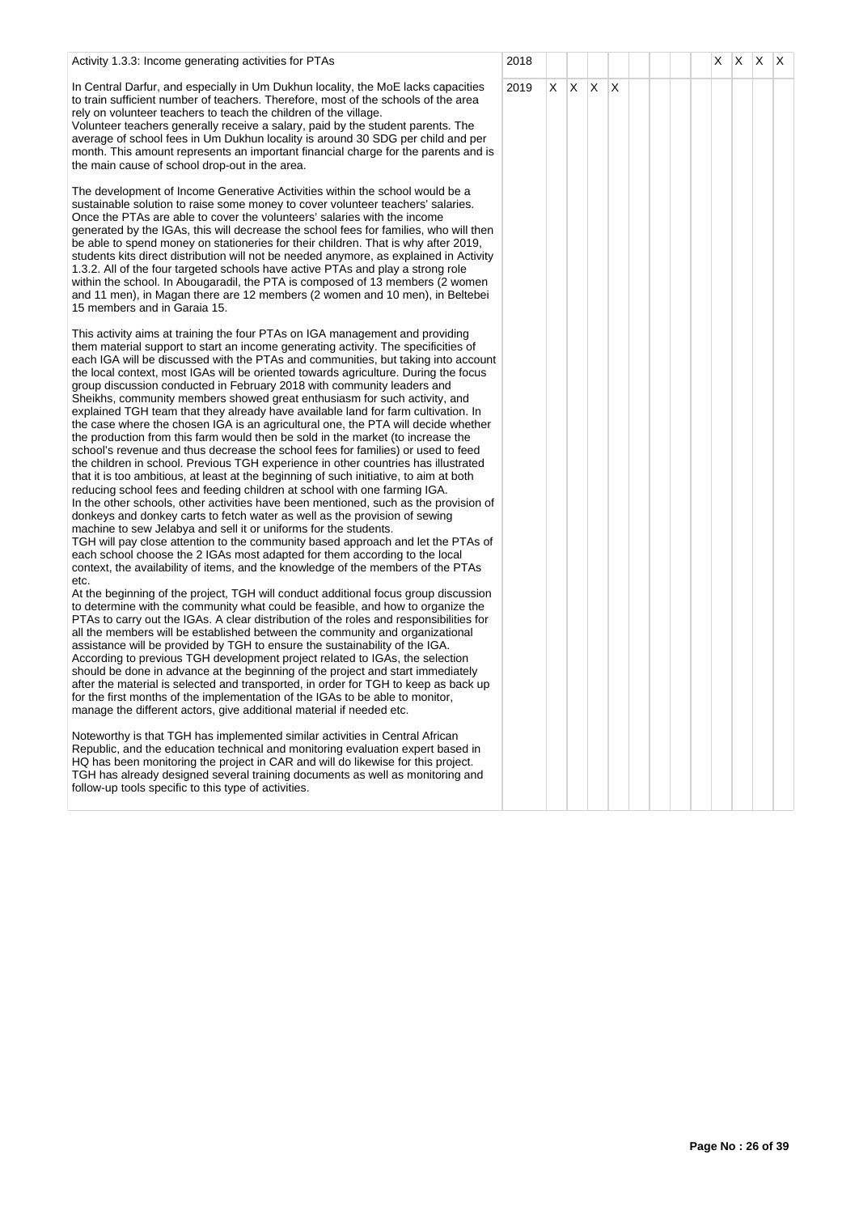| Activity | Year | 1 | 2 | 3 | 4 | 5 | 6 | 7 | 8 | 9 | 10 | 11 | 12 |
|---|---|---|---|---|---|---|---|---|---|---|---|---|---|
| Activity 1.3.3: Income generating activities for PTAs | 2018 | | | | | | | | | X | X | X | X |
| In Central Darfur, and especially in Um Dukhun locality, the MoE lacks capacities to train sufficient number of teachers. Therefore, most of the schools of the area rely on volunteer teachers to teach the children of the village.<br>Volunteer teachers generally receive a salary, paid by the student parents. The average of school fees in Um Dukhun locality is around 30 SDG per child and per month. This amount represents an important financial charge for the parents and is the main cause of school drop-out in the area.<br><br>The development of Income Generative Activities within the school would be a sustainable solution to raise some money to cover volunteer teachers' salaries. Once the PTAs are able to cover the volunteers' salaries with the income generated by the IGAs, this will decrease the school fees for families, who will then be able to spend money on stationeries for their children. That is why after 2019, students kits direct distribution will not be needed anymore, as explained in Activity 1.3.2. All of the four targeted schools have active PTAs and play a strong role within the school. In Abougaradil, the PTA is composed of 13 members (2 women and 11 men), in Magan there are 12 members (2 women and 10 men), in Beltebei 15 members and in Garaia 15.<br><br>This activity aims at training the four PTAs on IGA management and providing them material support to start an income generating activity. The specificities of each IGA will be discussed with the PTAs and communities, but taking into account the local context, most IGAs will be oriented towards agriculture. During the focus group discussion conducted in February 2018 with community leaders and Sheikhs, community members showed great enthusiasm for such activity, and explained TGH team that they already have available land for farm cultivation. In the case where the chosen IGA is an agricultural one, the PTA will decide whether the production from this farm would then be sold in the market (to increase the school's revenue and thus decrease the school fees for families) or used to feed the children in school. Previous TGH experience in other countries has illustrated that it is too ambitious, at least at the beginning of such initiative, to aim at both reducing school fees and feeding children at school with one farming IGA.<br>In the other schools, other activities have been mentioned, such as the provision of donkeys and donkey carts to fetch water as well as the provision of sewing machine to sew Jelabya and sell it or uniforms for the students.<br>TGH will pay close attention to the community based approach and let the PTAs of each school choose the 2 IGAs most adapted for them according to the local context, the availability of items, and the knowledge of the members of the PTAs etc.<br>At the beginning of the project, TGH will conduct additional focus group discussion to determine with the community what could be feasible, and how to organize the PTAs to carry out the IGAs. A clear distribution of the roles and responsibilities for all the members will be established between the community and organizational assistance will be provided by TGH to ensure the sustainability of the IGA.<br>According to previous TGH development project related to IGAs, the selection should be done in advance at the beginning of the project and start immediately after the material is selected and transported, in order for TGH to keep as back up for the first months of the implementation of the IGAs to be able to monitor, manage the different actors, give additional material if needed etc.<br><br>Noteworthy is that TGH has implemented similar activities in Central African Republic, and the education technical and monitoring evaluation expert based in HQ has been monitoring the project in CAR and will do likewise for this project. TGH has already designed several training documents as well as monitoring and follow-up tools specific to this type of activities. | 2019 | X | X | X | X | | | | | | | | |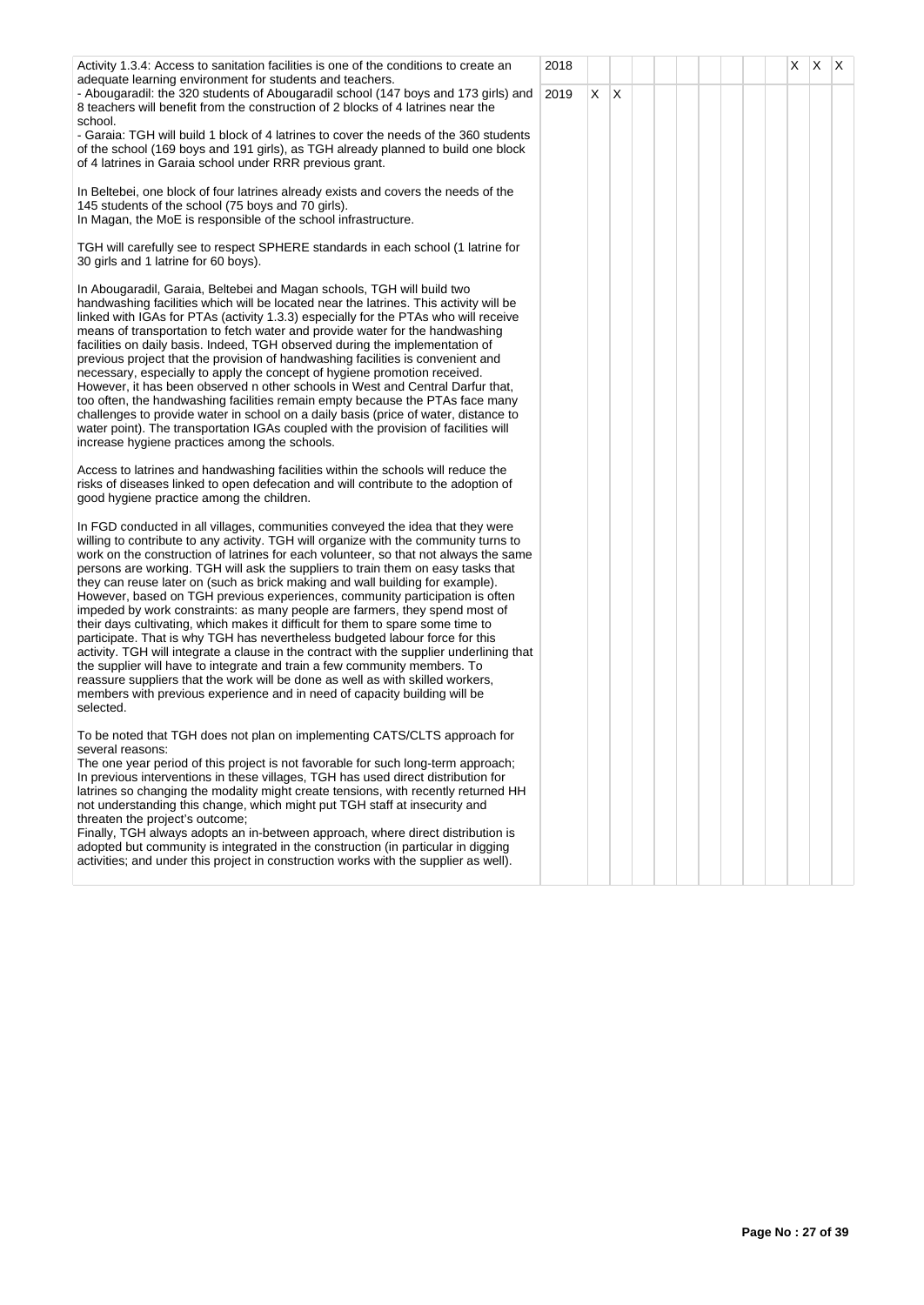| Activity | Year | 1 | 2 | 3 | 4 | 5 | 6 | 7 | 8 | 9 | 10 | 11 | 12 |
|---|---|---|---|---|---|---|---|---|---|---|---|---|---|
| Activity 1.3.4: Access to sanitation facilities is one of the conditions to create an adequate learning environment for students and teachers.<br>- Abougaradil: the 320 students of Abougaradil school (147 boys and 173 girls) and 8 teachers will benefit from the construction of 2 blocks of 4 latrines near the school.<br>- Garaia: TGH will build 1 block of 4 latrines to cover the needs of the 360 students of the school (169 boys and 191 girls), as TGH already planned to build one block of 4 latrines in Garaia school under RRR previous grant.<br><br>In Beltebei, one block of four latrines already exists and covers the needs of the 145 students of the school (75 boys and 70 girls).<br>In Magan, the MoE is responsible of the school infrastructure.<br><br>TGH will carefully see to respect SPHERE standards in each school (1 latrine for 30 girls and 1 latrine for 60 boys).<br><br>In Abougaradil, Garaia, Beltebei and Magan schools, TGH will build two handwashing facilities which will be located near the latrines. This activity will be linked with IGAs for PTAs (activity 1.3.3) especially for the PTAs who will receive means of transportation to fetch water and provide water for the handwashing facilities on daily basis. Indeed, TGH observed during the implementation of previous project that the provision of handwashing facilities is convenient and necessary, especially to apply the concept of hygiene promotion received. However, it has been observed n other schools in West and Central Darfur that, too often, the handwashing facilities remain empty because the PTAs face many challenges to provide water in school on a daily basis (price of water, distance to water point). The transportation IGAs coupled with the provision of facilities will increase hygiene practices among the schools.<br><br>Access to latrines and handwashing facilities within the schools will reduce the risks of diseases linked to open defecation and will contribute to the adoption of good hygiene practice among the children.<br><br>In FGD conducted in all villages, communities conveyed the idea that they were willing to contribute to any activity. TGH will organize with the community turns to work on the construction of latrines for each volunteer, so that not always the same persons are working. TGH will ask the suppliers to train them on easy tasks that they can reuse later on (such as brick making and wall building for example). However, based on TGH previous experiences, community participation is often impeded by work constraints: as many people are farmers, they spend most of their days cultivating, which makes it difficult for them to spare some time to participate. That is why TGH has nevertheless budgeted labour force for this activity. TGH will integrate a clause in the contract with the supplier underlining that the supplier will have to integrate and train a few community members. To reassure suppliers that the work will be done as well as with skilled workers, members with previous experience and in need of capacity building will be selected.<br><br>To be noted that TGH does not plan on implementing CATS/CLTS approach for several reasons:<br>The one year period of this project is not favorable for such long-term approach;<br>In previous interventions in these villages, TGH has used direct distribution for latrines so changing the modality might create tensions, with recently returned HH not understanding this change, which might put TGH staff at insecurity and threaten the project's outcome;<br>Finally, TGH always adopts an in-between approach, where direct distribution is adopted but community is integrated in the construction (in particular in digging activities; and under this project in construction works with the supplier as well). | 2018 | | | | | | | | | | X | X | X |
| | 2019 | X | X | | | | | | | | | | |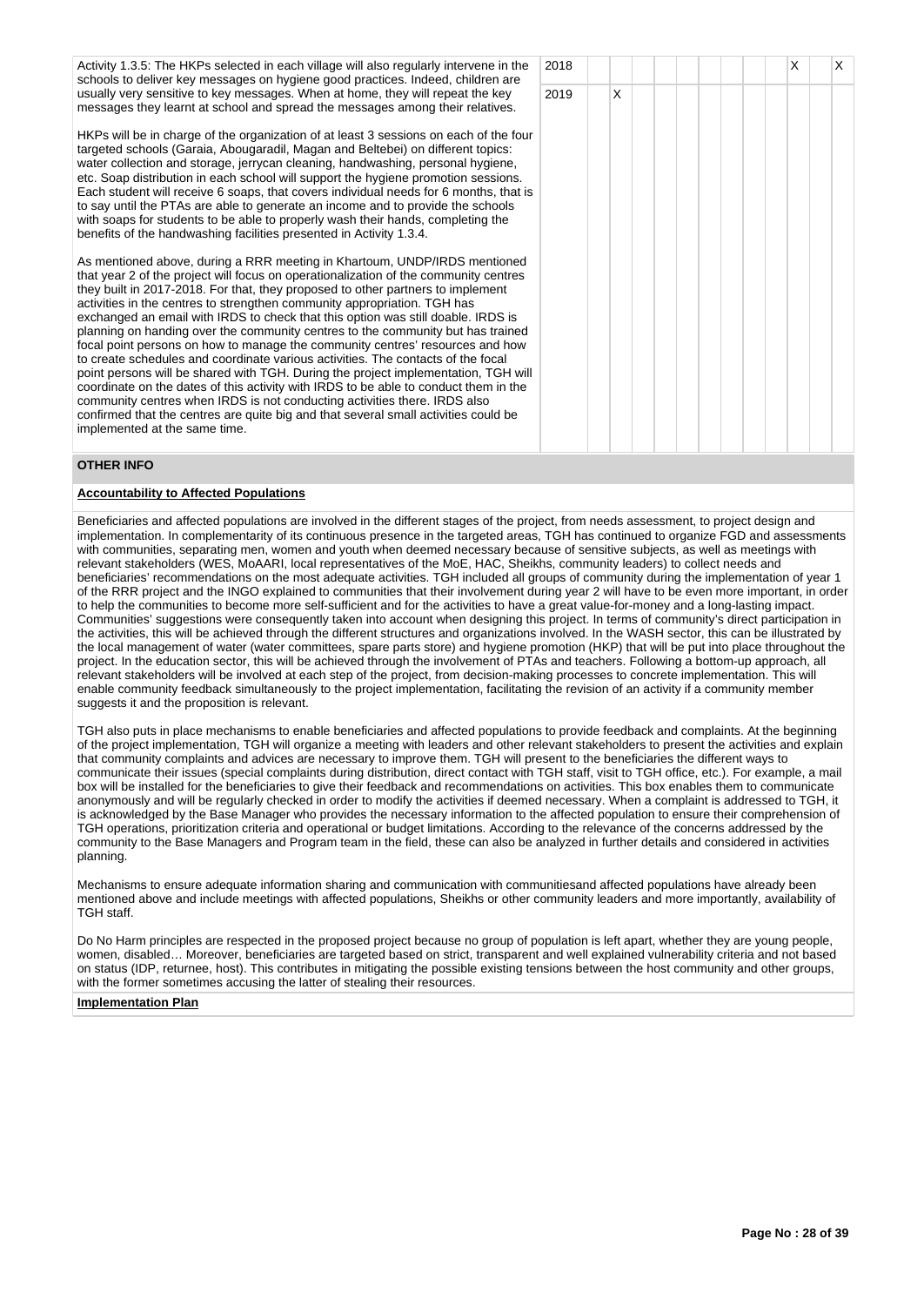| | | | | | | | | | | | | | |
|---|---|---|---|---|---|---|---|---|---|---|---|---|---|
| Activity 1.3.5: The HKPs selected in each village will also regularly intervene in the schools to deliver key messages on hygiene good practices. Indeed, children are usually very sensitive to key messages. When at home, they will repeat the key messages they learnt at school and spread the messages among their relatives.<br><br>HKPs will be in charge of the organization of at least 3 sessions on each of the four targeted schools (Garaia, Abougaradil, Magan and Beltebei) on different topics: water collection and storage, jerrycan cleaning, handwashing, personal hygiene, etc. Soap distribution in each school will support the hygiene promotion sessions. Each student will receive 6 soaps, that covers individual needs for 6 months, that is to say until the PTAs are able to generate an income and to provide the schools with soaps for students to be able to properly wash their hands, completing the benefits of the handwashing facilities presented in Activity 1.3.4.<br><br>As mentioned above, during a RRR meeting in Khartoum, UNDP/IRDS mentioned that year 2 of the project will focus on operationalization of the community centres they built in 2017-2018. For that, they proposed to other partners to implement activities in the centres to strengthen community appropriation. TGH has exchanged an email with IRDS to check that this option was still doable. IRDS is planning on handing over the community centres to the community but has trained focal point persons on how to manage the community centres' resources and how to create schedules and coordinate various activities. The contacts of the focal point persons will be shared with TGH. During the project implementation, TGH will coordinate on the dates of this activity with IRDS to be able to conduct them in the community centres when IRDS is not conducting activities there. IRDS also confirmed that the centres are quite big and that several small activities could be implemented at the same time. | 2018 | | | | | | | | | | X | | X |
| | 2019 | | X | | | | | | | | | | |

## OTHER INFO

### Accountability to Affected Populations

Beneficiaries and affected populations are involved in the different stages of the project, from needs assessment, to project design and implementation. In complementarity of its continuous presence in the targeted areas, TGH has continued to organize FGD and assessments with communities, separating men, women and youth when deemed necessary because of sensitive subjects, as well as meetings with relevant stakeholders (WES, MoAARI, local representatives of the MoE, HAC, Sheikhs, community leaders) to collect needs and beneficiaries' recommendations on the most adequate activities. TGH included all groups of community during the implementation of year 1 of the RRR project and the INGO explained to communities that their involvement during year 2 will have to be even more important, in order to help the communities to become more self-sufficient and for the activities to have a great value-for-money and a long-lasting impact. Communities' suggestions were consequently taken into account when designing this project. In terms of community's direct participation in the activities, this will be achieved through the different structures and organizations involved. In the WASH sector, this can be illustrated by the local management of water (water committees, spare parts store) and hygiene promotion (HKP) that will be put into place throughout the project. In the education sector, this will be achieved through the involvement of PTAs and teachers. Following a bottom-up approach, all relevant stakeholders will be involved at each step of the project, from decision-making processes to concrete implementation. This will enable community feedback simultaneously to the project implementation, facilitating the revision of an activity if a community member suggests it and the proposition is relevant.

TGH also puts in place mechanisms to enable beneficiaries and affected populations to provide feedback and complaints. At the beginning of the project implementation, TGH will organize a meeting with leaders and other relevant stakeholders to present the activities and explain that community complaints and advices are necessary to improve them. TGH will present to the beneficiaries the different ways to communicate their issues (special complaints during distribution, direct contact with TGH staff, visit to TGH office, etc.). For example, a mail box will be installed for the beneficiaries to give their feedback and recommendations on activities. This box enables them to communicate anonymously and will be regularly checked in order to modify the activities if deemed necessary. When a complaint is addressed to TGH, it is acknowledged by the Base Manager who provides the necessary information to the affected population to ensure their comprehension of TGH operations, prioritization criteria and operational or budget limitations. According to the relevance of the concerns addressed by the community to the Base Managers and Program team in the field, these can also be analyzed in further details and considered in activities planning.

Mechanisms to ensure adequate information sharing and communication with communitiesand affected populations have already been mentioned above and include meetings with affected populations, Sheikhs or other community leaders and more importantly, availability of TGH staff.

Do No Harm principles are respected in the proposed project because no group of population is left apart, whether they are young people, women, disabled… Moreover, beneficiaries are targeted based on strict, transparent and well explained vulnerability criteria and not based on status (IDP, returnee, host). This contributes in mitigating the possible existing tensions between the host community and other groups, with the former sometimes accusing the latter of stealing their resources.

### Implementation Plan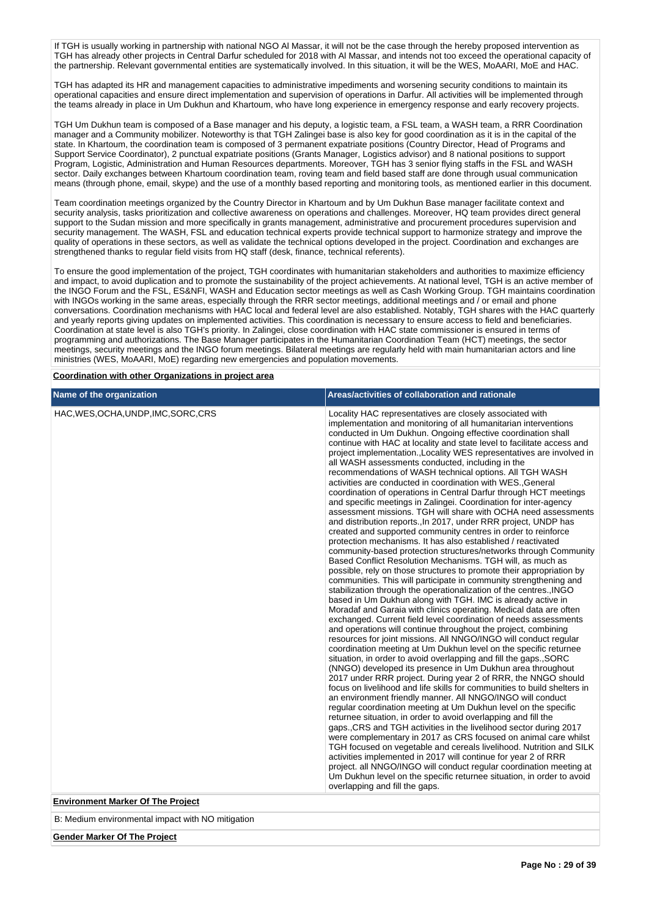If TGH is usually working in partnership with national NGO Al Massar, it will not be the case through the hereby proposed intervention as TGH has already other projects in Central Darfur scheduled for 2018 with Al Massar, and intends not too exceed the operational capacity of the partnership. Relevant governmental entities are systematically involved. In this situation, it will be the WES, MoAARI, MoE and HAC.

TGH has adapted its HR and management capacities to administrative impediments and worsening security conditions to maintain its operational capacities and ensure direct implementation and supervision of operations in Darfur. All activities will be implemented through the teams already in place in Um Dukhun and Khartoum, who have long experience in emergency response and early recovery projects.

TGH Um Dukhun team is composed of a Base manager and his deputy, a logistic team, a FSL team, a WASH team, a RRR Coordination manager and a Community mobilizer. Noteworthy is that TGH Zalingei base is also key for good coordination as it is in the capital of the state. In Khartoum, the coordination team is composed of 3 permanent expatriate positions (Country Director, Head of Programs and Support Service Coordinator), 2 punctual expatriate positions (Grants Manager, Logistics advisor) and 8 national positions to support Program, Logistic, Administration and Human Resources departments. Moreover, TGH has 3 senior flying staffs in the FSL and WASH sector. Daily exchanges between Khartoum coordination team, roving team and field based staff are done through usual communication means (through phone, email, skype) and the use of a monthly based reporting and monitoring tools, as mentioned earlier in this document.

Team coordination meetings organized by the Country Director in Khartoum and by Um Dukhun Base manager facilitate context and security analysis, tasks prioritization and collective awareness on operations and challenges. Moreover, HQ team provides direct general support to the Sudan mission and more specifically in grants management, administrative and procurement procedures supervision and security management. The WASH, FSL and education technical experts provide technical support to harmonize strategy and improve the quality of operations in these sectors, as well as validate the technical options developed in the project. Coordination and exchanges are strengthened thanks to regular field visits from HQ staff (desk, finance, technical referents).

To ensure the good implementation of the project, TGH coordinates with humanitarian stakeholders and authorities to maximize efficiency and impact, to avoid duplication and to promote the sustainability of the project achievements. At national level, TGH is an active member of the INGO Forum and the FSL, ES&NFI, WASH and Education sector meetings as well as Cash Working Group. TGH maintains coordination with INGOs working in the same areas, especially through the RRR sector meetings, additional meetings and / or email and phone conversations. Coordination mechanisms with HAC local and federal level are also established. Notably, TGH shares with the HAC quarterly and yearly reports giving updates on implemented activities. This coordination is necessary to ensure access to field and beneficiaries. Coordination at state level is also TGH's priority. In Zalingei, close coordination with HAC state commissioner is ensured in terms of programming and authorizations. The Base Manager participates in the Humanitarian Coordination Team (HCT) meetings, the sector meetings, security meetings and the INGO forum meetings. Bilateral meetings are regularly held with main humanitarian actors and line ministries (WES, MoAARI, MoE) regarding new emergencies and population movements.

**Coordination with other Organizations in project area**

| Name of the organization | Areas/activities of collaboration and rationale |
|---|---|
| HAC,WES,OCHA,UNDP,IMC,SORC,CRS | Locality HAC representatives are closely associated with implementation and monitoring of all humanitarian interventions conducted in Um Dukhun. Ongoing effective coordination shall continue with HAC at locality and state level to facilitate access and project implementation.,Locality WES representatives are involved in all WASH assessments conducted, including in the recommendations of WASH technical options. All TGH WASH activities are conducted in coordination with WES.,General coordination of operations in Central Darfur through HCT meetings and specific meetings in Zalingei. Coordination for inter-agency assessment missions. TGH will share with OCHA need assessments and distribution reports.,In 2017, under RRR project, UNDP has created and supported community centres in order to reinforce protection mechanisms. It has also established / reactivated community-based protection structures/networks through Community Based Conflict Resolution Mechanisms. TGH will, as much as possible, rely on those structures to promote their appropriation by communities. This will participate in community strengthening and stabilization through the operationalization of the centres.,INGO based in Um Dukhun along with TGH. IMC is already active in Moradaf and Garaia with clinics operating. Medical data are often exchanged. Current field level coordination of needs assessments and operations will continue throughout the project, combining resources for joint missions. All NNGO/INGO will conduct regular coordination meeting at Um Dukhun level on the specific returnee situation, in order to avoid overlapping and fill the gaps.,SORC (NNGO) developed its presence in Um Dukhun area throughout 2017 under RRR project. During year 2 of RRR, the NNGO should focus on livelihood and life skills for communities to build shelters in an environment friendly manner. All NNGO/INGO will conduct regular coordination meeting at Um Dukhun level on the specific returnee situation, in order to avoid overlapping and fill the gaps.,CRS and TGH activities in the livelihood sector during 2017 were complementary in 2017 as CRS focused on animal care whilst TGH focused on vegetable and cereals livelihood. Nutrition and SILK activities implemented in 2017 will continue for year 2 of RRR project. all NNGO/INGO will conduct regular coordination meeting at Um Dukhun level on the specific returnee situation, in order to avoid overlapping and fill the gaps. |

**Environment Marker Of The Project**

B: Medium environmental impact with NO mitigation

**Gender Marker Of The Project**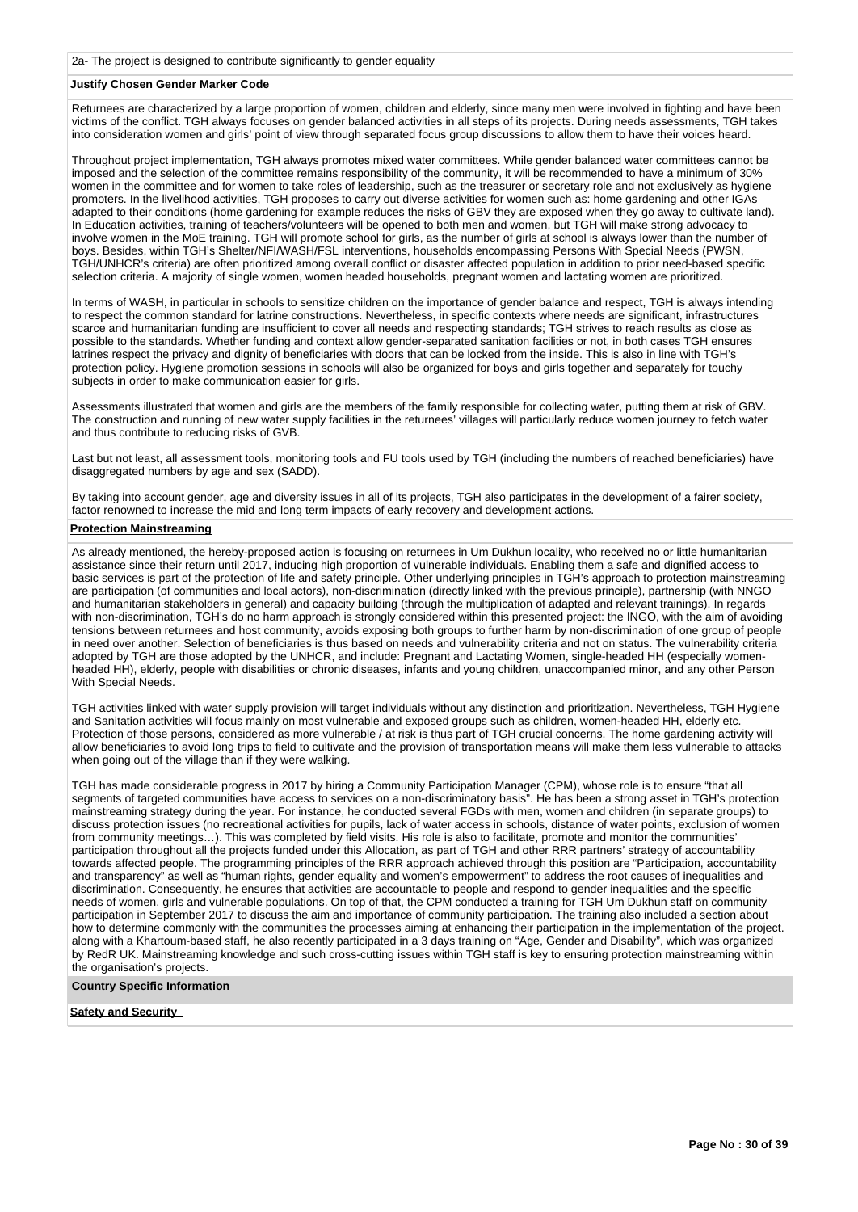2a- The project is designed to contribute significantly to gender equality

**Justify Chosen Gender Marker Code**

Returnees are characterized by a large proportion of women, children and elderly, since many men were involved in fighting and have been victims of the conflict. TGH always focuses on gender balanced activities in all steps of its projects. During needs assessments, TGH takes into consideration women and girls' point of view through separated focus group discussions to allow them to have their voices heard.

Throughout project implementation, TGH always promotes mixed water committees. While gender balanced water committees cannot be imposed and the selection of the committee remains responsibility of the community, it will be recommended to have a minimum of 30% women in the committee and for women to take roles of leadership, such as the treasurer or secretary role and not exclusively as hygiene promoters. In the livelihood activities, TGH proposes to carry out diverse activities for women such as: home gardening and other IGAs adapted to their conditions (home gardening for example reduces the risks of GBV they are exposed when they go away to cultivate land). In Education activities, training of teachers/volunteers will be opened to both men and women, but TGH will make strong advocacy to involve women in the MoE training. TGH will promote school for girls, as the number of girls at school is always lower than the number of boys. Besides, within TGH's Shelter/NFI/WASH/FSL interventions, households encompassing Persons With Special Needs (PWSN, TGH/UNHCR's criteria) are often prioritized among overall conflict or disaster affected population in addition to prior need-based specific selection criteria. A majority of single women, women headed households, pregnant women and lactating women are prioritized.

In terms of WASH, in particular in schools to sensitize children on the importance of gender balance and respect, TGH is always intending to respect the common standard for latrine constructions. Nevertheless, in specific contexts where needs are significant, infrastructures scarce and humanitarian funding are insufficient to cover all needs and respecting standards; TGH strives to reach results as close as possible to the standards. Whether funding and context allow gender-separated sanitation facilities or not, in both cases TGH ensures latrines respect the privacy and dignity of beneficiaries with doors that can be locked from the inside. This is also in line with TGH's protection policy. Hygiene promotion sessions in schools will also be organized for boys and girls together and separately for touchy subjects in order to make communication easier for girls.

Assessments illustrated that women and girls are the members of the family responsible for collecting water, putting them at risk of GBV. The construction and running of new water supply facilities in the returnees' villages will particularly reduce women journey to fetch water and thus contribute to reducing risks of GVB.

Last but not least, all assessment tools, monitoring tools and FU tools used by TGH (including the numbers of reached beneficiaries) have disaggregated numbers by age and sex (SADD).

By taking into account gender, age and diversity issues in all of its projects, TGH also participates in the development of a fairer society, factor renowned to increase the mid and long term impacts of early recovery and development actions.

**Protection Mainstreaming**

As already mentioned, the hereby-proposed action is focusing on returnees in Um Dukhun locality, who received no or little humanitarian assistance since their return until 2017, inducing high proportion of vulnerable individuals. Enabling them a safe and dignified access to basic services is part of the protection of life and safety principle. Other underlying principles in TGH's approach to protection mainstreaming are participation (of communities and local actors), non-discrimination (directly linked with the previous principle), partnership (with NNGO and humanitarian stakeholders in general) and capacity building (through the multiplication of adapted and relevant trainings). In regards with non-discrimination, TGH's do no harm approach is strongly considered within this presented project: the INGO, with the aim of avoiding tensions between returnees and host community, avoids exposing both groups to further harm by non-discrimination of one group of people in need over another. Selection of beneficiaries is thus based on needs and vulnerability criteria and not on status. The vulnerability criteria adopted by TGH are those adopted by the UNHCR, and include: Pregnant and Lactating Women, single-headed HH (especially women-headed HH), elderly, people with disabilities or chronic diseases, infants and young children, unaccompanied minor, and any other Person With Special Needs.

TGH activities linked with water supply provision will target individuals without any distinction and prioritization. Nevertheless, TGH Hygiene and Sanitation activities will focus mainly on most vulnerable and exposed groups such as children, women-headed HH, elderly etc. Protection of those persons, considered as more vulnerable / at risk is thus part of TGH crucial concerns. The home gardening activity will allow beneficiaries to avoid long trips to field to cultivate and the provision of transportation means will make them less vulnerable to attacks when going out of the village than if they were walking.

TGH has made considerable progress in 2017 by hiring a Community Participation Manager (CPM), whose role is to ensure "that all segments of targeted communities have access to services on a non-discriminatory basis". He has been a strong asset in TGH's protection mainstreaming strategy during the year. For instance, he conducted several FGDs with men, women and children (in separate groups) to discuss protection issues (no recreational activities for pupils, lack of water access in schools, distance of water points, exclusion of women from community meetings…). This was completed by field visits. His role is also to facilitate, promote and monitor the communities' participation throughout all the projects funded under this Allocation, as part of TGH and other RRR partners' strategy of accountability towards affected people. The programming principles of the RRR approach achieved through this position are "Participation, accountability and transparency" as well as "human rights, gender equality and women's empowerment" to address the root causes of inequalities and discrimination. Consequently, he ensures that activities are accountable to people and respond to gender inequalities and the specific needs of women, girls and vulnerable populations. On top of that, the CPM conducted a training for TGH Um Dukhun staff on community participation in September 2017 to discuss the aim and importance of community participation. The training also included a section about how to determine commonly with the communities the processes aiming at enhancing their participation in the implementation of the project. along with a Khartoum-based staff, he also recently participated in a 3 days training on "Age, Gender and Disability", which was organized by RedR UK. Mainstreaming knowledge and such cross-cutting issues within TGH staff is key to ensuring protection mainstreaming within the organisation's projects.

**Country Specific Information**

**Safety and Security**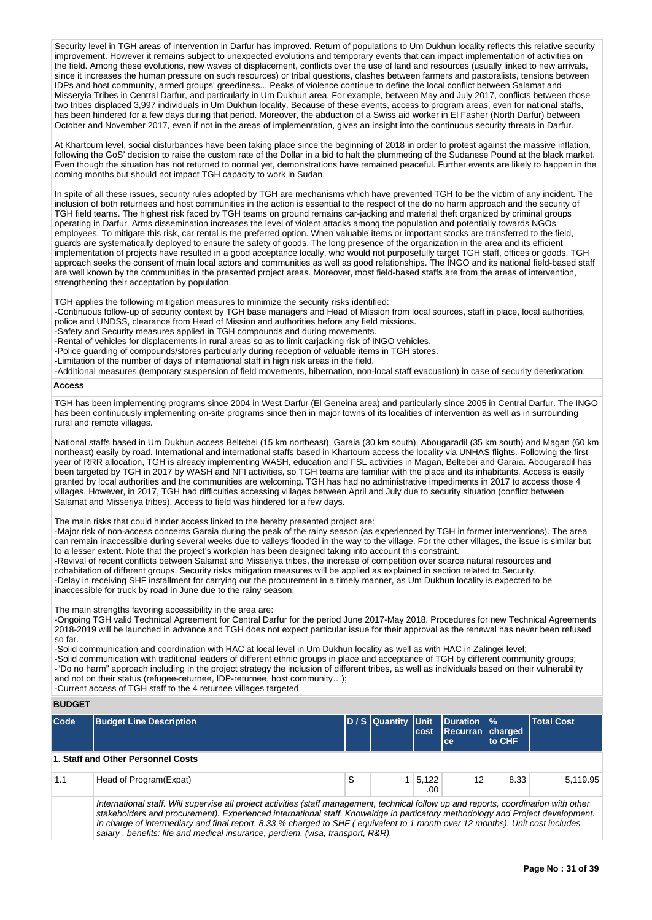Security level in TGH areas of intervention in Darfur has improved. Return of populations to Um Dukhun locality reflects this relative security improvement. However it remains subject to unexpected evolutions and temporary events that can impact implementation of activities on the field. Among these evolutions, new waves of displacement, conflicts over the use of land and resources (usually linked to new arrivals, since it increases the human pressure on such resources) or tribal questions, clashes between farmers and pastoralists, tensions between IDPs and host community, armed groups' greediness... Peaks of violence continue to define the local conflict between Salamat and Misseryia Tribes in Central Darfur, and particularly in Um Dukhun area. For example, between May and July 2017, conflicts between those two tribes displaced 3,997 individuals in Um Dukhun locality. Because of these events, access to program areas, even for national staffs, has been hindered for a few days during that period. Moreover, the abduction of a Swiss aid worker in El Fasher (North Darfur) between October and November 2017, even if not in the areas of implementation, gives an insight into the continuous security threats in Darfur.

At Khartoum level, social disturbances have been taking place since the beginning of 2018 in order to protest against the massive inflation, following the GoS' decision to raise the custom rate of the Dollar in a bid to halt the plummeting of the Sudanese Pound at the black market. Even though the situation has not returned to normal yet, demonstrations have remained peaceful. Further events are likely to happen in the coming months but should not impact TGH capacity to work in Sudan.

In spite of all these issues, security rules adopted by TGH are mechanisms which have prevented TGH to be the victim of any incident. The inclusion of both returnees and host communities in the action is essential to the respect of the do no harm approach and the security of TGH field teams. The highest risk faced by TGH teams on ground remains car-jacking and material theft organized by criminal groups operating in Darfur. Arms dissemination increases the level of violent attacks among the population and potentially towards NGOs employees. To mitigate this risk, car rental is the preferred option. When valuable items or important stocks are transferred to the field, guards are systematically deployed to ensure the safety of goods. The long presence of the organization in the area and its efficient implementation of projects have resulted in a good acceptance locally, who would not purposefully target TGH staff, offices or goods. TGH approach seeks the consent of main local actors and communities as well as good relationships. The INGO and its national field-based staff are well known by the communities in the presented project areas. Moreover, most field-based staffs are from the areas of intervention, strengthening their acceptation by population.

TGH applies the following mitigation measures to minimize the security risks identified:
-Continuous follow-up of security context by TGH base managers and Head of Mission from local sources, staff in place, local authorities, police and UNDSS, clearance from Head of Mission and authorities before any field missions.
-Safety and Security measures applied in TGH compounds and during movements.
-Rental of vehicles for displacements in rural areas so as to limit carjacking risk of INGO vehicles.
-Police guarding of compounds/stores particularly during reception of valuable items in TGH stores.
-Limitation of the number of days of international staff in high risk areas in the field.
-Additional measures (temporary suspension of field movements, hibernation, non-local staff evacuation) in case of security deterioration;

**Access**

TGH has been implementing programs since 2004 in West Darfur (El Geneina area) and particularly since 2005 in Central Darfur. The INGO has been continuously implementing on-site programs since then in major towns of its localities of intervention as well as in surrounding rural and remote villages.

National staffs based in Um Dukhun access Beltebei (15 km northeast), Garaia (30 km south), Abougaradil (35 km south) and Magan (60 km northeast) easily by road. International and international staffs based in Khartoum access the locality via UNHAS flights. Following the first year of RRR allocation, TGH is already implementing WASH, education and FSL activities in Magan, Beltebei and Garaia. Abougaradil has been targeted by TGH in 2017 by WASH and NFI activities, so TGH teams are familiar with the place and its inhabitants. Access is easily granted by local authorities and the communities are welcoming. TGH has had no administrative impediments in 2017 to access those 4 villages. However, in 2017, TGH had difficulties accessing villages between April and July due to security situation (conflict between Salamat and Misseriya tribes). Access to field was hindered for a few days.

The main risks that could hinder access linked to the hereby presented project are:
-Major risk of non-access concerns Garaia during the peak of the rainy season (as experienced by TGH in former interventions). The area can remain inaccessible during several weeks due to valleys flooded in the way to the village. For the other villages, the issue is similar but to a lesser extent. Note that the project's workplan has been designed taking into account this constraint.
-Revival of recent conflicts between Salamat and Misseriya tribes, the increase of competition over scarce natural resources and cohabitation of different groups. Security risks mitigation measures will be applied as explained in section related to Security.
-Delay in receiving SHF installment for carrying out the procurement in a timely manner, as Um Dukhun locality is expected to be inaccessible for truck by road in June due to the rainy season.

The main strengths favoring accessibility in the area are:
-Ongoing TGH valid Technical Agreement for Central Darfur for the period June 2017-May 2018. Procedures for new Technical Agreements 2018-2019 will be launched in advance and TGH does not expect particular issue for their approval as the renewal has never been refused so far.
-Solid communication and coordination with HAC at local level in Um Dukhun locality as well as with HAC in Zalingei level;
-Solid communication with traditional leaders of different ethnic groups in place and acceptance of TGH by different community groups;
-"Do no harm" approach including in the project strategy the inclusion of different tribes, as well as individuals based on their vulnerability and not on their status (refugee-returnee, IDP-returnee, host community…);
-Current access of TGH staff to the 4 returnee villages targeted.

## BUDGET

| Code | Budget Line Description | D / S | Quantity | Unit cost | Duration Recurrance | % charged to CHF | Total Cost |
|---|---|---|---|---|---|---|---|
| **1. Staff and Other Personnel Costs** | | | | | | | |
| 1.1 | Head of Program(Expat) | S | 1 | 5,122.00 | 12 | 8.33 | 5,119.95 |
| | *International staff. Will supervise all project activities (staff management, technical follow up and reports, coordination with other stakeholders and procurement). Experienced international staff. Knoweldge in partcipatory methodology and Project development. In charge of intermediary and final report. 8.33 % charged to SHF ( equivalent to 1 month over 12 months). Unit cost includes salary , benefits: life and medical insurance, perdiem, (visa, transport, R&R).* | | | | | | |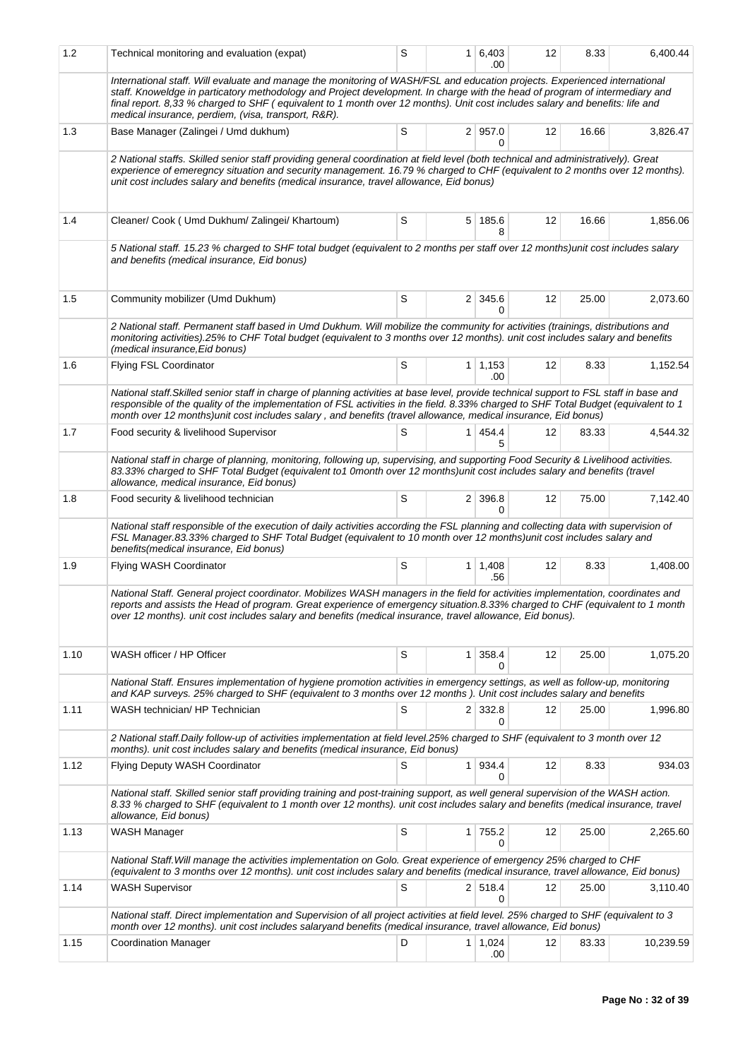| | | | | | | | |
|---|---|---|---|---|---|---|---|
| 1.2 | Technical monitoring and evaluation (expat) | S | 1 | 6,403.00 | 12 | 8.33 | 6,400.44 |
| | *International staff. Will evaluate and manage the monitoring of WASH/FSL and education projects. Experienced international staff. Knoweldge in particatory methodology and Project development. In charge with the head of program of intermediary and final report. 8,33 % charged to SHF ( equivalent to 1 month over 12 months). Unit cost includes salary and benefits: life and medical insurance, perdiem, (visa, transport, R&R).* | | | | | | |
| 1.3 | Base Manager (Zalingei / Umd dukhum) | S | 2 | 957.00 | 12 | 16.66 | 3,826.47 |
| | *2 National staffs. Skilled senior staff providing general coordination at field level (both technical and administratively). Great experience of emeregncy situation and security management. 16.79 % charged to CHF (equivalent to 2 months over 12 months). unit cost includes salary and benefits (medical insurance, travel allowance, Eid bonus)* | | | | | | |
| 1.4 | Cleaner/ Cook ( Umd Dukhum/ Zalingei/ Khartoum) | S | 5 | 185.68 | 12 | 16.66 | 1,856.06 |
| | *5 National staff. 15.23 % charged to SHF total budget (equivalent to 2 months per staff over 12 months)unit cost includes salary and benefits (medical insurance, Eid bonus)* | | | | | | |
| 1.5 | Community mobilizer (Umd Dukhum) | S | 2 | 345.60 | 12 | 25.00 | 2,073.60 |
| | *2 National staff. Permanent staff based in Umd Dukhum. Will mobilize the community for activities (trainings, distributions and monitoring activities).25% to CHF Total budget (equivalent to 3 months over 12 months). unit cost includes salary and benefits (medical insurance,Eid bonus)* | | | | | | |
| 1.6 | Flying FSL Coordinator | S | 1 | 1,153.00 | 12 | 8.33 | 1,152.54 |
| | *National staff.Skilled senior staff in charge of planning activities at base level, provide technical support to FSL staff in base and responsible of the quality of the implementation of FSL activities in the field. 8.33% charged to SHF Total Budget (equivalent to 1 month over 12 months)unit cost includes salary , and benefits (travel allowance, medical insurance, Eid bonus)* | | | | | | |
| 1.7 | Food security & livelihood Supervisor | S | 1 | 454.45 | 12 | 83.33 | 4,544.32 |
| | *National staff in charge of planning, monitoring, following up, supervising, and supporting Food Security & Livelihood activities. 83.33% charged to SHF Total Budget (equivalent to1 0month over 12 months)unit cost includes salary and benefits (travel allowance, medical insurance, Eid bonus)* | | | | | | |
| 1.8 | Food security & livelihood technician | S | 2 | 396.80 | 12 | 75.00 | 7,142.40 |
| | *National staff responsible of the execution of daily activities according the FSL planning and collecting data with supervision of FSL Manager.83.33% charged to SHF Total Budget (equivalent to 10 month over 12 months)unit cost includes salary and benefits(medical insurance, Eid bonus)* | | | | | | |
| 1.9 | Flying WASH Coordinator | S | 1 | 1,408.56 | 12 | 8.33 | 1,408.00 |
| | *National Staff. General project coordinator. Mobilizes WASH managers in the field for activities implementation, coordinates and reports and assists the Head of program. Great experience of emergency situation.8.33% charged to CHF (equivalent to 1 month over 12 months). unit cost includes salary and benefits (medical insurance, travel allowance, Eid bonus).* | | | | | | |
| 1.10 | WASH officer / HP Officer | S | 1 | 358.40 | 12 | 25.00 | 1,075.20 |
| | *National Staff. Ensures implementation of hygiene promotion activities in emergency settings, as well as follow-up, monitoring and KAP surveys. 25% charged to SHF (equivalent to 3 months over 12 months ). Unit cost includes salary and benefits* | | | | | | |
| 1.11 | WASH technician/ HP Technician | S | 2 | 332.80 | 12 | 25.00 | 1,996.80 |
| | *2 National staff.Daily follow-up of activities implementation at field level.25% charged to SHF (equivalent to 3 month over 12 months). unit cost includes salary and benefits (medical insurance, Eid bonus)* | | | | | | |
| 1.12 | Flying Deputy WASH Coordinator | S | 1 | 934.40 | 12 | 8.33 | 934.03 |
| | *National staff. Skilled senior staff providing training and post-training support, as well general supervision of the WASH action. 8.33 % charged to SHF (equivalent to 1 month over 12 months). unit cost includes salary and benefits (medical insurance, travel allowance, Eid bonus)* | | | | | | |
| 1.13 | WASH Manager | S | 1 | 755.20 | 12 | 25.00 | 2,265.60 |
| | *National Staff.Will manage the activities implementation on Golo. Great experience of emergency 25% charged to CHF (equivalent to 3 months over 12 months). unit cost includes salary and benefits (medical insurance, travel allowance, Eid bonus)* | | | | | | |
| 1.14 | WASH Supervisor | S | 2 | 518.40 | 12 | 25.00 | 3,110.40 |
| | *National staff. Direct implementation and Supervision of all project activities at field level. 25% charged to SHF (equivalent to 3 month over 12 months). unit cost includes salaryand benefits (medical insurance, travel allowance, Eid bonus)* | | | | | | |
| 1.15 | Coordination Manager | D | 1 | 1,024.00 | 12 | 83.33 | 10,239.59 |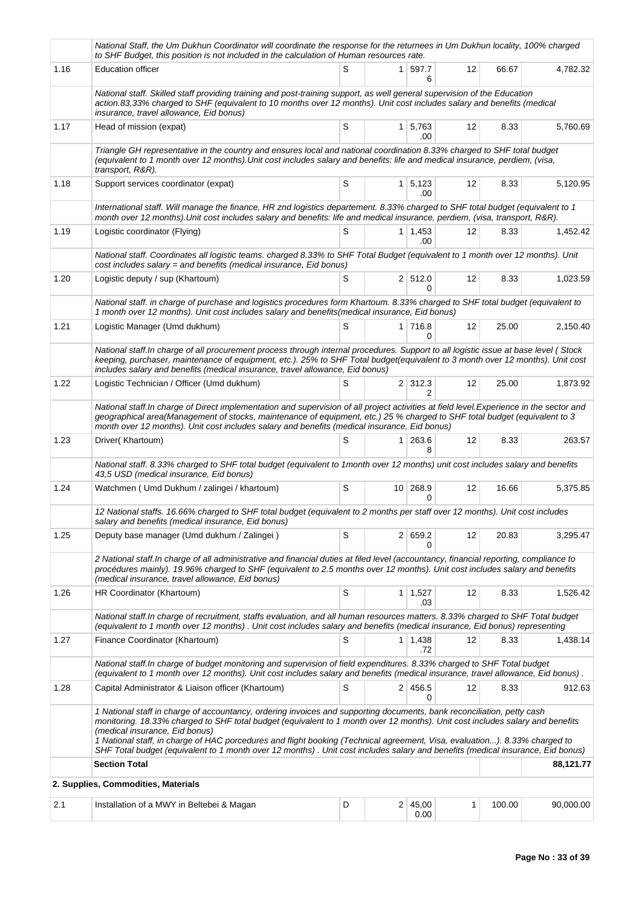| | | | | | | | |
|---|---|---|---|---|---|---|---|
| | *National Staff, the Um Dukhun Coordinator will coordinate the response for the returnees in Um Dukhun locality, 100% charged to SHF Budget, this position is not included in the calculation of Human resources rate.* | | | | | | |
| 1.16 | Education officer | S | 1 | 597.76 | 12 | 66.67 | 4,782.32 |
| | *National staff. Skilled staff providing training and post-training support, as well general supervision of the Education action.83,33% charged to SHF (equivalent to 10 months over 12 months). Unit cost includes salary and benefits (medical insurance, travel allowance, Eid bonus)* | | | | | | |
| 1.17 | Head of mission (expat) | S | 1 | 5,763.00 | 12 | 8.33 | 5,760.69 |
| | *Triangle GH representative in the country and ensures local and national coordination 8.33% charged to SHF total budget (equivalent to 1 month over 12 months).Unit cost includes salary and benefits: life and medical insurance, perdiem, (visa, transport, R&R).* | | | | | | |
| 1.18 | Support services coordinator (expat) | S | 1 | 5,123.00 | 12 | 8.33 | 5,120.95 |
| | *International staff. Will manage the finance, HR znd logistics departement. 8.33% charged to SHF total budget (equivalent to 1 month over 12 months).Unit cost includes salary and benefits: life and medical insurance, perdiem, (visa, transport, R&R).* | | | | | | |
| 1.19 | Logistic coordinator (Flying) | S | 1 | 1,453.00 | 12 | 8.33 | 1,452.42 |
| | *National staff. Coordinates all logistic teams. charged 8.33% to SHF Total Budget (equivalent to 1 month over 12 months). Unit cost includes salary = and benefits (medical insurance, Eid bonus)* | | | | | | |
| 1.20 | Logistic deputy / sup (Khartoum) | S | 2 | 512.00 | 12 | 8.33 | 1,023.59 |
| | *National staff. in charge of purchase and logistics procedures form Khartoum. 8.33% charged to SHF total budget (equivalent to 1 month over 12 months). Unit cost includes salary and benefits(medical insurance, Eid bonus)* | | | | | | |
| 1.21 | Logistic Manager (Umd dukhum) | S | 1 | 716.80 | 12 | 25.00 | 2,150.40 |
| | *National staff.In charge of all procurement process through internal procedures. Support to all logistic issue at base level ( Stock keeping, purchaser, maintenance of equipment, etc.). 25% to SHF Total budget(equivalent to 3 month over 12 months). Unit cost includes salary and benefits (medical insurance, travel allowance, Eid bonus)* | | | | | | |
| 1.22 | Logistic Technician / Officer (Umd dukhum) | S | 2 | 312.32 | 12 | 25.00 | 1,873.92 |
| | *National staff.In charge of Direct implementation and supervision of all project activities at field level.Experience in the sector and geographical area(Management of stocks, maintenance of equipment, etc.) 25 % charged to SHF total budget (equivalent to 3 month over 12 months). Unit cost includes salary and benefits (medical insurance, Eid bonus)* | | | | | | |
| 1.23 | Driver( Khartoum) | S | 1 | 263.68 | 12 | 8.33 | 263.57 |
| | *National staff. 8.33% charged to SHF total budget (equivalent to 1month over 12 months) unit cost includes salary and benefits 43,5 USD (medical insurance, Eid bonus)* | | | | | | |
| 1.24 | Watchmen ( Umd Dukhum / zalingei / khartoum) | S | 10 | 268.90 | 12 | 16.66 | 5,375.85 |
| | *12 National staffs. 16.66% charged to SHF total budget (equivalent to 2 months per staff over 12 months). Unit cost includes salary and benefits (medical insurance, Eid bonus)* | | | | | | |
| 1.25 | Deputy base manager (Umd dukhum / Zalingei ) | S | 2 | 659.20 | 12 | 20.83 | 3,295.47 |
| | *2 National staff.In charge of all administrative and financial duties at filed level (accountancy, financial reporting, compliance to procédures mainly). 19.96% charged to SHF (equivalent to 2.5 months over 12 months). Unit cost includes salary and benefits (medical insurance, travel allowance, Eid bonus)* | | | | | | |
| 1.26 | HR Coordinator (Khartoum) | S | 1 | 1,527.03 | 12 | 8.33 | 1,526.42 |
| | *National staff.In charge of recruitment, staffs evaluation, and all human resources matters. 8.33% charged to SHF Total budget (equivalent to 1 month over 12 months) . Unit cost includes salary and benefits (medical insurance, Eid bonus) representing* | | | | | | |
| 1.27 | Finance Coordinator (Khartoum) | S | 1 | 1,438.72 | 12 | 8.33 | 1,438.14 |
| | *National staff.In charge of budget monitoring and supervision of field expenditures. 8.33% charged to SHF Total budget (equivalent to 1 month over 12 months). Unit cost includes salary and benefits (medical insurance, travel allowance, Eid bonus) .* | | | | | | |
| 1.28 | Capital Administrator & Liaison officer (Khartoum) | S | 2 | 456.50 | 12 | 8.33 | 912.63 |
| | *1 National staff in charge of accountancy, ordering invoices and supporting documents, bank reconciliation, petty cash monitoring. 18.33% charged to SHF total budget (equivalent to 1 month over 12 months). Unit cost includes salary and benefits (medical insurance, Eid bonus)<br>1 National staff, in charge of HAC porcedures and flight booking (Technical agreement, Visa, evaluation...). 8.33% charged to SHF Total budget (equivalent to 1 month over 12 months) . Unit cost includes salary and benefits (medical insurance, Eid bonus)* | | | | | | |
| | **Section Total** | | | | | | **88,121.77** |
| | **2. Supplies, Commodities, Materials** | | | | | | |
| 2.1 | Installation of a MWY in Beltebei & Magan | D | 2 | 45,000.00 | 1 | 100.00 | 90,000.00 |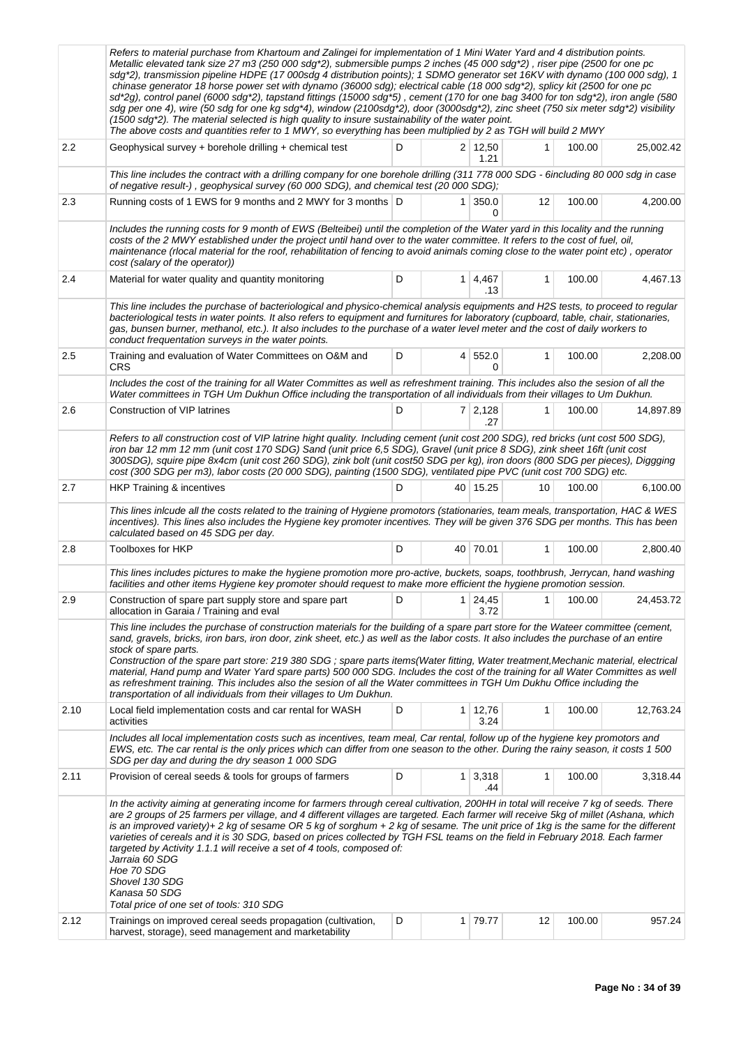| | | | | | | | |
|---|---|---|---|---|---|---|---|
| | Refers to material purchase from Khartoum and Zalingei for implementation of 1 Mini Water Yard and 4 distribution points. Metallic elevated tank size 27 m3 (250 000 sdg*2), submersible pumps 2 inches (45 000 sdg*2) , riser pipe (2500 for one pc sdg*2), transmission pipeline HDPE (17 000sdg 4 distribution points); 1 SDMO generator set 16KV with dynamo (100 000 sdg), 1 chinase generator 18 horse power set with dynamo (36000 sdg); electrical cable (18 000 sdg*2), splicy kit (2500 for one pc sd*2g), control panel (6000 sdg*2), tapstand fittings (15000 sdg*5) , cement (170 for one bag 3400 for ton sdg*2), iron angle (580 sdg per one 4), wire (50 sdg for one kg sdg*4), window (2100sdg*2), door (3000sdg*2), zinc sheet (750 six meter sdg*2) visibility (1500 sdg*2). The material selected is high quality to insure sustainability of the water point. The above costs and quantities refer to 1 MWY, so everything has been multiplied by 2 as TGH will build 2 MWY | | | | | | |
| 2.2 | Geophysical survey + borehole drilling + chemical test | D | 2 | 12,501.21 | 1 | 100.00 | 25,002.42 |
| | This line includes the contract with a drilling company for one borehole drilling (311 778 000 SDG - 6including 80 000 sdg in case of negative result-) , geophysical survey (60 000 SDG), and chemical test (20 000 SDG); | | | | | | |
| 2.3 | Running costs of 1 EWS for 9 months and 2 MWY for 3 months | D | 1 | 350.00 | 12 | 100.00 | 4,200.00 |
| | Includes the running costs for 9 month of EWS (Belteibei) until the completion of the Water yard in this locality and the running costs of the 2 MWY established under the project until hand over to the water committee. It refers to the cost of fuel, oil, maintenance (rlocal material for the roof, rehabilitation of fencing to avoid animals coming close to the water point etc) , operator cost (salary of the operator)) | | | | | | |
| 2.4 | Material for water quality and quantity monitoring | D | 1 | 4,467.13 | 1 | 100.00 | 4,467.13 |
| | This line includes the purchase of bacteriological and physico-chemical analysis equipments and H2S tests, to proceed to regular bacteriological tests in water points. It also refers to equipment and furnitures for laboratory (cupboard, table, chair, stationaries, gas, bunsen burner, methanol, etc.). It also includes to the purchase of a water level meter and the cost of daily workers to conduct frequentation surveys in the water points. | | | | | | |
| 2.5 | Training and evaluation of Water Committees on O&M and CRS | D | 4 | 552.00 | 1 | 100.00 | 2,208.00 |
| | Includes the cost of the training for all Water Committes as well as refreshment training. This includes also the sesion of all the Water committees in TGH Um Dukhun Office including the transportation of all individuals from their villages to Um Dukhun. | | | | | | |
| 2.6 | Construction of VIP latrines | D | 7 | 2,128.27 | 1 | 100.00 | 14,897.89 |
| | Refers to all construction cost of VIP latrine hight quality. Including cement (unit cost 200 SDG), red bricks (unt cost 500 SDG), iron bar 12 mm 12 mm (unit cost 170 SDG) Sand (unit price 6,5 SDG), Gravel (unit price 8 SDG), zink sheet 16ft (unit cost 300SDG), squire pipe 8x4cm (unit cost 260 SDG), zink bolt (unit cost50 SDG per kg), iron doors (800 SDG per pieces), Diggging cost (300 SDG per m3), labor costs (20 000 SDG), painting (1500 SDG), ventilated pipe PVC (unit cost 700 SDG) etc. | | | | | | |
| 2.7 | HKP Training & incentives | D | 40 | 15.25 | 10 | 100.00 | 6,100.00 |
| | This lines inlcude all the costs related to the training of Hygiene promotors (stationaries, team meals, transportation, HAC & WES incentives). This lines also includes the Hygiene key promoter incentives. They will be given 376 SDG per months. This has been calculated based on 45 SDG per day. | | | | | | |
| 2.8 | Toolboxes for HKP | D | 40 | 70.01 | 1 | 100.00 | 2,800.40 |
| | This lines includes pictures to make the hygiene promotion more pro-active, buckets, soaps, toothbrush, Jerrycan, hand washing facilities and other items Hygiene key promoter should request to make more efficient the hygiene promotion session. | | | | | | |
| 2.9 | Construction of spare part supply store and spare part allocation in Garaia / Training and eval | D | 1 | 24,453.72 | 1 | 100.00 | 24,453.72 |
| | This line includes the purchase of construction materials for the building of a spare part store for the Wateer committee (cement, sand, gravels, bricks, iron bars, iron door, zink sheet, etc.) as well as the labor costs. It also includes the purchase of an entire stock of spare parts.<br>Construction of the spare part store: 219 380 SDG ; spare parts items(Water fitting, Water treatment,Mechanic material, electrical material, Hand pump and Water Yard spare parts) 500 000 SDG. Includes the cost of the training for all Water Committes as well as refreshment training. This includes also the sesion of all the Water committees in TGH Um Dukhu Office including the transportation of all individuals from their villages to Um Dukhun. | | | | | | |
| 2.10 | Local field implementation costs and car rental for WASH activities | D | 1 | 12,763.24 | 1 | 100.00 | 12,763.24 |
| | Includes all local implementation costs such as incentives, team meal, Car rental, follow up of the hygiene key promotors and EWS, etc. The car rental is the only prices which can differ from one season to the other. During the rainy season, it costs 1 500 SDG per day and during the dry season 1 000 SDG | | | | | | |
| 2.11 | Provision of cereal seeds & tools for groups of farmers | D | 1 | 3,318.44 | 1 | 100.00 | 3,318.44 |
| | In the activity aiming at generating income for farmers through cereal cultivation, 200HH in total will receive 7 kg of seeds. There are 2 groups of 25 farmers per village, and 4 different villages are targeted. Each farmer will receive 5kg of millet (Ashana, which is an improved variety)+ 2 kg of sesame OR 5 kg of sorghum + 2 kg of sesame. The unit price of 1kg is the same for the different varieties of cereals and it is 30 SDG, based on prices collected by TGH FSL teams on the field in February 2018. Each farmer targeted by Activity 1.1.1 will receive a set of 4 tools, composed of:<br>Jarraia 60 SDG<br>Hoe 70 SDG<br>Shovel 130 SDG<br>Kanasa 50 SDG<br>Total price of one set of tools: 310 SDG | | | | | | |
| 2.12 | Trainings on improved cereal seeds propagation (cultivation, harvest, storage), seed management and marketability | D | 1 | 79.77 | 12 | 100.00 | 957.24 |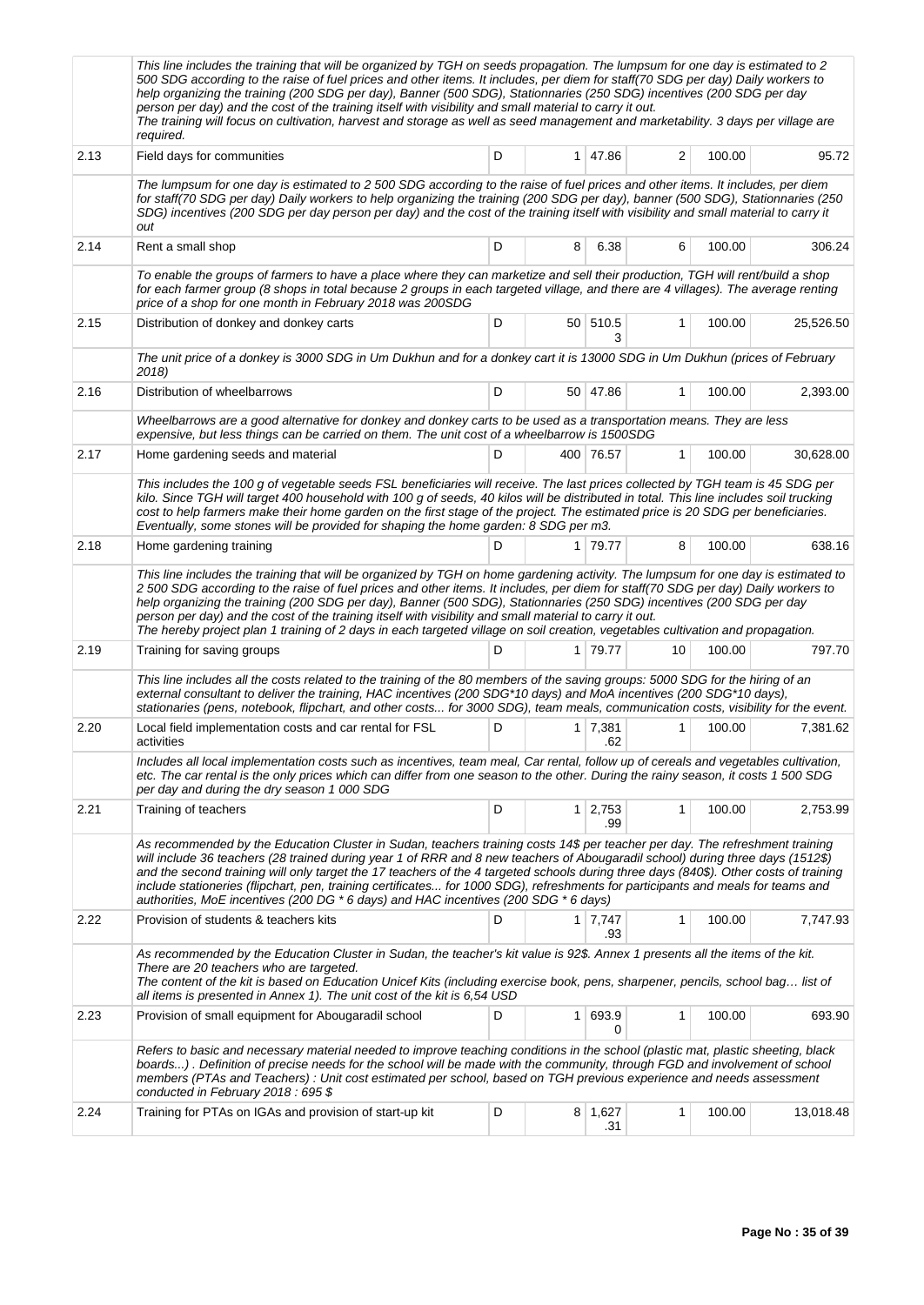| | | | | | | | |
|---|---|---|---|---|---|---|---|
| | This line includes the training that will be organized by TGH on seeds propagation. The lumpsum for one day is estimated to 2 500 SDG according to the raise of fuel prices and other items. It includes, per diem for staff(70 SDG per day) Daily workers to help organizing the training (200 SDG per day), Banner (500 SDG), Stationnaries (250 SDG) incentives (200 SDG per day person per day) and the cost of the training itself with visibility and small material to carry it out. The training will focus on cultivation, harvest and storage as well as seed management and marketability. 3 days per village are required. | | | | | | |
| 2.13 | Field days for communities | D | 1 | 47.86 | 2 | 100.00 | 95.72 |
| | The lumpsum for one day is estimated to 2 500 SDG according to the raise of fuel prices and other items. It includes, per diem for staff(70 SDG per day) Daily workers to help organizing the training (200 SDG per day), banner (500 SDG), Stationnaries (250 SDG) incentives (200 SDG per day person per day) and the cost of the training itself with visibility and small material to carry it out | | | | | | |
| 2.14 | Rent a small shop | D | 8 | 6.38 | 6 | 100.00 | 306.24 |
| | To enable the groups of farmers to have a place where they can marketize and sell their production, TGH will rent/build a shop for each farmer group (8 shops in total because 2 groups in each targeted village, and there are 4 villages). The average renting price of a shop for one month in February 2018 was 200SDG | | | | | | |
| 2.15 | Distribution of donkey and donkey carts | D | 50 | 510.53 | 1 | 100.00 | 25,526.50 |
| | The unit price of a donkey is 3000 SDG in Um Dukhun and for a donkey cart it is 13000 SDG in Um Dukhun (prices of February 2018) | | | | | | |
| 2.16 | Distribution of wheelbarrows | D | 50 | 47.86 | 1 | 100.00 | 2,393.00 |
| | Wheelbarrows are a good alternative for donkey and donkey carts to be used as a transportation means. They are less expensive, but less things can be carried on them. The unit cost of a wheelbarrow is 1500SDG | | | | | | |
| 2.17 | Home gardening seeds and material | D | 400 | 76.57 | 1 | 100.00 | 30,628.00 |
| | This includes the 100 g of vegetable seeds FSL beneficiaries will receive. The last prices collected by TGH team is 45 SDG per kilo. Since TGH will target 400 household with 100 g of seeds, 40 kilos will be distributed in total. This line includes soil trucking cost to help farmers make their home garden on the first stage of the project. The estimated price is 20 SDG per beneficiaries. Eventually, some stones will be provided for shaping the home garden: 8 SDG per m3. | | | | | | |
| 2.18 | Home gardening training | D | 1 | 79.77 | 8 | 100.00 | 638.16 |
| | This line includes the training that will be organized by TGH on home gardening activity. The lumpsum for one day is estimated to 2 500 SDG according to the raise of fuel prices and other items. It includes, per diem for staff(70 SDG per day) Daily workers to help organizing the training (200 SDG per day), Banner (500 SDG), Stationnaries (250 SDG) incentives (200 SDG per day person per day) and the cost of the training itself with visibility and small material to carry it out. The hereby project plan 1 training of 2 days in each targeted village on soil creation, vegetables cultivation and propagation. | | | | | | |
| 2.19 | Training for saving groups | D | 1 | 79.77 | 10 | 100.00 | 797.70 |
| | This line includes all the costs related to the training of the 80 members of the saving groups: 5000 SDG for the hiring of an external consultant to deliver the training, HAC incentives (200 SDG*10 days) and MoA incentives (200 SDG*10 days), stationaries (pens, notebook, flipchart, and other costs... for 3000 SDG), team meals, communication costs, visibility for the event. | | | | | | |
| 2.20 | Local field implementation costs and car rental for FSL activities | D | 1 | 7,381.62 | 1 | 100.00 | 7,381.62 |
| | Includes all local implementation costs such as incentives, team meal, Car rental, follow up of cereals and vegetables cultivation, etc. The car rental is the only prices which can differ from one season to the other. During the rainy season, it costs 1 500 SDG per day and during the dry season 1 000 SDG | | | | | | |
| 2.21 | Training of teachers | D | 1 | 2,753.99 | 1 | 100.00 | 2,753.99 |
| | As recommended by the Education Cluster in Sudan, teachers training costs 14$ per teacher per day. The refreshment training will include 36 teachers (28 trained during year 1 of RRR and 8 new teachers of Abougaradil school) during three days (1512$) and the second training will only target the 17 teachers of the 4 targeted schools during three days (840$). Other costs of training include stationeries (flipchart, pen, training certificates... for 1000 SDG), refreshments for participants and meals for teams and authorities, MoE incentives (200 DG * 6 days) and HAC incentives (200 SDG * 6 days) | | | | | | |
| 2.22 | Provision of students & teachers kits | D | 1 | 7,747.93 | 1 | 100.00 | 7,747.93 |
| | As recommended by the Education Cluster in Sudan, the teacher's kit value is 92$. Annex 1 presents all the items of the kit. There are 20 teachers who are targeted. The content of the kit is based on Education Unicef Kits (including exercise book, pens, sharpener, pencils, school bag… list of all items is presented in Annex 1). The unit cost of the kit is 6,54 USD | | | | | | |
| 2.23 | Provision of small equipment for Abougaradil school | D | 1 | 693.90 | 1 | 100.00 | 693.90 |
| | Refers to basic and necessary material needed to improve teaching conditions in the school (plastic mat, plastic sheeting, black boards...) . Definition of precise needs for the school will be made with the community, through FGD and involvement of school members (PTAs and Teachers) : Unit cost estimated per school, based on TGH previous experience and needs assessment conducted in February 2018 : 695 $ | | | | | | |
| 2.24 | Training for PTAs on IGAs and provision of start-up kit | D | 8 | 1,627.31 | 1 | 100.00 | 13,018.48 |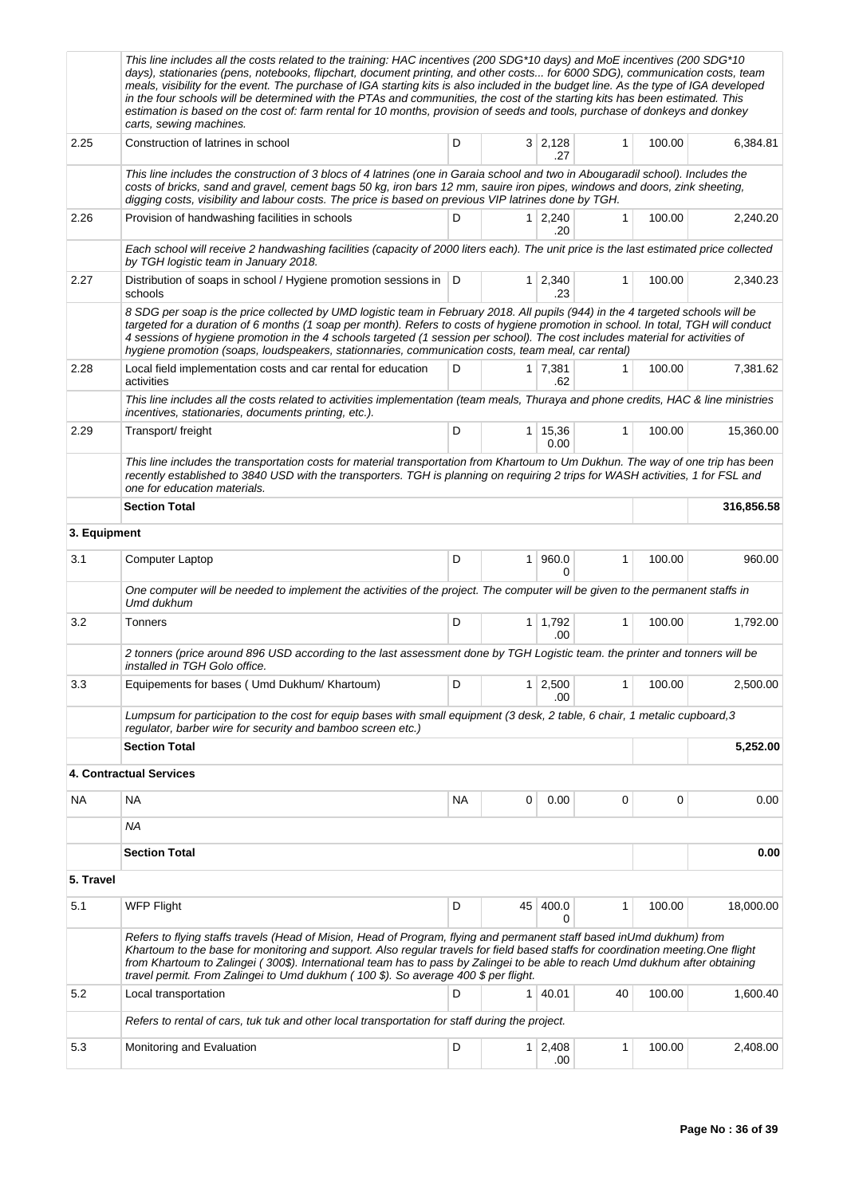| | | | | | | | |
|---|---|---|---|---|---|---|---|
| | This line includes all the costs related to the training: HAC incentives (200 SDG*10 days) and MoE incentives (200 SDG*10 days), stationaries (pens, notebooks, flipchart, document printing, and other costs... for 6000 SDG), communication costs, team meals, visibility for the event. The purchase of IGA starting kits is also included in the budget line. As the type of IGA developed in the four schools will be determined with the PTAs and communities, the cost of the starting kits has been estimated. This estimation is based on the cost of: farm rental for 10 months, provision of seeds and tools, purchase of donkeys and donkey carts, sewing machines. | | | | | | |
| 2.25 | Construction of latrines in school | D | 3 | 2,128.27 | 1 | 100.00 | 6,384.81 |
| | This line includes the construction of 3 blocs of 4 latrines (one in Garaia school and two in Abougaradil school). Includes the costs of bricks, sand and gravel, cement bags 50 kg, iron bars 12 mm, sauire iron pipes, windows and doors, zink sheeting, digging costs, visibility and labour costs. The price is based on previous VIP latrines done by TGH. | | | | | | |
| 2.26 | Provision of handwashing facilities in schools | D | 1 | 2,240.20 | 1 | 100.00 | 2,240.20 |
| | Each school will receive 2 handwashing facilities (capacity of 2000 liters each). The unit price is the last estimated price collected by TGH logistic team in January 2018. | | | | | | |
| 2.27 | Distribution of soaps in school / Hygiene promotion sessions in schools | D | 1 | 2,340.23 | 1 | 100.00 | 2,340.23 |
| | 8 SDG per soap is the price collected by UMD logistic team in February 2018. All pupils (944) in the 4 targeted schools will be targeted for a duration of 6 months (1 soap per month). Refers to costs of hygiene promotion in school. In total, TGH will conduct 4 sessions of hygiene promotion in the 4 schools targeted (1 session per school). The cost includes material for activities of hygiene promotion (soaps, loudspeakers, stationnaries, communication costs, team meal, car rental) | | | | | | |
| 2.28 | Local field implementation costs and car rental for education activities | D | 1 | 7,381.62 | 1 | 100.00 | 7,381.62 |
| | This line includes all the costs related to activities implementation (team meals, Thuraya and phone credits, HAC & line ministries incentives, stationaries, documents printing, etc.). | | | | | | |
| 2.29 | Transport/ freight | D | 1 | 15,360.00 | 1 | 100.00 | 15,360.00 |
| | This line includes the transportation costs for material transportation from Khartoum to Um Dukhun. The way of one trip has been recently established to 3840 USD with the transporters. TGH is planning on requiring 2 trips for WASH activities, 1 for FSL and one for education materials. | | | | | | |
| | **Section Total** | | | | | | **316,856.58** |
| **3. Equipment** | | | | | | | |
| 3.1 | Computer Laptop | D | 1 | 960.00 | 1 | 100.00 | 960.00 |
| | One computer will be needed to implement the activities of the project. The computer will be given to the permanent staffs in Umd dukhum | | | | | | |
| 3.2 | Tonners | D | 1 | 1,792.00 | 1 | 100.00 | 1,792.00 |
| | 2 tonners (price around 896 USD according to the last assessment done by TGH Logistic team. the printer and tonners will be installed in TGH Golo office. | | | | | | |
| 3.3 | Equipements for bases ( Umd Dukhum/ Khartoum) | D | 1 | 2,500.00 | 1 | 100.00 | 2,500.00 |
| | Lumpsum for participation to the cost for equip bases with small equipment (3 desk, 2 table, 6 chair, 1 metalic cupboard,3 regulator, barber wire for security and bamboo screen etc.) | | | | | | |
| | **Section Total** | | | | | | **5,252.00** |
| **4. Contractual Services** | | | | | | | |
| NA | NA | NA | 0 | 0.00 | 0 | 0 | 0.00 |
| | NA | | | | | | |
| | **Section Total** | | | | | | **0.00** |
| **5. Travel** | | | | | | | |
| 5.1 | WFP Flight | D | 45 | 400.00 | 1 | 100.00 | 18,000.00 |
| | Refers to flying staffs travels (Head of Mision, Head of Program, flying and permanent staff based inUmd dukhum) from Khartoum to the base for monitoring and support. Also regular travels for field based staffs for coordination meeting.One flight from Khartoum to Zalingei ( 300$). International team has to pass by Zalingei to be able to reach Umd dukhum after obtaining travel permit. From Zalingei to Umd dukhum ( 100 $). So average 400 $ per flight. | | | | | | |
| 5.2 | Local transportation | D | 1 | 40.01 | 40 | 100.00 | 1,600.40 |
| | Refers to rental of cars, tuk tuk and other local transportation for staff during the project. | | | | | | |
| 5.3 | Monitoring and Evaluation | D | 1 | 2,408.00 | 1 | 100.00 | 2,408.00 |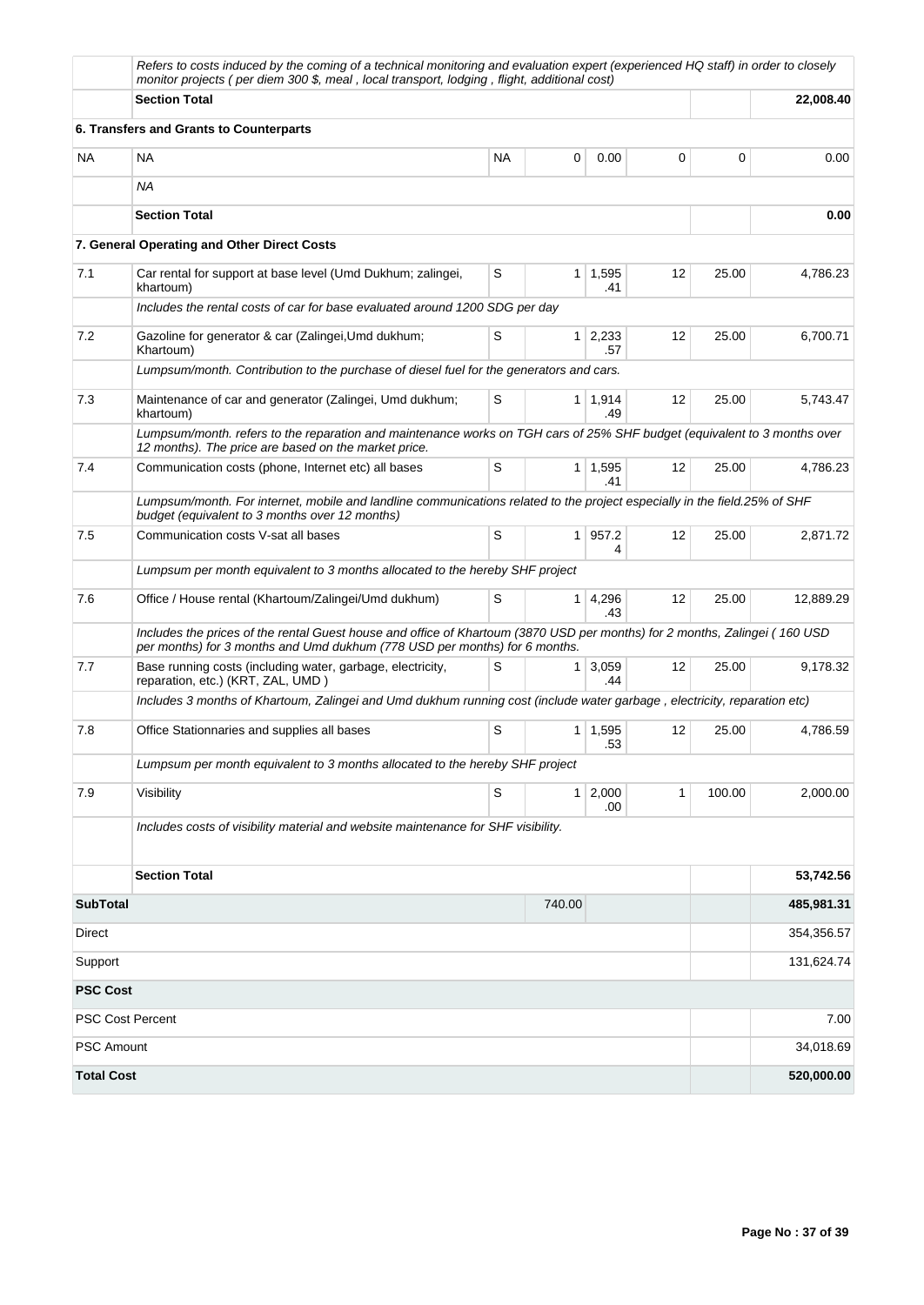| | | | | | | | |
|---|---|---|---|---|---|---|---|
| | *Refers to costs induced by the coming of a technical monitoring and evaluation expert (experienced HQ staff) in order to closely monitor projects ( per diem 300 $, meal , local transport, lodging , flight, additional cost)* | | | | | | |
| | **Section Total** | | | | | | **22,008.40** |
| | **6. Transfers and Grants to Counterparts** | | | | | | |
| NA | NA | NA | 0 | 0.00 | 0 | 0 | 0.00 |
| | *NA* | | | | | | |
| | **Section Total** | | | | | | **0.00** |
| | **7. General Operating and Other Direct Costs** | | | | | | |
| 7.1 | Car rental for support at base level (Umd Dukhum; zalingei, khartoum) | S | 1 | 1,595.41 | 12 | 25.00 | 4,786.23 |
| | *Includes the rental costs of car for base evaluated around 1200 SDG per day* | | | | | | |
| 7.2 | Gazoline for generator & car (Zalingei,Umd dukhum; Khartoum) | S | 1 | 2,233.57 | 12 | 25.00 | 6,700.71 |
| | *Lumpsum/month. Contribution to the purchase of diesel fuel for the generators and cars.* | | | | | | |
| 7.3 | Maintenance of car and generator (Zalingei, Umd dukhum; khartoum) | S | 1 | 1,914.49 | 12 | 25.00 | 5,743.47 |
| | *Lumpsum/month. refers to the reparation and maintenance works on TGH cars of 25% SHF budget (equivalent to 3 months over 12 months). The price are based on the market price.* | | | | | | |
| 7.4 | Communication costs (phone, Internet etc) all bases | S | 1 | 1,595.41 | 12 | 25.00 | 4,786.23 |
| | *Lumpsum/month. For internet, mobile and landline communications related to the project especially in the field.25% of SHF budget (equivalent to 3 months over 12 months)* | | | | | | |
| 7.5 | Communication costs V-sat all bases | S | 1 | 957.24 | 12 | 25.00 | 2,871.72 |
| | *Lumpsum per month equivalent to 3 months allocated to the hereby SHF project* | | | | | | |
| 7.6 | Office / House rental (Khartoum/Zalingei/Umd dukhum) | S | 1 | 4,296.43 | 12 | 25.00 | 12,889.29 |
| | *Includes the prices of the rental Guest house and office of Khartoum (3870 USD per months) for 2 months, Zalingei ( 160 USD per months) for 3 months and Umd dukhum (778 USD per months) for 6 months.* | | | | | | |
| 7.7 | Base running costs (including water, garbage, electricity, reparation, etc.) (KRT, ZAL, UMD ) | S | 1 | 3,059.44 | 12 | 25.00 | 9,178.32 |
| | *Includes 3 months of Khartoum, Zalingei and Umd dukhum running cost (include water garbage , electricity, reparation etc)* | | | | | | |
| 7.8 | Office Stationnaries and supplies all bases | S | 1 | 1,595.53 | 12 | 25.00 | 4,786.59 |
| | *Lumpsum per month equivalent to 3 months allocated to the hereby SHF project* | | | | | | |
| 7.9 | Visibility | S | 1 | 2,000.00 | 1 | 100.00 | 2,000.00 |
| | *Includes costs of visibility material and website maintenance for SHF visibility.* | | | | | | |
| | **Section Total** | | | | | | **53,742.56** |
| **SubTotal** | | | 740.00 | | | | **485,981.31** |
| Direct | | | | | | | 354,356.57 |
| Support | | | | | | | 131,624.74 |
| **PSC Cost** | | | | | | | |
| PSC Cost Percent | | | | | | | 7.00 |
| PSC Amount | | | | | | | 34,018.69 |
| **Total Cost** | | | | | | | **520,000.00** |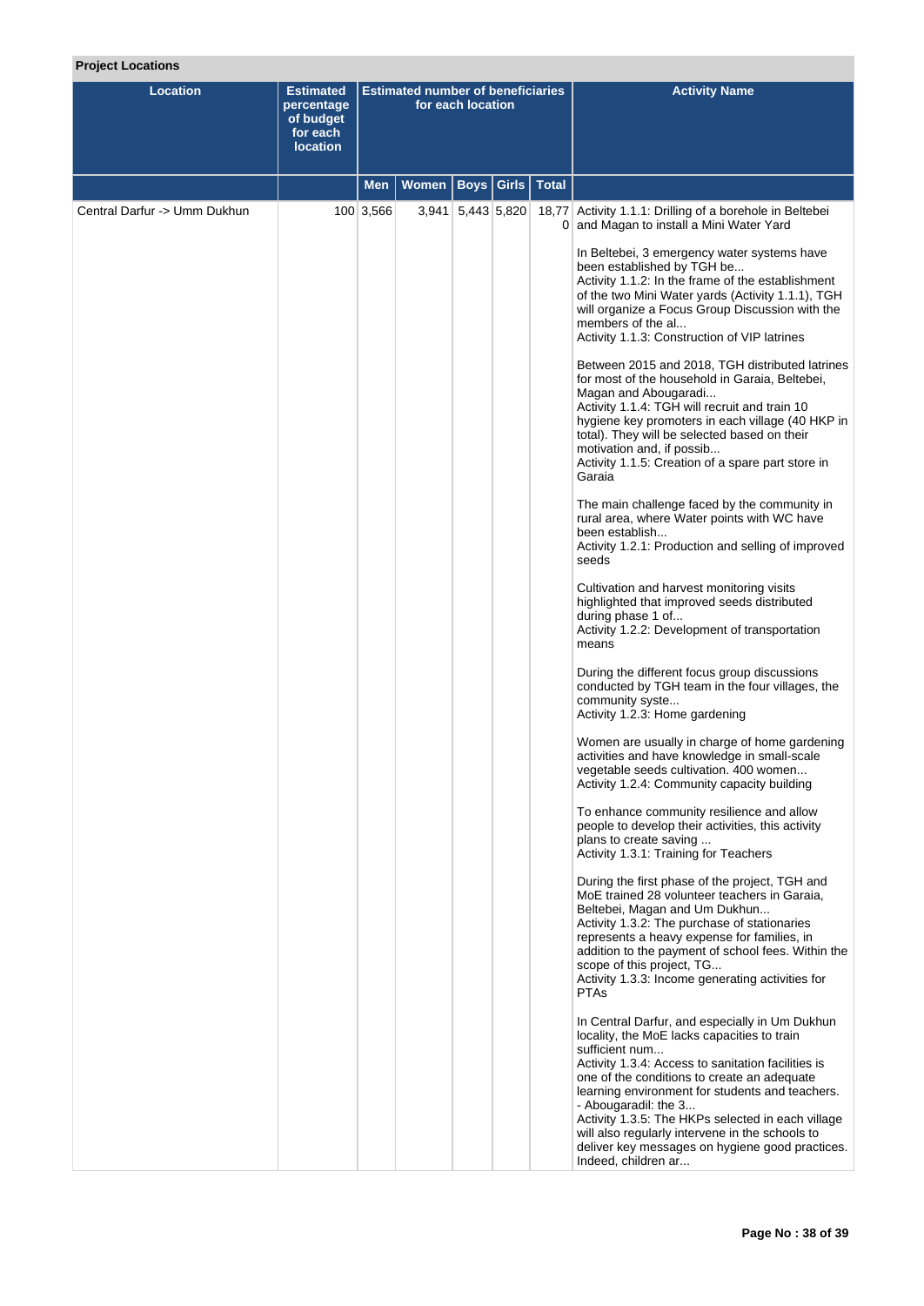**Project Locations**

| Location | Estimated percentage of budget for each location | Estimated number of beneficiaries for each location | | | | | Activity Name |
|---|---|---|---|---|---|---|---|
| | | Men | Women | Boys | Girls | Total | |
| Central Darfur -> Umm Dukhun | 100 | 3,566 | 3,941 | 5,443 | 5,820 | 18,770 | Activity 1.1.1: Drilling of a borehole in Beltebei and Magan to install a Mini Water Yard<br><br>In Beltebei, 3 emergency water systems have been established by TGH be...<br>Activity 1.1.2: In the frame of the establishment of the two Mini Water yards (Activity 1.1.1), TGH will organize a Focus Group Discussion with the members of the al...<br>Activity 1.1.3: Construction of VIP latrines<br><br>Between 2015 and 2018, TGH distributed latrines for most of the household in Garaia, Beltebei, Magan and Abougaradi...<br>Activity 1.1.4: TGH will recruit and train 10 hygiene key promoters in each village (40 HKP in total). They will be selected based on their motivation and, if possib...<br>Activity 1.1.5: Creation of a spare part store in Garaia<br><br>The main challenge faced by the community in rural area, where Water points with WC have been establish...<br>Activity 1.2.1: Production and selling of improved seeds<br><br>Cultivation and harvest monitoring visits highlighted that improved seeds distributed during phase 1 of...<br>Activity 1.2.2: Development of transportation means<br><br>During the different focus group discussions conducted by TGH team in the four villages, the community syste...<br>Activity 1.2.3: Home gardening<br><br>Women are usually in charge of home gardening activities and have knowledge in small-scale vegetable seeds cultivation. 400 women...<br>Activity 1.2.4: Community capacity building<br><br>To enhance community resilience and allow people to develop their activities, this activity plans to create saving ...<br>Activity 1.3.1: Training for Teachers<br><br>During the first phase of the project, TGH and MoE trained 28 volunteer teachers in Garaia, Beltebei, Magan and Um Dukhun...<br>Activity 1.3.2: The purchase of stationaries represents a heavy expense for families, in addition to the payment of school fees. Within the scope of this project, TG...<br>Activity 1.3.3: Income generating activities for PTAs<br><br>In Central Darfur, and especially in Um Dukhun locality, the MoE lacks capacities to train sufficient num...<br>Activity 1.3.4: Access to sanitation facilities is one of the conditions to create an adequate learning environment for students and teachers.<br>- Abougaradil: the 3...<br>Activity 1.3.5: The HKPs selected in each village will also regularly intervene in the schools to deliver key messages on hygiene good practices. Indeed, children ar... |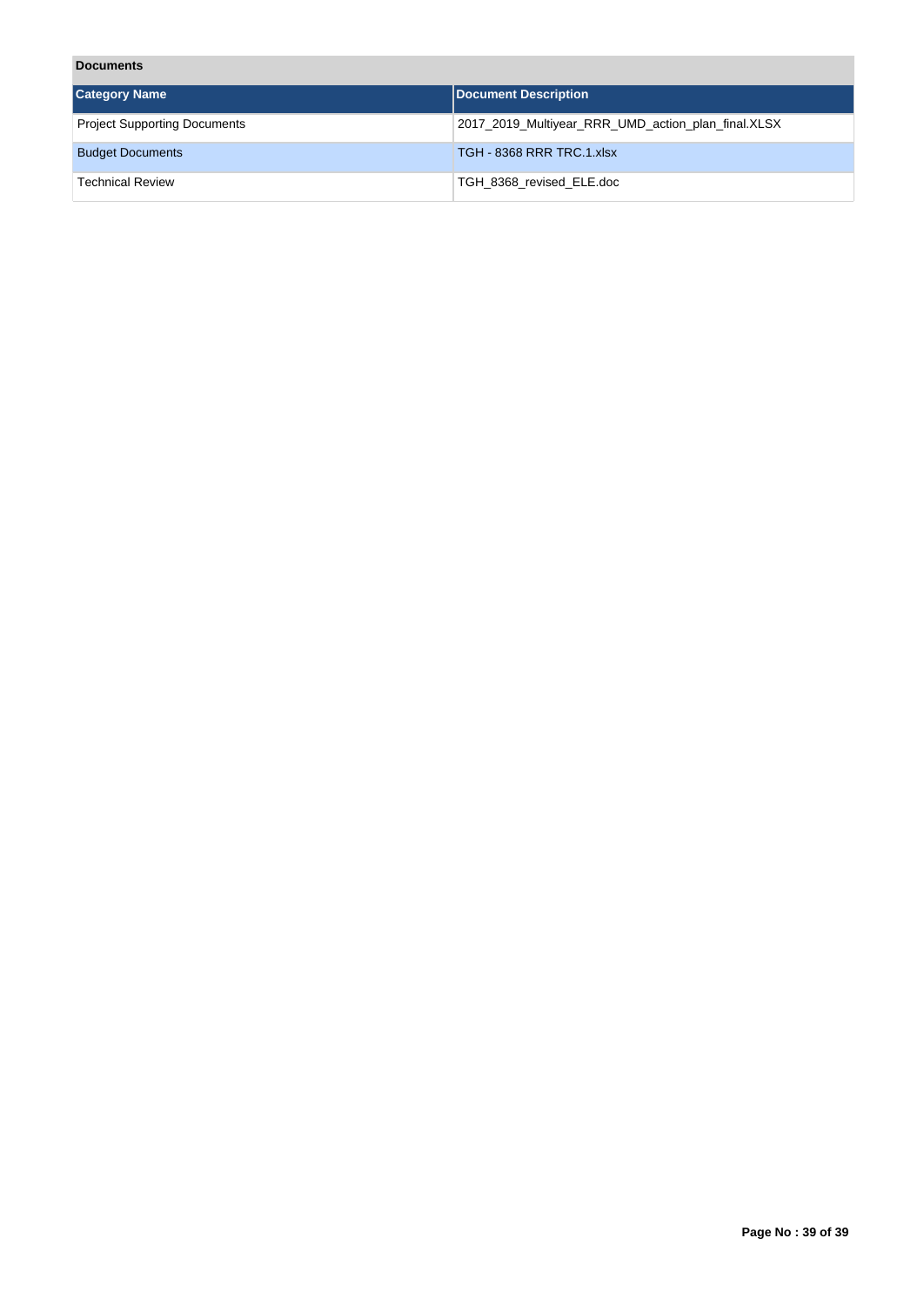**Documents**

| Category Name | Document Description |
| --- | --- |
| Project Supporting Documents | 2017_2019_Multiyear_RRR_UMD_action_plan_final.XLSX |
| Budget Documents | TGH - 8368 RRR TRC.1.xlsx |
| Technical Review | TGH_8368_revised_ELE.doc |